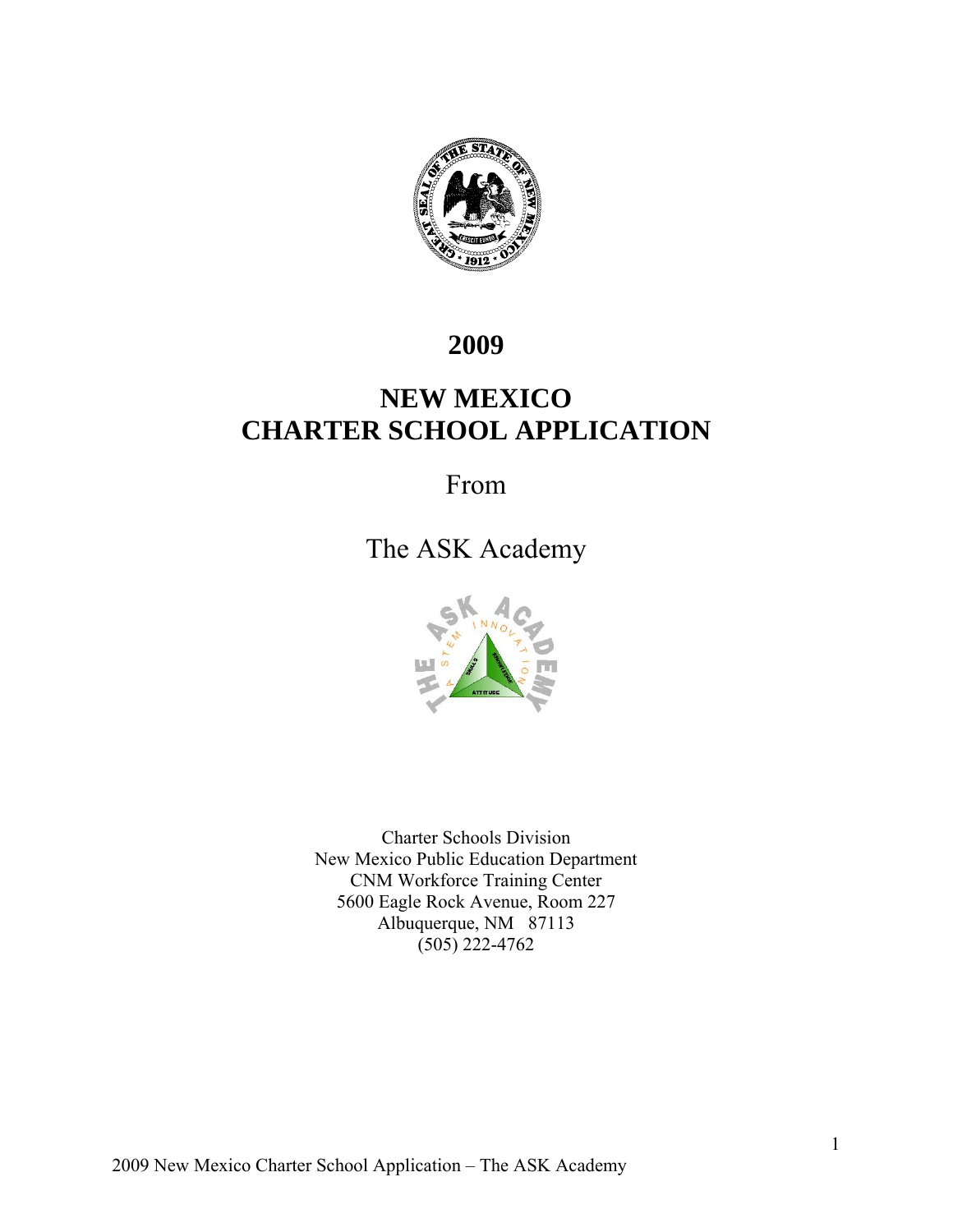# 2009

# NEW MEXICO CHARTER SCHOOL APPLICATION

From

The ASK Academy

Charter Schools Division
New Mexico Public Education Department
CNM Workforce Training Center
5600 Eagle Rock Avenue, Room 227
Albuquerque, NM 87113
(505) 222-4762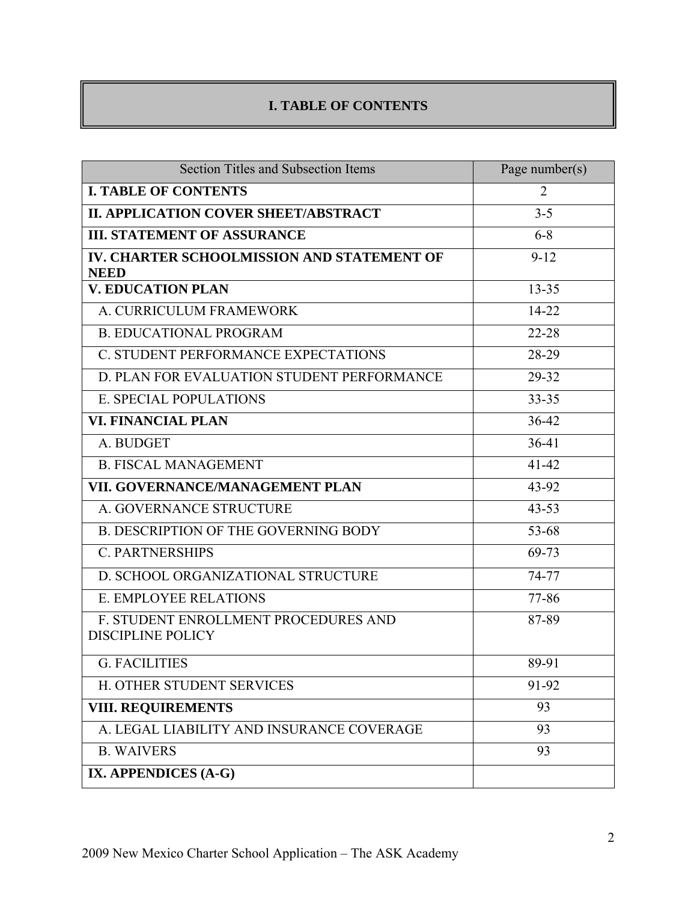# I. TABLE OF CONTENTS

| Section Titles and Subsection Items | Page number(s) |
|---|---|
| **I. TABLE OF CONTENTS** | 2 |
| **II. APPLICATION COVER SHEET/ABSTRACT** | 3-5 |
| **III. STATEMENT OF ASSURANCE** | 6-8 |
| **IV. CHARTER SCHOOLMISSION AND STATEMENT OF NEED** | 9-12 |
| **V. EDUCATION PLAN** | 13-35 |
| A. CURRICULUM FRAMEWORK | 14-22 |
| B. EDUCATIONAL PROGRAM | 22-28 |
| C. STUDENT PERFORMANCE EXPECTATIONS | 28-29 |
| D. PLAN FOR EVALUATION STUDENT PERFORMANCE | 29-32 |
| E. SPECIAL POPULATIONS | 33-35 |
| **VI. FINANCIAL PLAN** | 36-42 |
| A. BUDGET | 36-41 |
| B. FISCAL MANAGEMENT | 41-42 |
| **VII. GOVERNANCE/MANAGEMENT PLAN** | 43-92 |
| A. GOVERNANCE STRUCTURE | 43-53 |
| B. DESCRIPTION OF THE GOVERNING BODY | 53-68 |
| C. PARTNERSHIPS | 69-73 |
| D. SCHOOL ORGANIZATIONAL STRUCTURE | 74-77 |
| E. EMPLOYEE RELATIONS | 77-86 |
| F. STUDENT ENROLLMENT PROCEDURES AND DISCIPLINE POLICY | 87-89 |
| G. FACILITIES | 89-91 |
| H. OTHER STUDENT SERVICES | 91-92 |
| **VIII. REQUIREMENTS** | 93 |
| A. LEGAL LIABILITY AND INSURANCE COVERAGE | 93 |
| B. WAIVERS | 93 |
| **IX. APPENDICES (A-G)** | |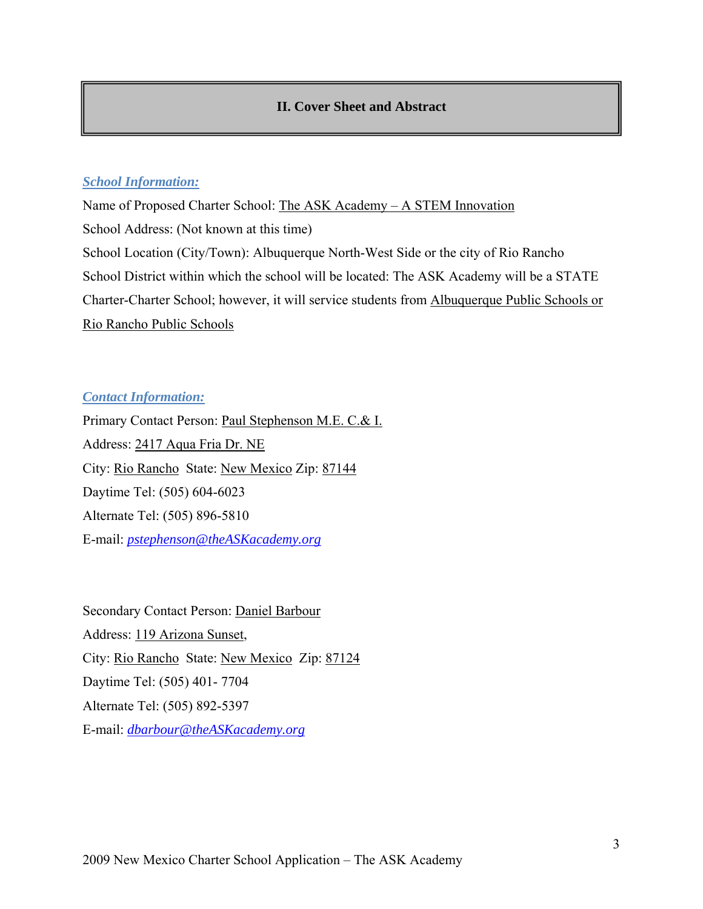# II. Cover Sheet and Abstract

***School Information:***

Name of Proposed Charter School: The ASK Academy – A STEM Innovation

School Address: (Not known at this time)

School Location (City/Town): Albuquerque North-West Side or the city of Rio Rancho

School District within which the school will be located: The ASK Academy will be a STATE Charter-Charter School; however, it will service students from Albuquerque Public Schools or Rio Rancho Public Schools

***Contact Information:***

Primary Contact Person: Paul Stephenson M.E. C.& I.

Address: 2417 Aqua Fria Dr. NE

City: Rio Rancho State: New Mexico Zip: 87144

Daytime Tel: (505) 604-6023

Alternate Tel: (505) 896-5810

E-mail: *pstephenson@theASKacademy.org*

Secondary Contact Person: Daniel Barbour

Address: 119 Arizona Sunset,

City: Rio Rancho State: New Mexico Zip: 87124

Daytime Tel: (505) 401- 7704

Alternate Tel: (505) 892-5397

E-mail: *dbarbour@theASKacademy.org*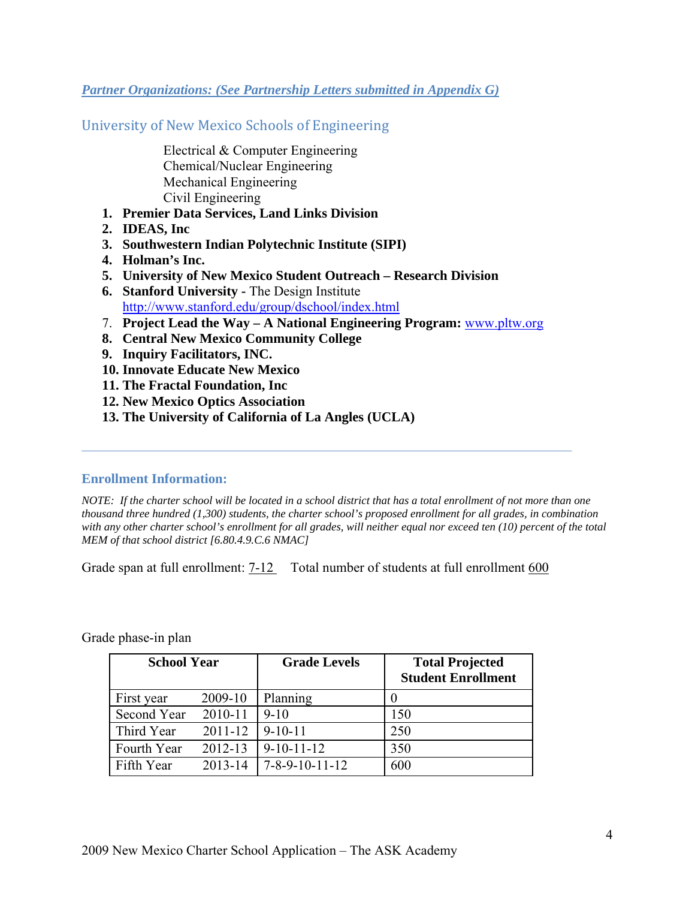***[Partner Organizations: (See Partnership Letters submitted in Appendix G)](#)***

## University of New Mexico Schools of Engineering

Electrical & Computer Engineering
Chemical/Nuclear Engineering
Mechanical Engineering
Civil Engineering

1. **Premier Data Services, Land Links Division**
2. **IDEAS, Inc**
3. **Southwestern Indian Polytechnic Institute (SIPI)**
4. **Holman's Inc.**
5. **University of New Mexico Student Outreach – Research Division**
6. **Stanford University** - The Design Institute http://www.stanford.edu/group/dschool/index.html
7. **Project Lead the Way – A National Engineering Program:** www.pltw.org
8. **Central New Mexico Community College**
9. **Inquiry Facilitators, INC.**
10. **Innovate Educate New Mexico**
11. **The Fractal Foundation, Inc**
12. **New Mexico Optics Association**
13. **The University of California of La Angles (UCLA)**

---

### Enrollment Information:

*NOTE: If the charter school will be located in a school district that has a total enrollment of not more than one thousand three hundred (1,300) students, the charter school's proposed enrollment for all grades, in combination with any other charter school's enrollment for all grades, will neither equal nor exceed ten (10) percent of the total MEM of that school district [6.80.4.9.C.6 NMAC]*

Grade span at full enrollment: 7-12     Total number of students at full enrollment 600

Grade phase-in plan

| School Year | | Grade Levels | Total Projected Student Enrollment |
|---|---|---|---|
| First year | 2009-10 | Planning | 0 |
| Second Year | 2010-11 | 9-10 | 150 |
| Third Year | 2011-12 | 9-10-11 | 250 |
| Fourth Year | 2012-13 | 9-10-11-12 | 350 |
| Fifth Year | 2013-14 | 7-8-9-10-11-12 | 600 |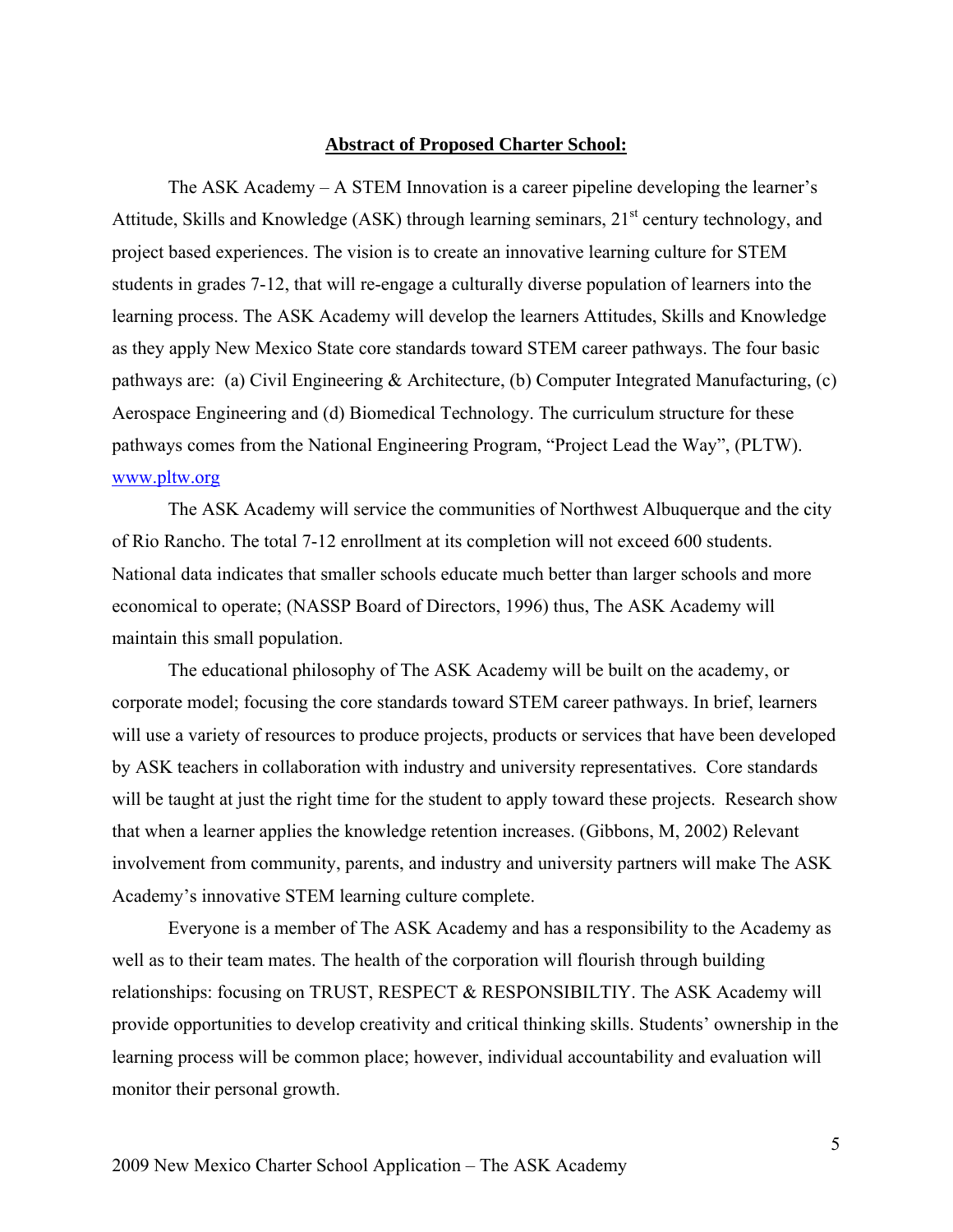**Abstract of Proposed Charter School:**

The ASK Academy – A STEM Innovation is a career pipeline developing the learner's Attitude, Skills and Knowledge (ASK) through learning seminars, 21st century technology, and project based experiences. The vision is to create an innovative learning culture for STEM students in grades 7-12, that will re-engage a culturally diverse population of learners into the learning process. The ASK Academy will develop the learners Attitudes, Skills and Knowledge as they apply New Mexico State core standards toward STEM career pathways. The four basic pathways are: (a) Civil Engineering & Architecture, (b) Computer Integrated Manufacturing, (c) Aerospace Engineering and (d) Biomedical Technology. The curriculum structure for these pathways comes from the National Engineering Program, "Project Lead the Way", (PLTW). www.pltw.org

The ASK Academy will service the communities of Northwest Albuquerque and the city of Rio Rancho. The total 7-12 enrollment at its completion will not exceed 600 students. National data indicates that smaller schools educate much better than larger schools and more economical to operate; (NASSP Board of Directors, 1996) thus, The ASK Academy will maintain this small population.

The educational philosophy of The ASK Academy will be built on the academy, or corporate model; focusing the core standards toward STEM career pathways. In brief, learners will use a variety of resources to produce projects, products or services that have been developed by ASK teachers in collaboration with industry and university representatives. Core standards will be taught at just the right time for the student to apply toward these projects. Research show that when a learner applies the knowledge retention increases. (Gibbons, M, 2002) Relevant involvement from community, parents, and industry and university partners will make The ASK Academy's innovative STEM learning culture complete.

Everyone is a member of The ASK Academy and has a responsibility to the Academy as well as to their team mates. The health of the corporation will flourish through building relationships: focusing on TRUST, RESPECT & RESPONSIBILTIY. The ASK Academy will provide opportunities to develop creativity and critical thinking skills. Students' ownership in the learning process will be common place; however, individual accountability and evaluation will monitor their personal growth.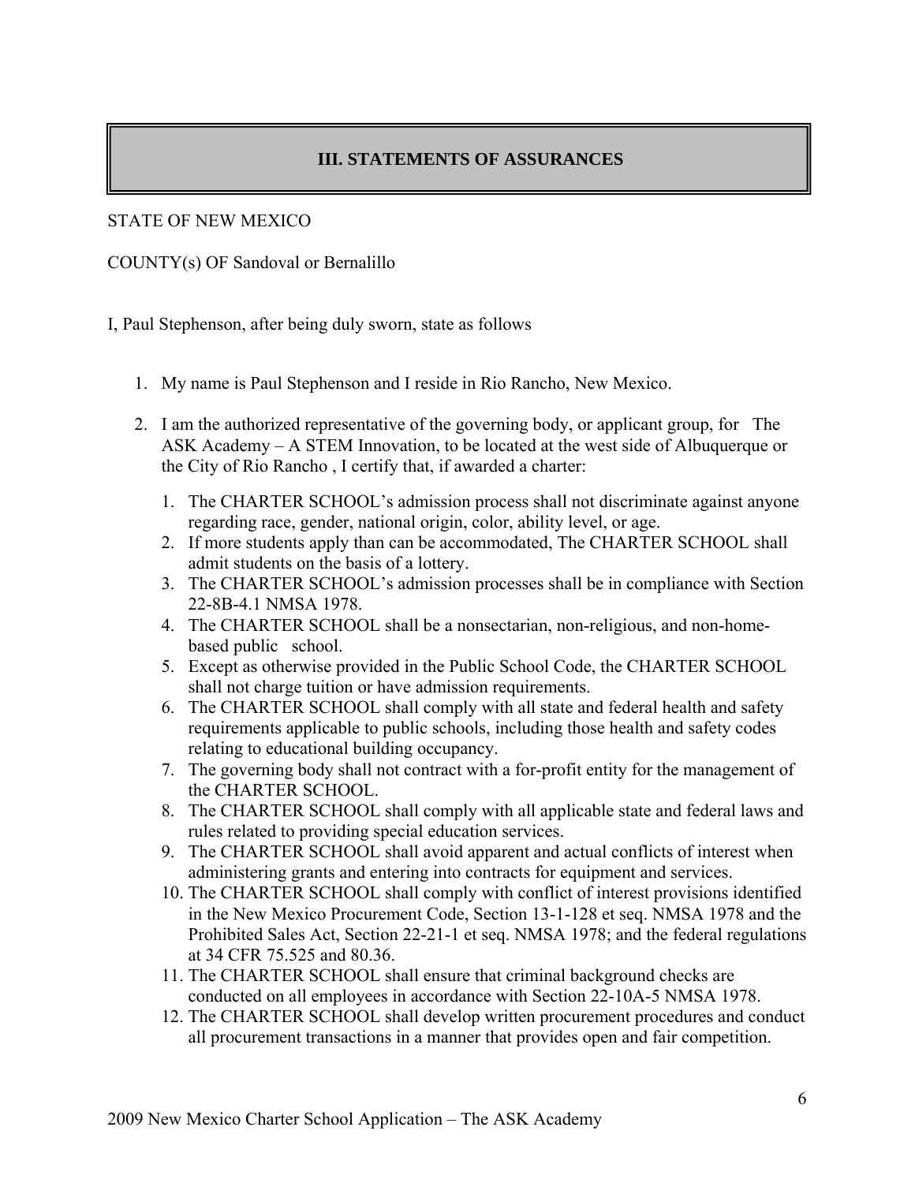## III. STATEMENTS OF ASSURANCES

STATE OF NEW MEXICO

COUNTY(s) OF Sandoval or Bernalillo

I, Paul Stephenson, after being duly sworn, state as follows

1. My name is Paul Stephenson and I reside in Rio Rancho, New Mexico.
2. I am the authorized representative of the governing body, or applicant group, for The ASK Academy – A STEM Innovation, to be located at the west side of Albuquerque or the City of Rio Rancho , I certify that, if awarded a charter:
   1. The CHARTER SCHOOL's admission process shall not discriminate against anyone regarding race, gender, national origin, color, ability level, or age.
   2. If more students apply than can be accommodated, The CHARTER SCHOOL shall admit students on the basis of a lottery.
   3. The CHARTER SCHOOL's admission processes shall be in compliance with Section 22-8B-4.1 NMSA 1978.
   4. The CHARTER SCHOOL shall be a nonsectarian, non-religious, and non-home-based public school.
   5. Except as otherwise provided in the Public School Code, the CHARTER SCHOOL shall not charge tuition or have admission requirements.
   6. The CHARTER SCHOOL shall comply with all state and federal health and safety requirements applicable to public schools, including those health and safety codes relating to educational building occupancy.
   7. The governing body shall not contract with a for-profit entity for the management of the CHARTER SCHOOL.
   8. The CHARTER SCHOOL shall comply with all applicable state and federal laws and rules related to providing special education services.
   9. The CHARTER SCHOOL shall avoid apparent and actual conflicts of interest when administering grants and entering into contracts for equipment and services.
   10. The CHARTER SCHOOL shall comply with conflict of interest provisions identified in the New Mexico Procurement Code, Section 13-1-128 et seq. NMSA 1978 and the Prohibited Sales Act, Section 22-21-1 et seq. NMSA 1978; and the federal regulations at 34 CFR 75.525 and 80.36.
   11. The CHARTER SCHOOL shall ensure that criminal background checks are conducted on all employees in accordance with Section 22-10A-5 NMSA 1978.
   12. The CHARTER SCHOOL shall develop written procurement procedures and conduct all procurement transactions in a manner that provides open and fair competition.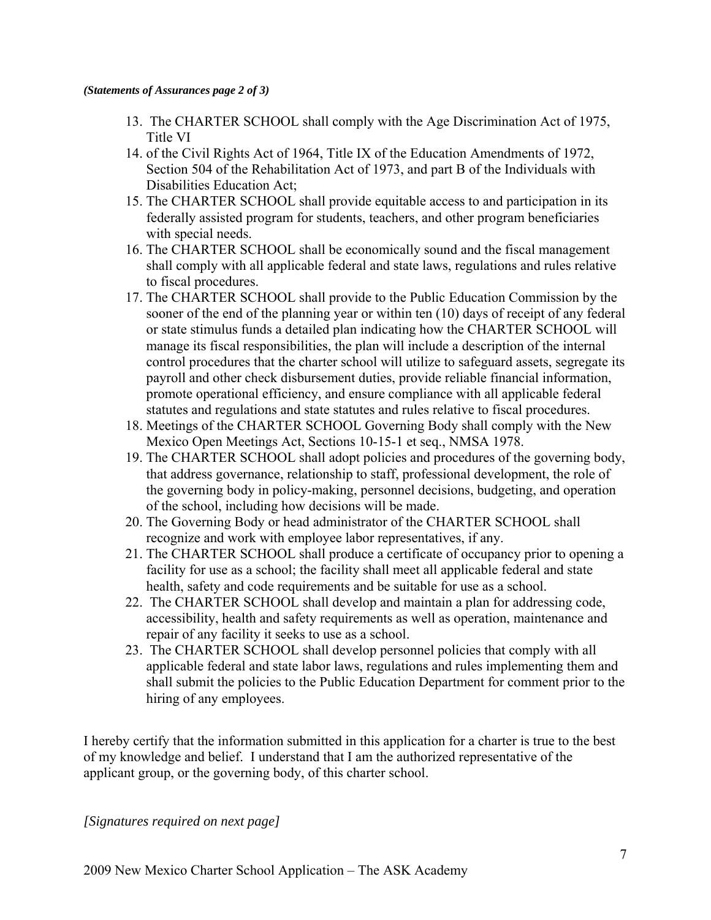*(Statements of Assurances page 2 of 3)*

13. The CHARTER SCHOOL shall comply with the Age Discrimination Act of 1975, Title VI
14. of the Civil Rights Act of 1964, Title IX of the Education Amendments of 1972, Section 504 of the Rehabilitation Act of 1973, and part B of the Individuals with Disabilities Education Act;
15. The CHARTER SCHOOL shall provide equitable access to and participation in its federally assisted program for students, teachers, and other program beneficiaries with special needs.
16. The CHARTER SCHOOL shall be economically sound and the fiscal management shall comply with all applicable federal and state laws, regulations and rules relative to fiscal procedures.
17. The CHARTER SCHOOL shall provide to the Public Education Commission by the sooner of the end of the planning year or within ten (10) days of receipt of any federal or state stimulus funds a detailed plan indicating how the CHARTER SCHOOL will manage its fiscal responsibilities, the plan will include a description of the internal control procedures that the charter school will utilize to safeguard assets, segregate its payroll and other check disbursement duties, provide reliable financial information, promote operational efficiency, and ensure compliance with all applicable federal statutes and regulations and state statutes and rules relative to fiscal procedures.
18. Meetings of the CHARTER SCHOOL Governing Body shall comply with the New Mexico Open Meetings Act, Sections 10-15-1 et seq., NMSA 1978.
19. The CHARTER SCHOOL shall adopt policies and procedures of the governing body, that address governance, relationship to staff, professional development, the role of the governing body in policy-making, personnel decisions, budgeting, and operation of the school, including how decisions will be made.
20. The Governing Body or head administrator of the CHARTER SCHOOL shall recognize and work with employee labor representatives, if any.
21. The CHARTER SCHOOL shall produce a certificate of occupancy prior to opening a facility for use as a school; the facility shall meet all applicable federal and state health, safety and code requirements and be suitable for use as a school.
22. The CHARTER SCHOOL shall develop and maintain a plan for addressing code, accessibility, health and safety requirements as well as operation, maintenance and repair of any facility it seeks to use as a school.
23. The CHARTER SCHOOL shall develop personnel policies that comply with all applicable federal and state labor laws, regulations and rules implementing them and shall submit the policies to the Public Education Department for comment prior to the hiring of any employees.

I hereby certify that the information submitted in this application for a charter is true to the best of my knowledge and belief. I understand that I am the authorized representative of the applicant group, or the governing body, of this charter school.

*[Signatures required on next page]*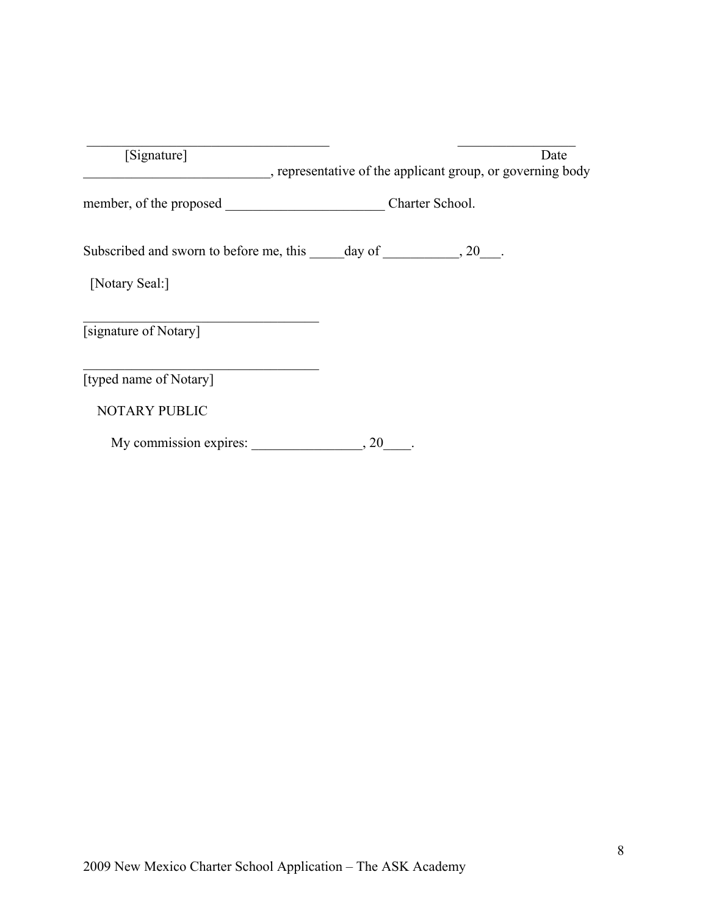_____________________________________ _________________

[Signature] Date

___________________________, representative of the applicant group, or governing body member, of the proposed _______________________ Charter School.

Subscribed and sworn to before me, this _____day of ___________, 20___.

[Notary Seal:]

___________________________________

[signature of Notary]

___________________________________

[typed name of Notary]

NOTARY PUBLIC

My commission expires: ________________, 20____.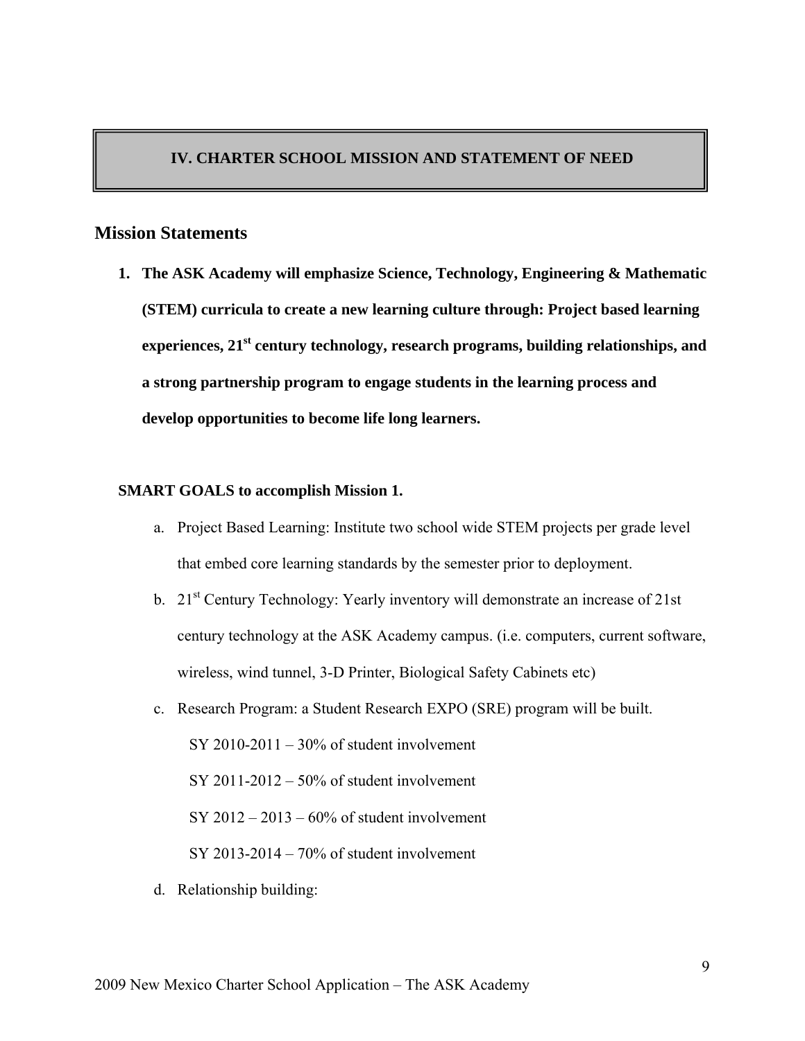## IV. CHARTER SCHOOL MISSION AND STATEMENT OF NEED

### Mission Statements

1. **The ASK Academy will emphasize Science, Technology, Engineering & Mathematic (STEM) curricula to create a new learning culture through: Project based learning experiences, 21st century technology, research programs, building relationships, and a strong partnership program to engage students in the learning process and develop opportunities to become life long learners.**

**SMART GOALS to accomplish Mission 1.**

a. Project Based Learning: Institute two school wide STEM projects per grade level that embed core learning standards by the semester prior to deployment.

b. 21st Century Technology: Yearly inventory will demonstrate an increase of 21st century technology at the ASK Academy campus. (i.e. computers, current software, wireless, wind tunnel, 3-D Printer, Biological Safety Cabinets etc)

c. Research Program: a Student Research EXPO (SRE) program will be built.

   SY 2010-2011 – 30% of student involvement

   SY 2011-2012 – 50% of student involvement

   SY 2012 – 2013 – 60% of student involvement

   SY 2013-2014 – 70% of student involvement

d. Relationship building: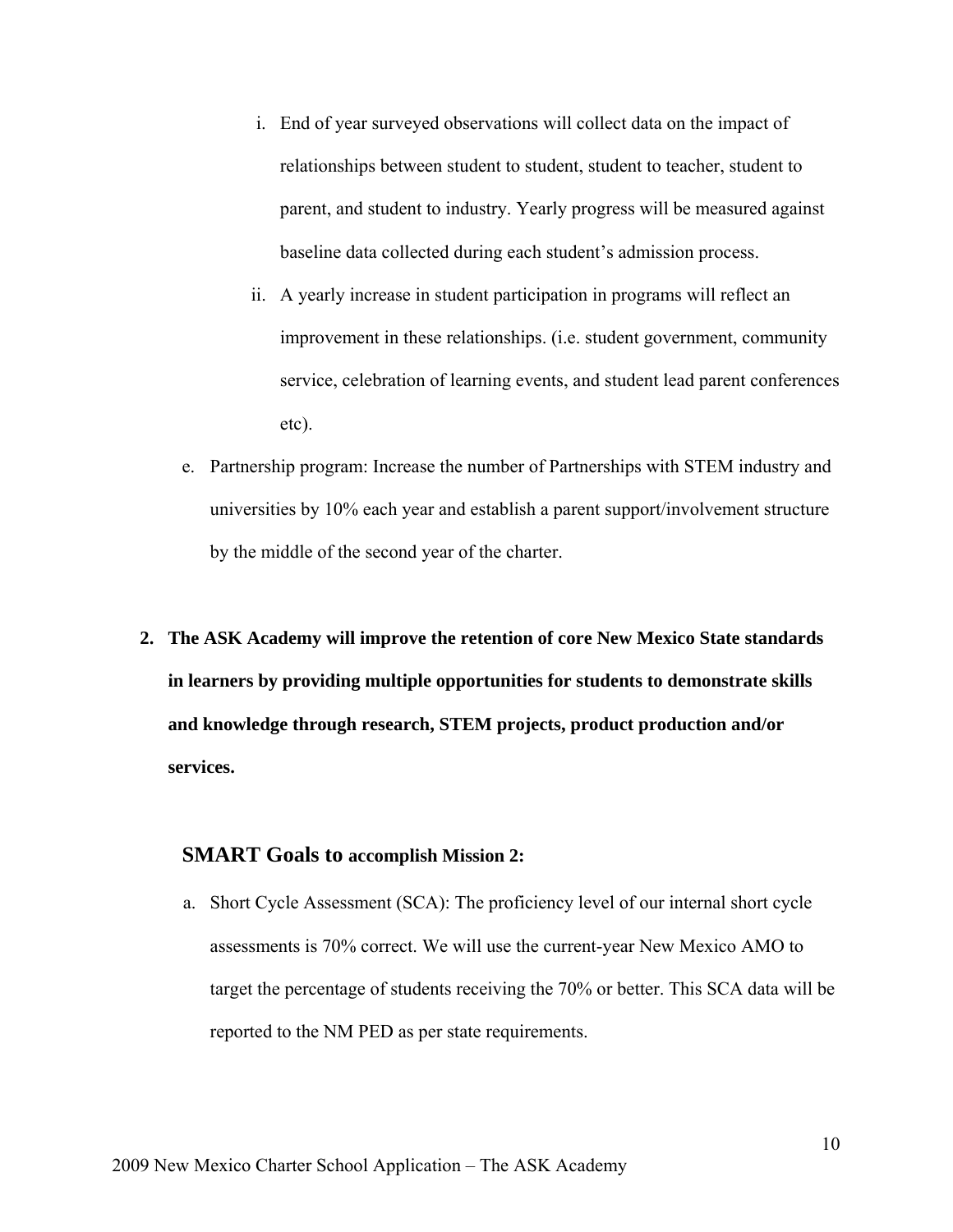i. End of year surveyed observations will collect data on the impact of relationships between student to student, student to teacher, student to parent, and student to industry. Yearly progress will be measured against baseline data collected during each student's admission process.

  ii. A yearly increase in student participation in programs will reflect an improvement in these relationships. (i.e. student government, community service, celebration of learning events, and student lead parent conferences etc).

e. Partnership program: Increase the number of Partnerships with STEM industry and universities by 10% each year and establish a parent support/involvement structure by the middle of the second year of the charter.

**2. The ASK Academy will improve the retention of core New Mexico State standards in learners by providing multiple opportunities for students to demonstrate skills and knowledge through research, STEM projects, product production and/or services.**

### SMART Goals to accomplish Mission 2:

a. Short Cycle Assessment (SCA): The proficiency level of our internal short cycle assessments is 70% correct. We will use the current-year New Mexico AMO to target the percentage of students receiving the 70% or better. This SCA data will be reported to the NM PED as per state requirements.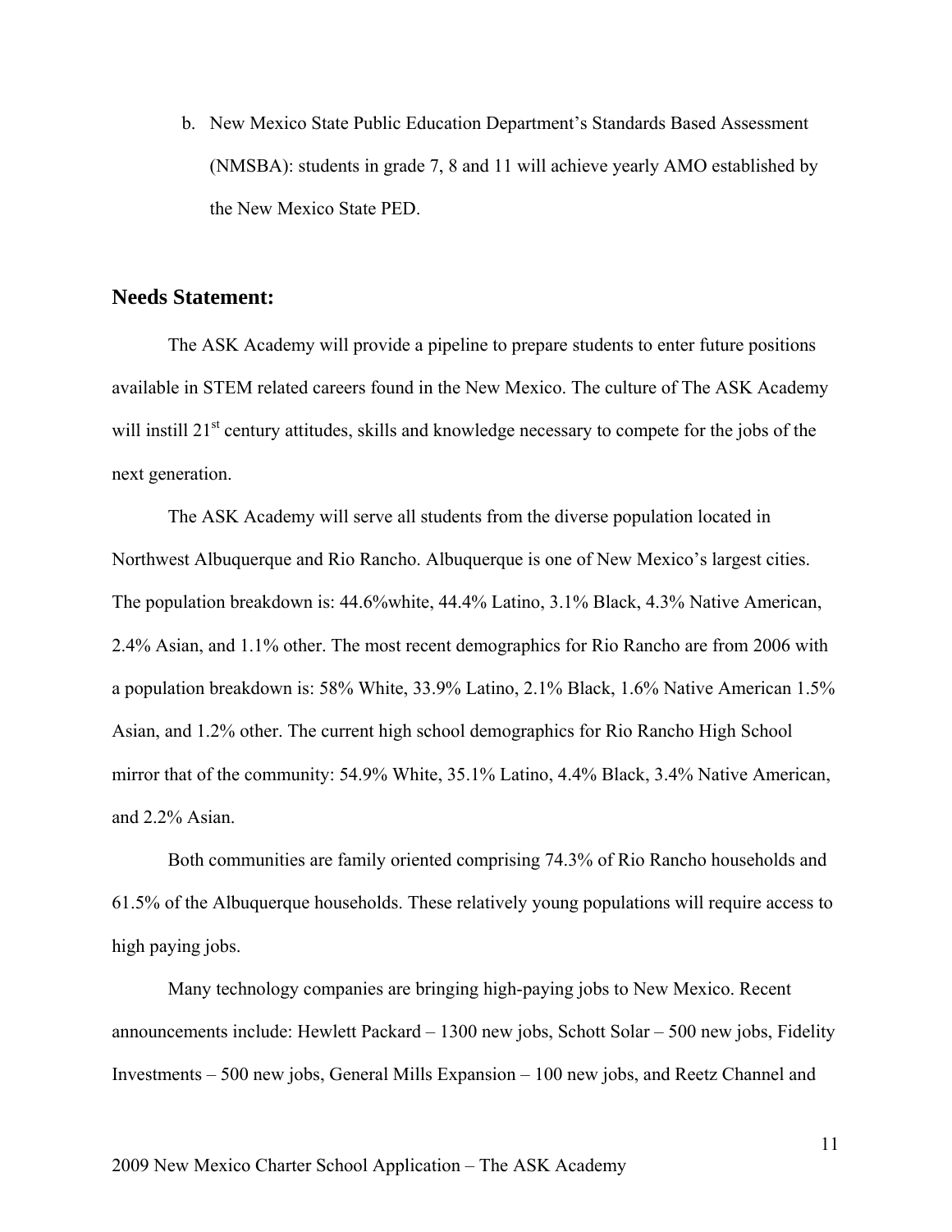b. New Mexico State Public Education Department's Standards Based Assessment (NMSBA): students in grade 7, 8 and 11 will achieve yearly AMO established by the New Mexico State PED.

## Needs Statement:

The ASK Academy will provide a pipeline to prepare students to enter future positions available in STEM related careers found in the New Mexico. The culture of The ASK Academy will instill 21st century attitudes, skills and knowledge necessary to compete for the jobs of the next generation.

The ASK Academy will serve all students from the diverse population located in Northwest Albuquerque and Rio Rancho. Albuquerque is one of New Mexico's largest cities. The population breakdown is: 44.6%white, 44.4% Latino, 3.1% Black, 4.3% Native American, 2.4% Asian, and 1.1% other. The most recent demographics for Rio Rancho are from 2006 with a population breakdown is: 58% White, 33.9% Latino, 2.1% Black, 1.6% Native American 1.5% Asian, and 1.2% other. The current high school demographics for Rio Rancho High School mirror that of the community: 54.9% White, 35.1% Latino, 4.4% Black, 3.4% Native American, and 2.2% Asian.

Both communities are family oriented comprising 74.3% of Rio Rancho households and 61.5% of the Albuquerque households. These relatively young populations will require access to high paying jobs.

Many technology companies are bringing high-paying jobs to New Mexico. Recent announcements include: Hewlett Packard – 1300 new jobs, Schott Solar – 500 new jobs, Fidelity Investments – 500 new jobs, General Mills Expansion – 100 new jobs, and Reetz Channel and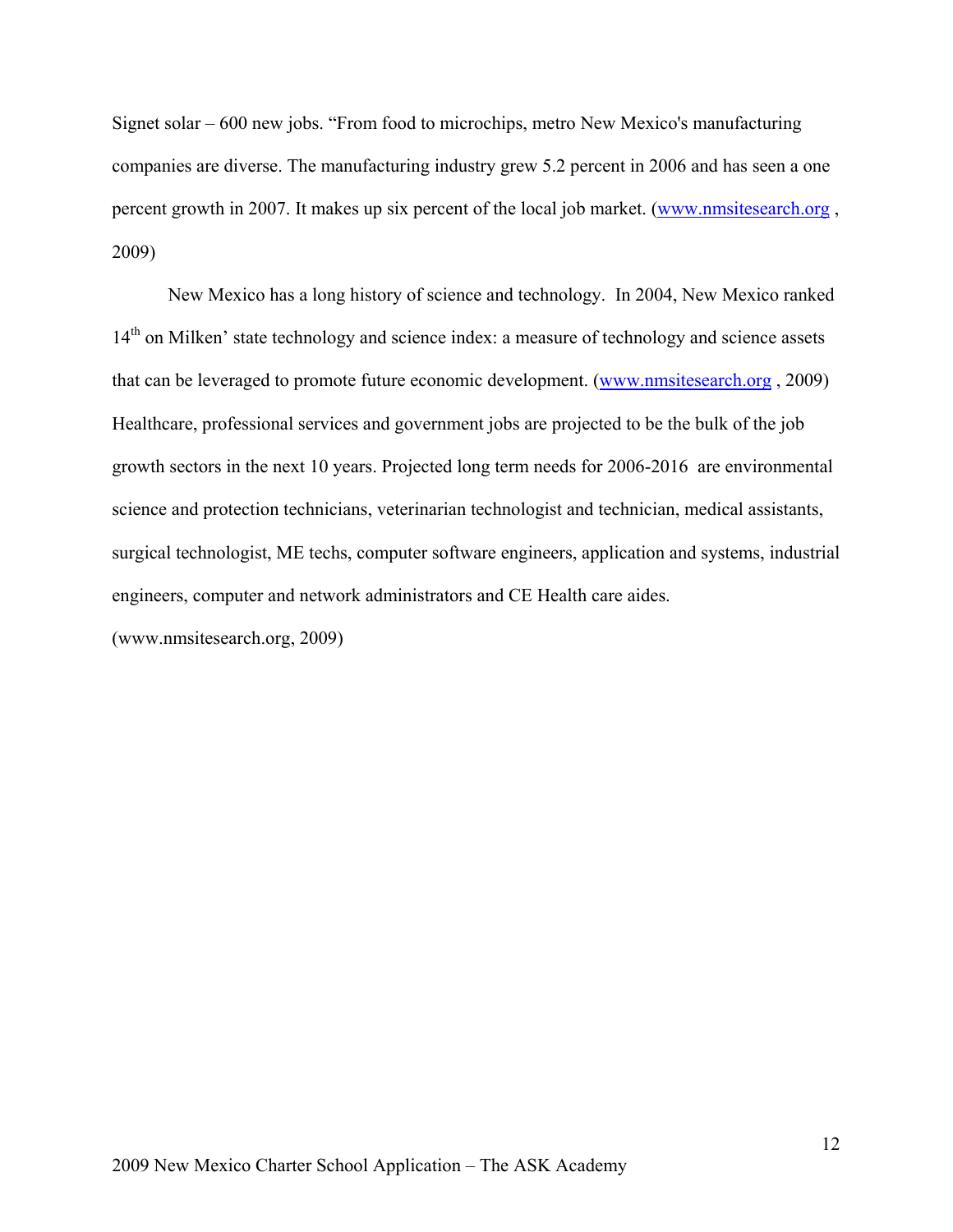Signet solar – 600 new jobs. "From food to microchips, metro New Mexico's manufacturing companies are diverse. The manufacturing industry grew 5.2 percent in 2006 and has seen a one percent growth in 2007. It makes up six percent of the local job market. (www.nmsitesearch.org , 2009)

New Mexico has a long history of science and technology. In 2004, New Mexico ranked 14th on Milken' state technology and science index: a measure of technology and science assets that can be leveraged to promote future economic development. (www.nmsitesearch.org , 2009) Healthcare, professional services and government jobs are projected to be the bulk of the job growth sectors in the next 10 years. Projected long term needs for 2006-2016 are environmental science and protection technicians, veterinarian technologist and technician, medical assistants, surgical technologist, ME techs, computer software engineers, application and systems, industrial engineers, computer and network administrators and CE Health care aides. (www.nmsitesearch.org, 2009)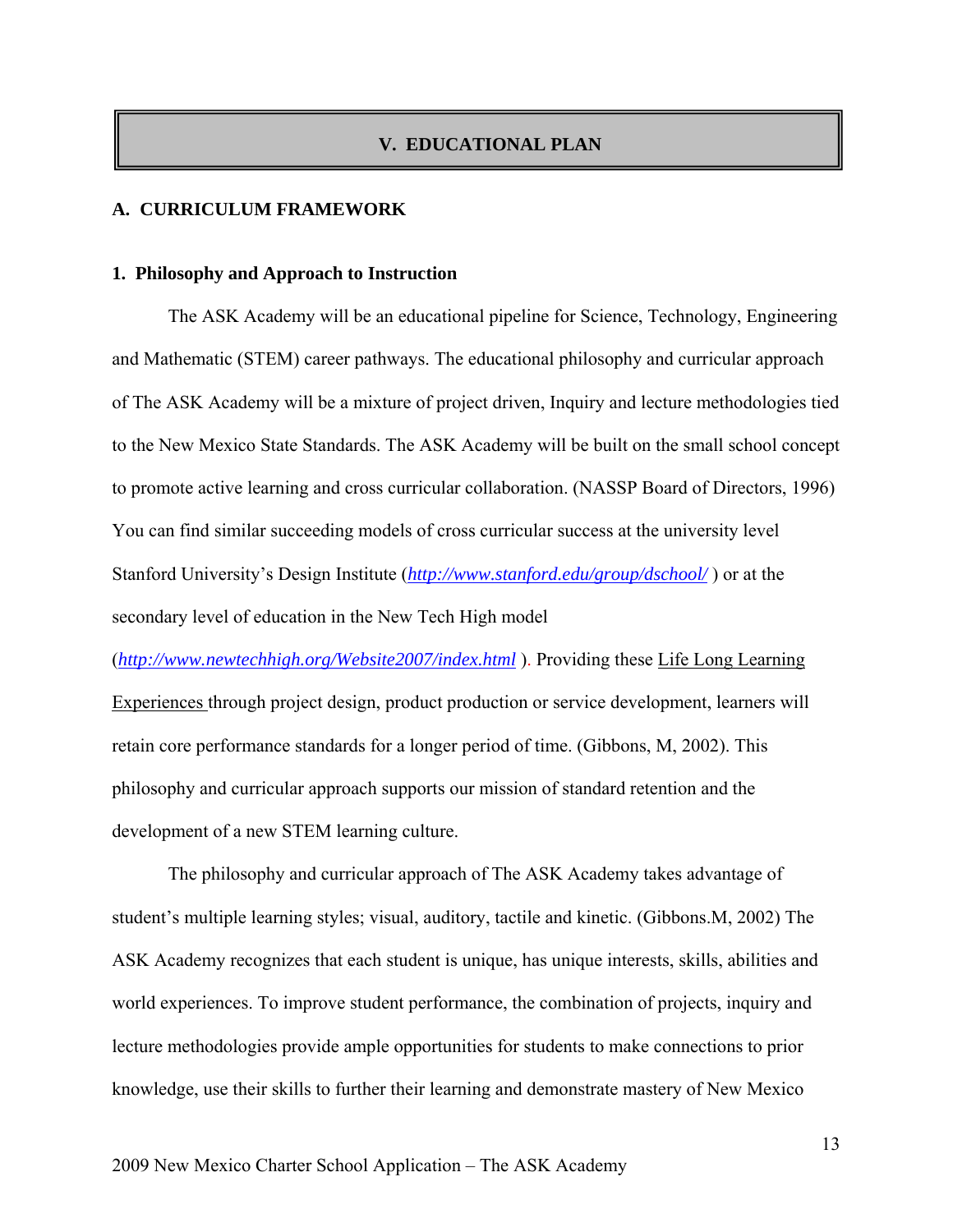## V. EDUCATIONAL PLAN

### A. CURRICULUM FRAMEWORK

#### 1. Philosophy and Approach to Instruction

The ASK Academy will be an educational pipeline for Science, Technology, Engineering and Mathematic (STEM) career pathways. The educational philosophy and curricular approach of The ASK Academy will be a mixture of project driven, Inquiry and lecture methodologies tied to the New Mexico State Standards. The ASK Academy will be built on the small school concept to promote active learning and cross curricular collaboration. (NASSP Board of Directors, 1996) You can find similar succeeding models of cross curricular success at the university level Stanford University's Design Institute (*http://www.stanford.edu/group/dschool/* ) or at the secondary level of education in the New Tech High model (*http://www.newtechhigh.org/Website2007/index.html* ). Providing these Life Long Learning Experiences through project design, product production or service development, learners will retain core performance standards for a longer period of time. (Gibbons, M, 2002). This philosophy and curricular approach supports our mission of standard retention and the development of a new STEM learning culture.

The philosophy and curricular approach of The ASK Academy takes advantage of student's multiple learning styles; visual, auditory, tactile and kinetic. (Gibbons.M, 2002) The ASK Academy recognizes that each student is unique, has unique interests, skills, abilities and world experiences. To improve student performance, the combination of projects, inquiry and lecture methodologies provide ample opportunities for students to make connections to prior knowledge, use their skills to further their learning and demonstrate mastery of New Mexico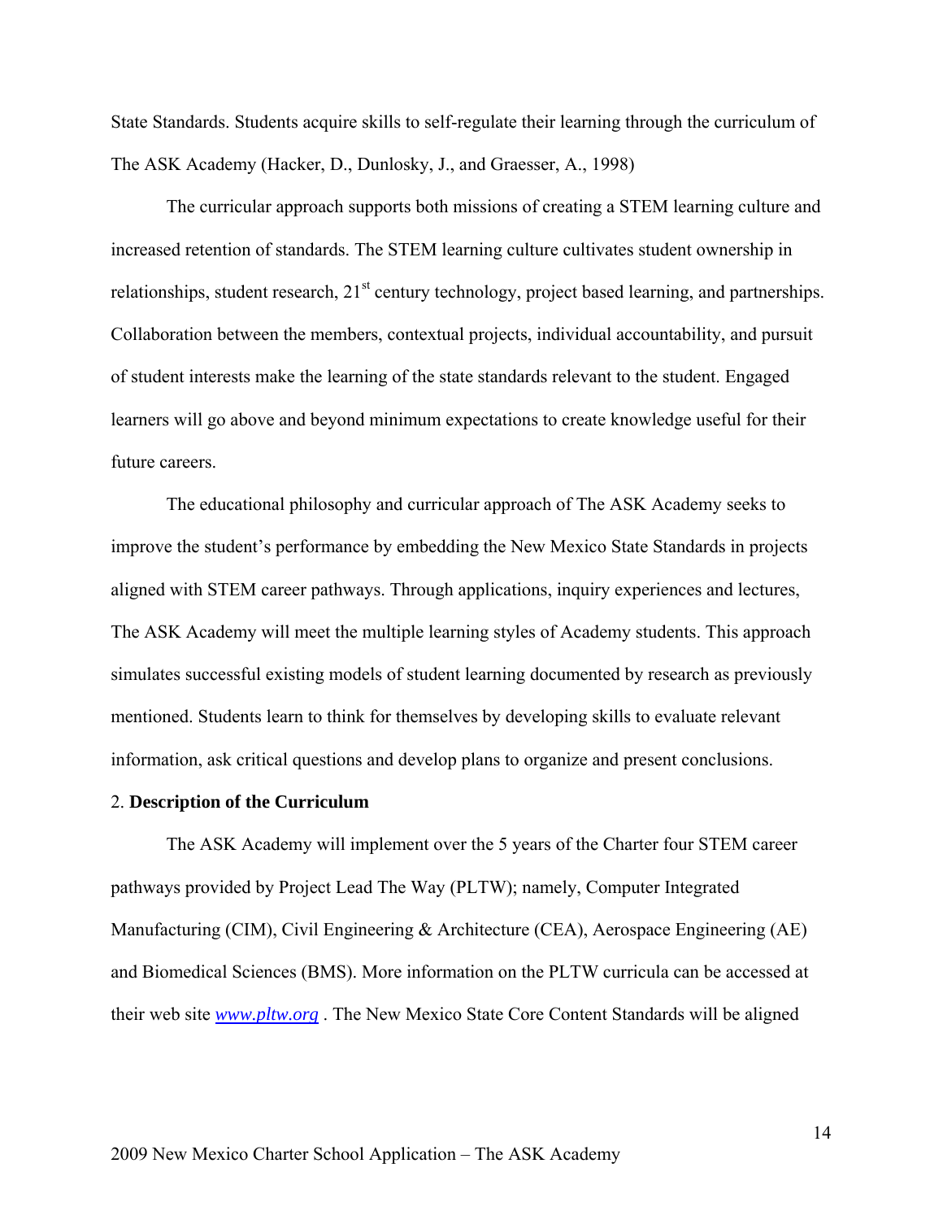State Standards. Students acquire skills to self-regulate their learning through the curriculum of The ASK Academy (Hacker, D., Dunlosky, J., and Graesser, A., 1998)

The curricular approach supports both missions of creating a STEM learning culture and increased retention of standards. The STEM learning culture cultivates student ownership in relationships, student research, 21st century technology, project based learning, and partnerships. Collaboration between the members, contextual projects, individual accountability, and pursuit of student interests make the learning of the state standards relevant to the student. Engaged learners will go above and beyond minimum expectations to create knowledge useful for their future careers.

The educational philosophy and curricular approach of The ASK Academy seeks to improve the student's performance by embedding the New Mexico State Standards in projects aligned with STEM career pathways. Through applications, inquiry experiences and lectures, The ASK Academy will meet the multiple learning styles of Academy students. This approach simulates successful existing models of student learning documented by research as previously mentioned. Students learn to think for themselves by developing skills to evaluate relevant information, ask critical questions and develop plans to organize and present conclusions.

2. **Description of the Curriculum**

The ASK Academy will implement over the 5 years of the Charter four STEM career pathways provided by Project Lead The Way (PLTW); namely, Computer Integrated Manufacturing (CIM), Civil Engineering & Architecture (CEA), Aerospace Engineering (AE) and Biomedical Sciences (BMS). More information on the PLTW curricula can be accessed at their web site *www.pltw.org* . The New Mexico State Core Content Standards will be aligned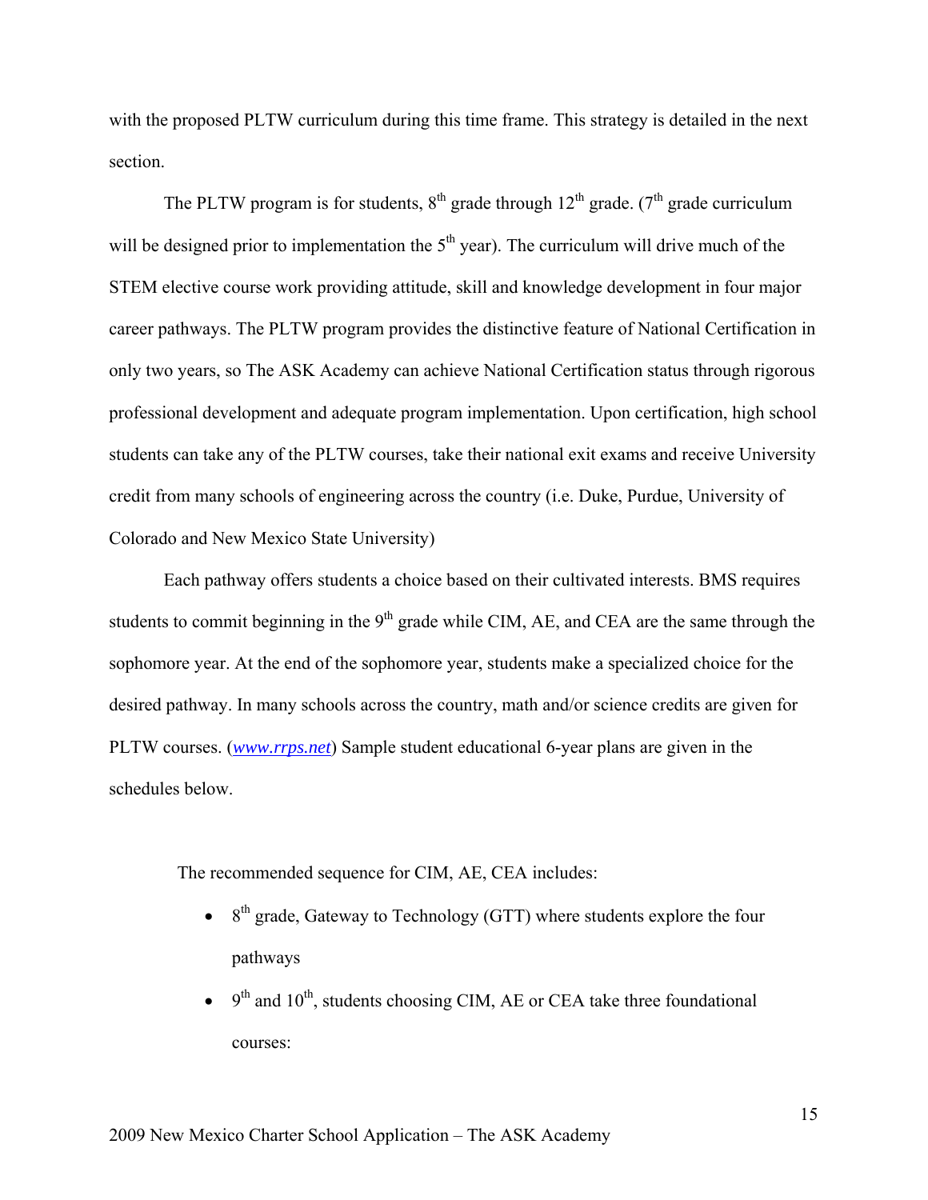with the proposed PLTW curriculum during this time frame. This strategy is detailed in the next section.

The PLTW program is for students, 8th grade through 12th grade. (7th grade curriculum will be designed prior to implementation the 5th year). The curriculum will drive much of the STEM elective course work providing attitude, skill and knowledge development in four major career pathways. The PLTW program provides the distinctive feature of National Certification in only two years, so The ASK Academy can achieve National Certification status through rigorous professional development and adequate program implementation. Upon certification, high school students can take any of the PLTW courses, take their national exit exams and receive University credit from many schools of engineering across the country (i.e. Duke, Purdue, University of Colorado and New Mexico State University)

Each pathway offers students a choice based on their cultivated interests. BMS requires students to commit beginning in the 9th grade while CIM, AE, and CEA are the same through the sophomore year. At the end of the sophomore year, students make a specialized choice for the desired pathway. In many schools across the country, math and/or science credits are given for PLTW courses. (*www.rrps.net*) Sample student educational 6-year plans are given in the schedules below.

The recommended sequence for CIM, AE, CEA includes:

- 8th grade, Gateway to Technology (GTT) where students explore the four pathways
- 9th and 10th, students choosing CIM, AE or CEA take three foundational courses: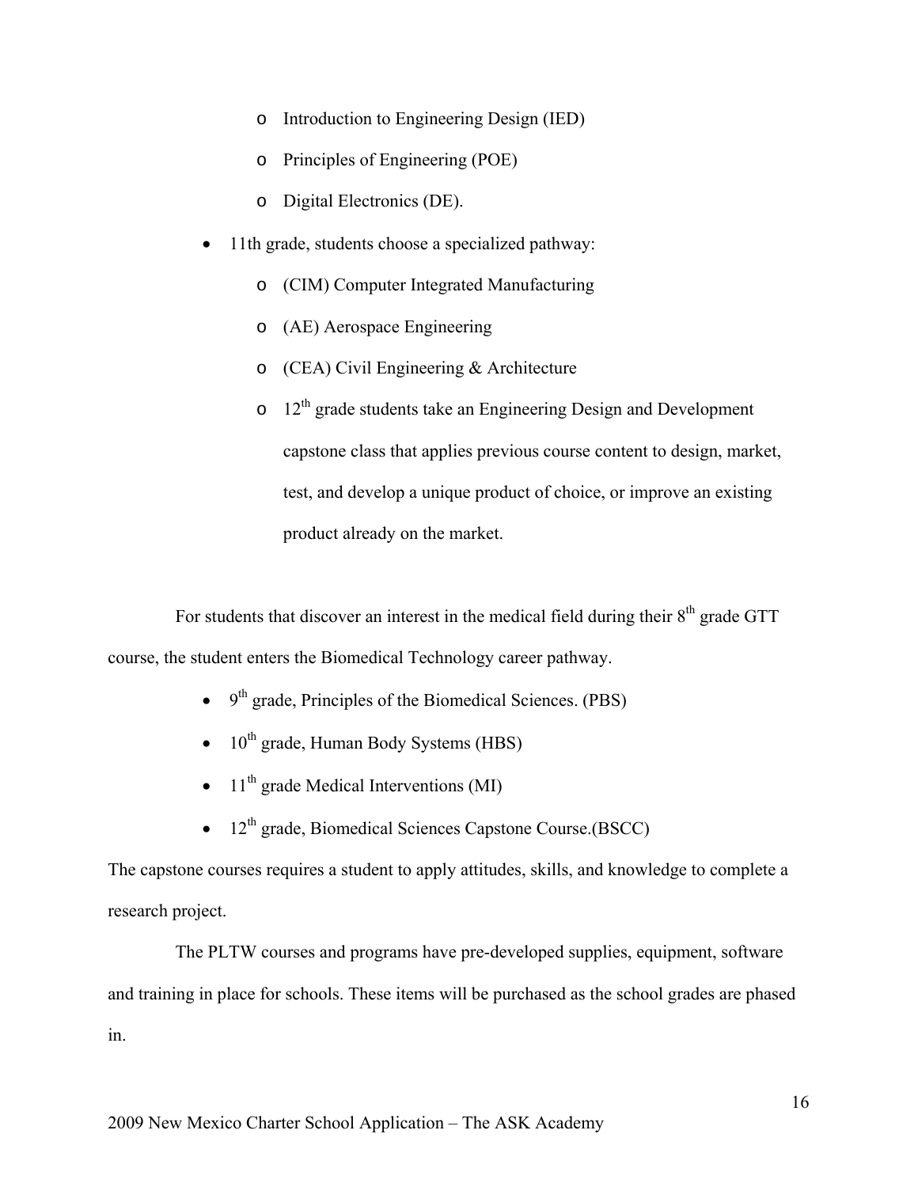- Introduction to Engineering Design (IED)
  - Principles of Engineering (POE)
  - Digital Electronics (DE).
- 11th grade, students choose a specialized pathway:
  - (CIM) Computer Integrated Manufacturing
  - (AE) Aerospace Engineering
  - (CEA) Civil Engineering & Architecture
  - 12th grade students take an Engineering Design and Development capstone class that applies previous course content to design, market, test, and develop a unique product of choice, or improve an existing product already on the market.

For students that discover an interest in the medical field during their 8th grade GTT course, the student enters the Biomedical Technology career pathway.

- 9th grade, Principles of the Biomedical Sciences. (PBS)
- 10th grade, Human Body Systems (HBS)
- 11th grade Medical Interventions (MI)
- 12th grade, Biomedical Sciences Capstone Course.(BSCC)

The capstone courses requires a student to apply attitudes, skills, and knowledge to complete a research project.

The PLTW courses and programs have pre-developed supplies, equipment, software and training in place for schools. These items will be purchased as the school grades are phased in.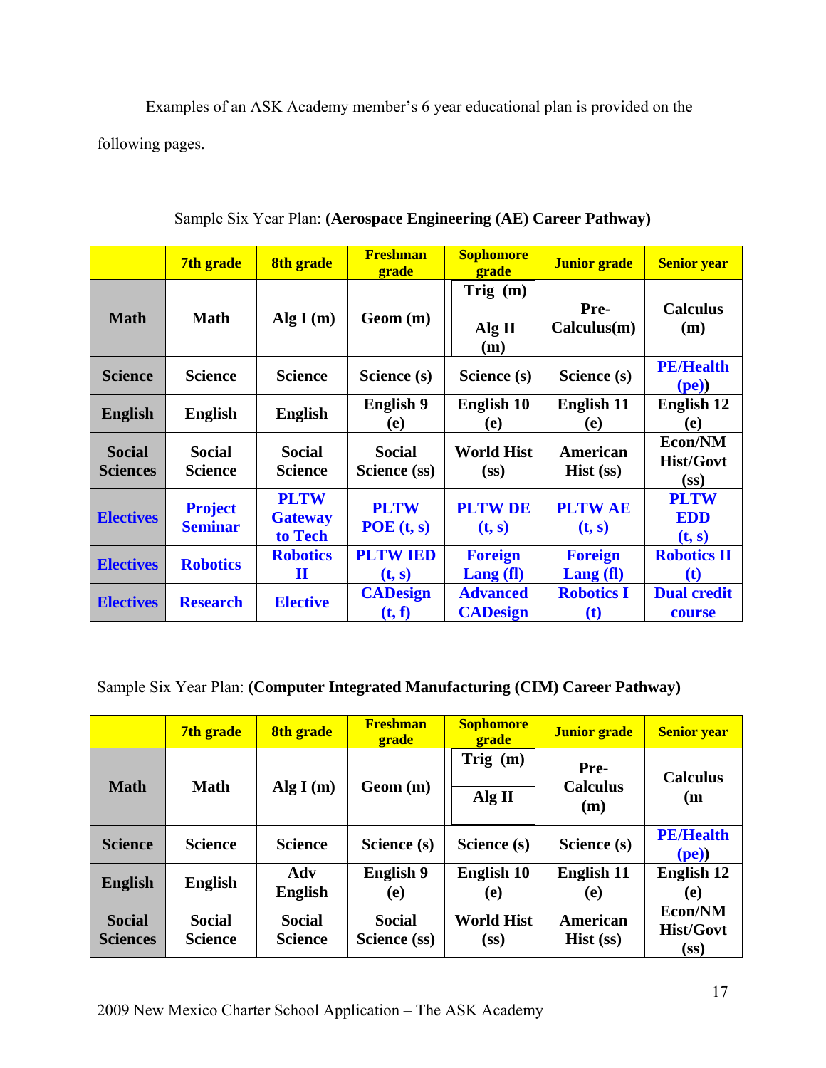Examples of an ASK Academy member's 6 year educational plan is provided on the following pages.

Sample Six Year Plan: **(Aerospace Engineering (AE) Career Pathway)**

| | 7th grade | 8th grade | Freshman grade | Sophomore grade | Junior grade | Senior year |
|---|---|---|---|---|---|---|
| **Math** | Math | Alg I (m) | Geom (m) | Trig (m) / Alg II (m) | Pre-Calculus(m) | Calculus (m) |
| **Science** | Science | Science | Science (s) | Science (s) | Science (s) | PE/Health (pe)) |
| **English** | English | English | English 9 (e) | English 10 (e) | English 11 (e) | English 12 (e) |
| **Social Sciences** | Social Science | Social Science | Social Science (ss) | World Hist (ss) | American Hist (ss) | Econ/NM Hist/Govt (ss) |
| **Electives** | Project Seminar | PLTW Gateway to Tech | PLTW POE (t, s) | PLTW DE (t, s) | PLTW AE (t, s) | PLTW EDD (t, s) |
| **Electives** | Robotics | Robotics II | PLTW IED (t, s) | Foreign Lang (fl) | Foreign Lang (fl) | Robotics II (t) |
| **Electives** | Research | Elective | CADesign (t, f) | Advanced CADesign | Robotics I (t) | Dual credit course |

Sample Six Year Plan: **(Computer Integrated Manufacturing (CIM) Career Pathway)**

| | 7th grade | 8th grade | Freshman grade | Sophomore grade | Junior grade | Senior year |
|---|---|---|---|---|---|---|
| **Math** | Math | Alg I (m) | Geom (m) | Trig (m) / Alg II | Pre-Calculus (m) | Calculus (m |
| **Science** | Science | Science | Science (s) | Science (s) | Science (s) | PE/Health (pe)) |
| **English** | English | Adv English | English 9 (e) | English 10 (e) | English 11 (e) | English 12 (e) |
| **Social Sciences** | Social Science | Social Science | Social Science (ss) | World Hist (ss) | American Hist (ss) | Econ/NM Hist/Govt (ss) |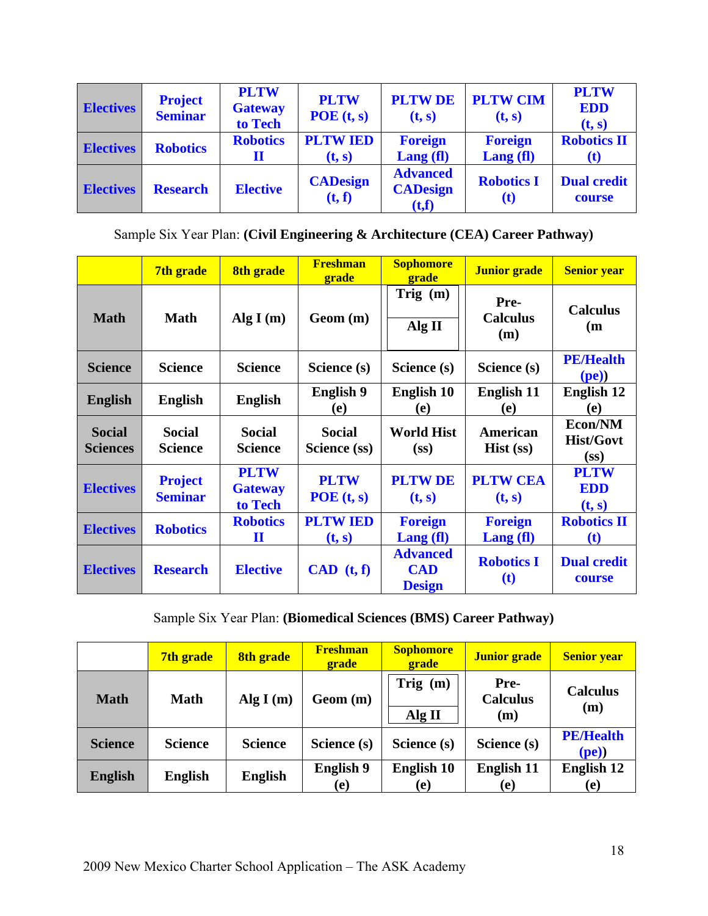| Electives | Project Seminar | PLTW Gateway to Tech | PLTW POE (t, s) | PLTW DE (t, s) | PLTW CIM (t, s) | PLTW EDD (t, s) |
|---|---|---|---|---|---|---|
| Electives | Robotics | Robotics II | PLTW IED (t, s) | Foreign Lang (fl) | Foreign Lang (fl) | Robotics II (t) |
| Electives | Research | Elective | CADesign (t, f) | Advanced CADesign (t,f) | Robotics I (t) | Dual credit course |

Sample Six Year Plan: **(Civil Engineering & Architecture (CEA) Career Pathway)**

| | 7th grade | 8th grade | Freshman grade | Sophomore grade | Junior grade | Senior year |
|---|---|---|---|---|---|---|
| **Math** | Math | Alg I (m) | Geom (m) | Trig (m) / Alg II | Pre-Calculus (m) | Calculus (m |
| **Science** | Science | Science | Science (s) | Science (s) | Science (s) | PE/Health (pe)) |
| **English** | English | English | English 9 (e) | English 10 (e) | English 11 (e) | English 12 (e) |
| **Social Sciences** | Social Science | Social Science | Social Science (ss) | World Hist (ss) | American Hist (ss) | Econ/NM Hist/Govt (ss) |
| **Electives** | Project Seminar | PLTW Gateway to Tech | PLTW POE (t, s) | PLTW DE (t, s) | PLTW CEA (t, s) | PLTW EDD (t, s) |
| **Electives** | Robotics | Robotics II | PLTW IED (t, s) | Foreign Lang (fl) | Foreign Lang (fl) | Robotics II (t) |
| **Electives** | Research | Elective | CAD (t, f) | Advanced CAD Design | Robotics I (t) | Dual credit course |

Sample Six Year Plan: **(Biomedical Sciences (BMS) Career Pathway)**

| | 7th grade | 8th grade | Freshman grade | Sophomore grade | Junior grade | Senior year |
|---|---|---|---|---|---|---|
| **Math** | Math | Alg I (m) | Geom (m) | Trig (m) / Alg II | Pre-Calculus (m) | Calculus (m) |
| **Science** | Science | Science | Science (s) | Science (s) | Science (s) | PE/Health (pe)) |
| **English** | English | English | English 9 (e) | English 10 (e) | English 11 (e) | English 12 (e) |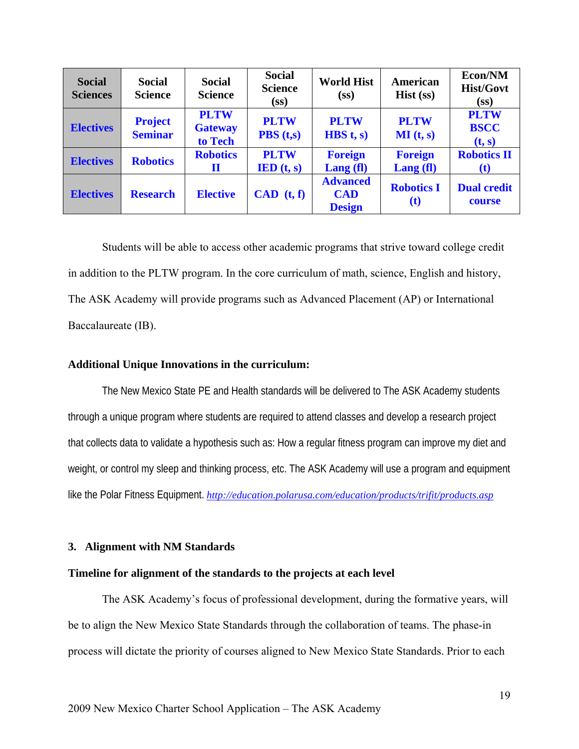| Social Sciences | Social Science | Social Science | Social Science (ss) | World Hist (ss) | American Hist (ss) | Econ/NM Hist/Govt (ss) |
|---|---|---|---|---|---|---|
| Electives | Project Seminar | PLTW Gateway to Tech | PLTW PBS (t,s) | PLTW HBS t, s) | PLTW MI (t, s) | PLTW BSCC (t, s) |
| Electives | Robotics | Robotics II | PLTW IED (t, s) | Foreign Lang (fl) | Foreign Lang (fl) | Robotics II (t) |
| Electives | Research | Elective | CAD (t, f) | Advanced CAD Design | Robotics I (t) | Dual credit course |

Students will be able to access other academic programs that strive toward college credit in addition to the PLTW program. In the core curriculum of math, science, English and history, The ASK Academy will provide programs such as Advanced Placement (AP) or International Baccalaureate (IB).

**Additional Unique Innovations in the curriculum:**

The New Mexico State PE and Health standards will be delivered to The ASK Academy students through a unique program where students are required to attend classes and develop a research project that collects data to validate a hypothesis such as: How a regular fitness program can improve my diet and weight, or control my sleep and thinking process, etc. The ASK Academy will use a program and equipment like the Polar Fitness Equipment. *http://education.polarusa.com/education/products/trifit/products.asp*

## 3. Alignment with NM Standards

**Timeline for alignment of the standards to the projects at each level**

The ASK Academy's focus of professional development, during the formative years, will be to align the New Mexico State Standards through the collaboration of teams. The phase-in process will dictate the priority of courses aligned to New Mexico State Standards. Prior to each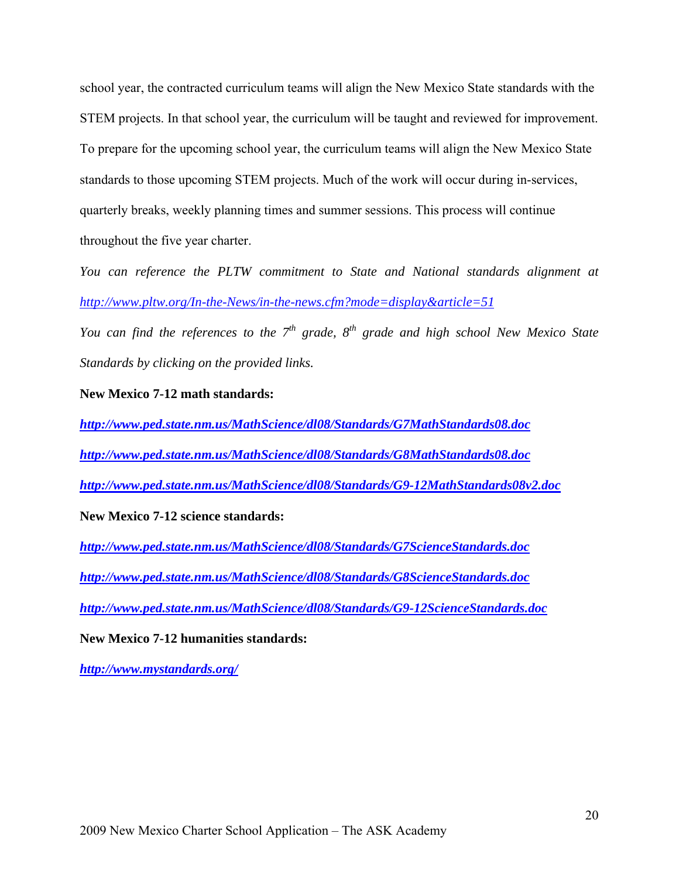school year, the contracted curriculum teams will align the New Mexico State standards with the STEM projects. In that school year, the curriculum will be taught and reviewed for improvement. To prepare for the upcoming school year, the curriculum teams will align the New Mexico State standards to those upcoming STEM projects. Much of the work will occur during in-services, quarterly breaks, weekly planning times and summer sessions. This process will continue throughout the five year charter.

*You can reference the PLTW commitment to State and National standards alignment at http://www.pltw.org/In-the-News/in-the-news.cfm?mode=display&article=51*

*You can find the references to the 7th grade, 8th grade and high school New Mexico State Standards by clicking on the provided links.*

**New Mexico 7-12 math standards:**

***http://www.ped.state.nm.us/MathScience/dl08/Standards/G7MathStandards08.doc***

***http://www.ped.state.nm.us/MathScience/dl08/Standards/G8MathStandards08.doc***

***http://www.ped.state.nm.us/MathScience/dl08/Standards/G9-12MathStandards08v2.doc***

**New Mexico 7-12 science standards:**

***http://www.ped.state.nm.us/MathScience/dl08/Standards/G7ScienceStandards.doc***

***http://www.ped.state.nm.us/MathScience/dl08/Standards/G8ScienceStandards.doc***

***http://www.ped.state.nm.us/MathScience/dl08/Standards/G9-12ScienceStandards.doc***

**New Mexico 7-12 humanities standards:**

***http://www.mystandards.org/***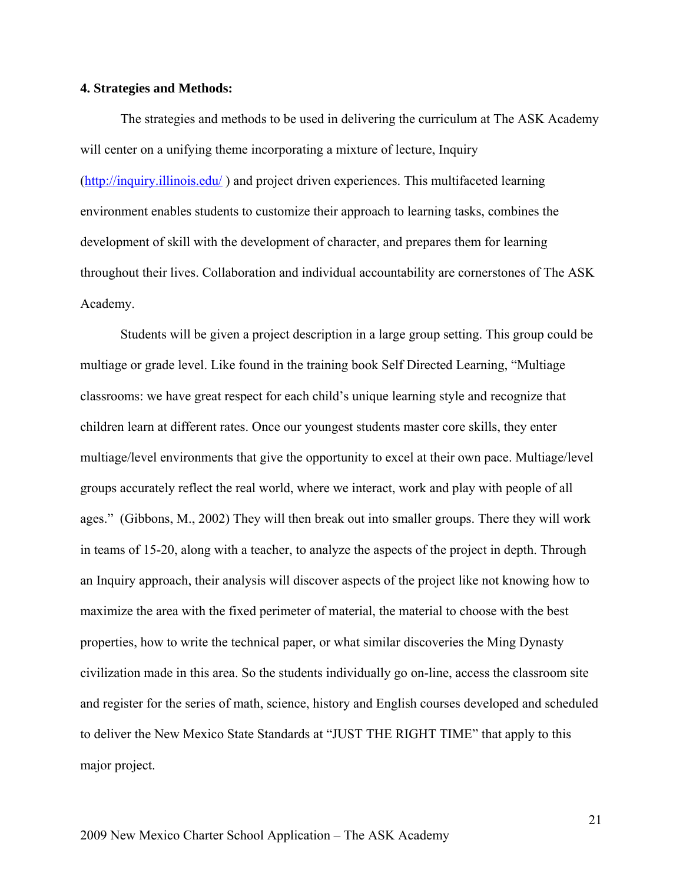**4. Strategies and Methods:**

The strategies and methods to be used in delivering the curriculum at The ASK Academy will center on a unifying theme incorporating a mixture of lecture, Inquiry (http://inquiry.illinois.edu/ ) and project driven experiences. This multifaceted learning environment enables students to customize their approach to learning tasks, combines the development of skill with the development of character, and prepares them for learning throughout their lives. Collaboration and individual accountability are cornerstones of The ASK Academy.

Students will be given a project description in a large group setting. This group could be multiage or grade level. Like found in the training book Self Directed Learning, "Multiage classrooms: we have great respect for each child's unique learning style and recognize that children learn at different rates. Once our youngest students master core skills, they enter multiage/level environments that give the opportunity to excel at their own pace. Multiage/level groups accurately reflect the real world, where we interact, work and play with people of all ages." (Gibbons, M., 2002) They will then break out into smaller groups. There they will work in teams of 15-20, along with a teacher, to analyze the aspects of the project in depth. Through an Inquiry approach, their analysis will discover aspects of the project like not knowing how to maximize the area with the fixed perimeter of material, the material to choose with the best properties, how to write the technical paper, or what similar discoveries the Ming Dynasty civilization made in this area. So the students individually go on-line, access the classroom site and register for the series of math, science, history and English courses developed and scheduled to deliver the New Mexico State Standards at "JUST THE RIGHT TIME" that apply to this major project.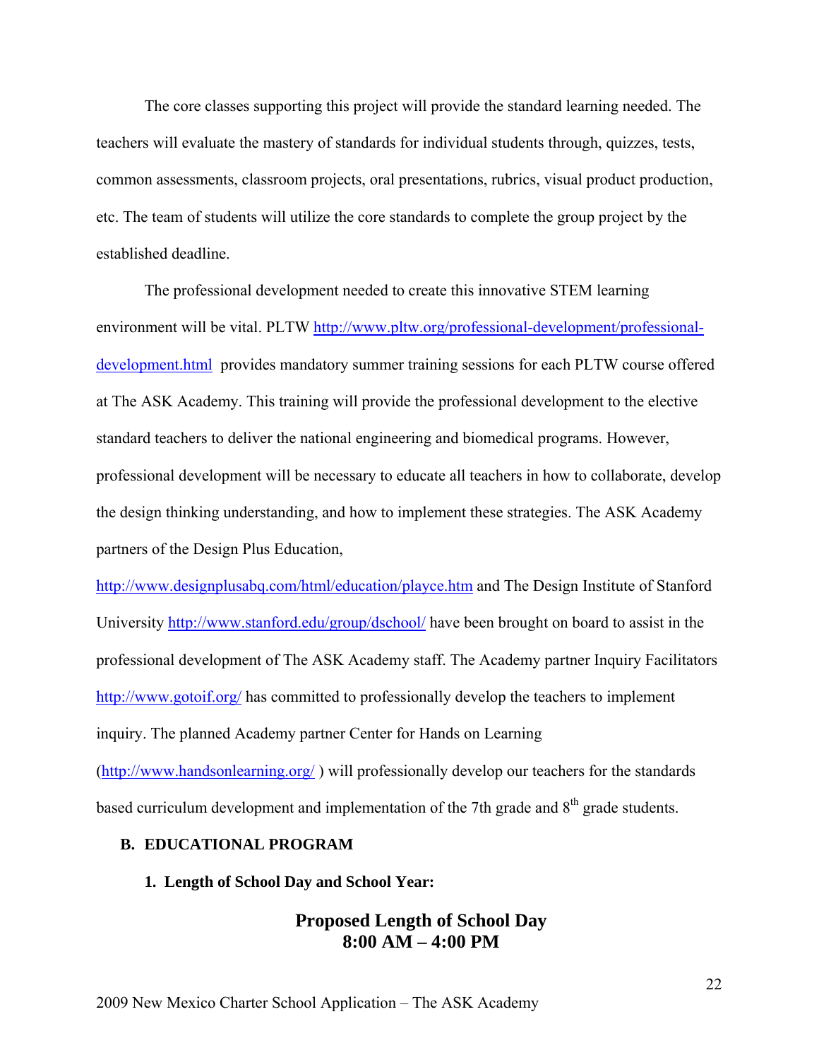The core classes supporting this project will provide the standard learning needed. The teachers will evaluate the mastery of standards for individual students through, quizzes, tests, common assessments, classroom projects, oral presentations, rubrics, visual product production, etc. The team of students will utilize the core standards to complete the group project by the established deadline.

The professional development needed to create this innovative STEM learning environment will be vital. PLTW [http://www.pltw.org/professional-development/professional-development.html](http://www.pltw.org/professional-development/professional-development.html) provides mandatory summer training sessions for each PLTW course offered at The ASK Academy. This training will provide the professional development to the elective standard teachers to deliver the national engineering and biomedical programs. However, professional development will be necessary to educate all teachers in how to collaborate, develop the design thinking understanding, and how to implement these strategies. The ASK Academy partners of the Design Plus Education, [http://www.designplusabq.com/html/education/playce.htm](http://www.designplusabq.com/html/education/playce.htm) and The Design Institute of Stanford University [http://www.stanford.edu/group/dschool/](http://www.stanford.edu/group/dschool/) have been brought on board to assist in the professional development of The ASK Academy staff. The Academy partner Inquiry Facilitators [http://www.gotoif.org/](http://www.gotoif.org/) has committed to professionally develop the teachers to implement inquiry. The planned Academy partner Center for Hands on Learning ([http://www.handsonlearning.org/](http://www.handsonlearning.org/) ) will professionally develop our teachers for the standards based curriculum development and implementation of the 7th grade and 8th grade students.

## B. EDUCATIONAL PROGRAM

### 1. Length of School Day and School Year:

**Proposed Length of School Day**
**8:00 AM – 4:00 PM**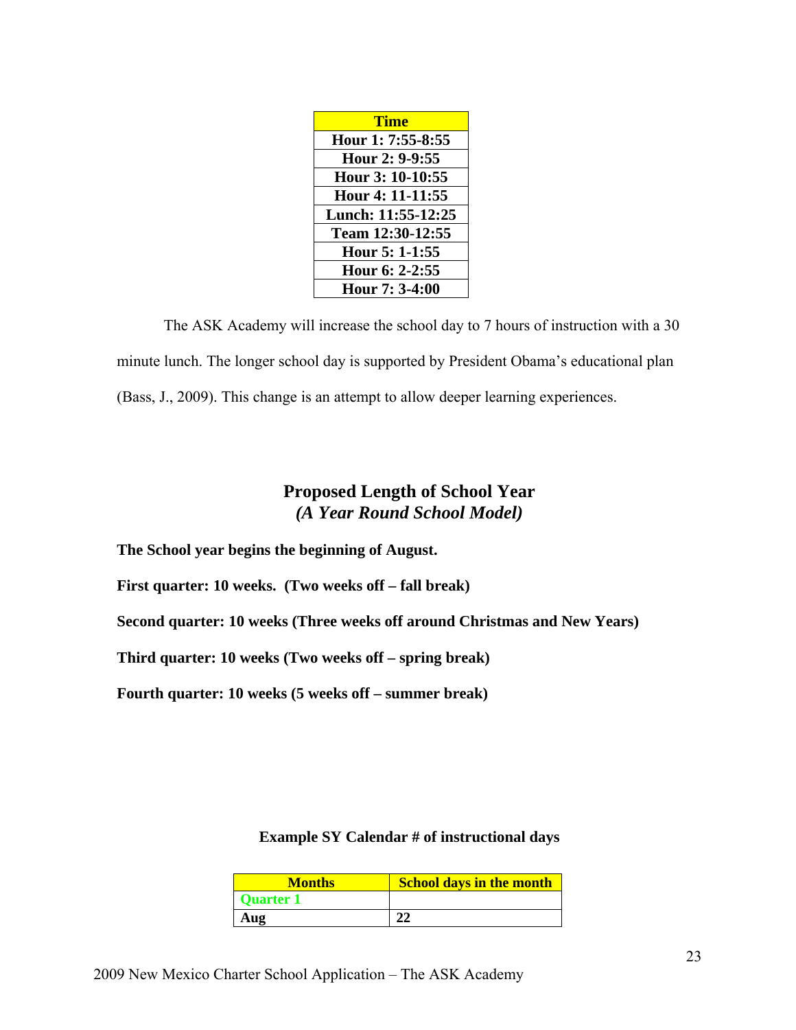| Time |
| --- |
| Hour 1: 7:55-8:55 |
| Hour 2: 9-9:55 |
| Hour 3: 10-10:55 |
| Hour 4: 11-11:55 |
| Lunch: 11:55-12:25 |
| Team 12:30-12:55 |
| Hour 5: 1-1:55 |
| Hour 6: 2-2:55 |
| Hour 7: 3-4:00 |

The ASK Academy will increase the school day to 7 hours of instruction with a 30 minute lunch. The longer school day is supported by President Obama's educational plan (Bass, J., 2009). This change is an attempt to allow deeper learning experiences.

## Proposed Length of School Year
### *(A Year Round School Model)*

**The School year begins the beginning of August.**

**First quarter: 10 weeks. (Two weeks off – fall break)**

**Second quarter: 10 weeks (Three weeks off around Christmas and New Years)**

**Third quarter: 10 weeks (Two weeks off – spring break)**

**Fourth quarter: 10 weeks (5 weeks off – summer break)**

**Example SY Calendar # of instructional days**

| Months | School days in the month |
| --- | --- |
| Quarter 1 | |
| Aug | 22 |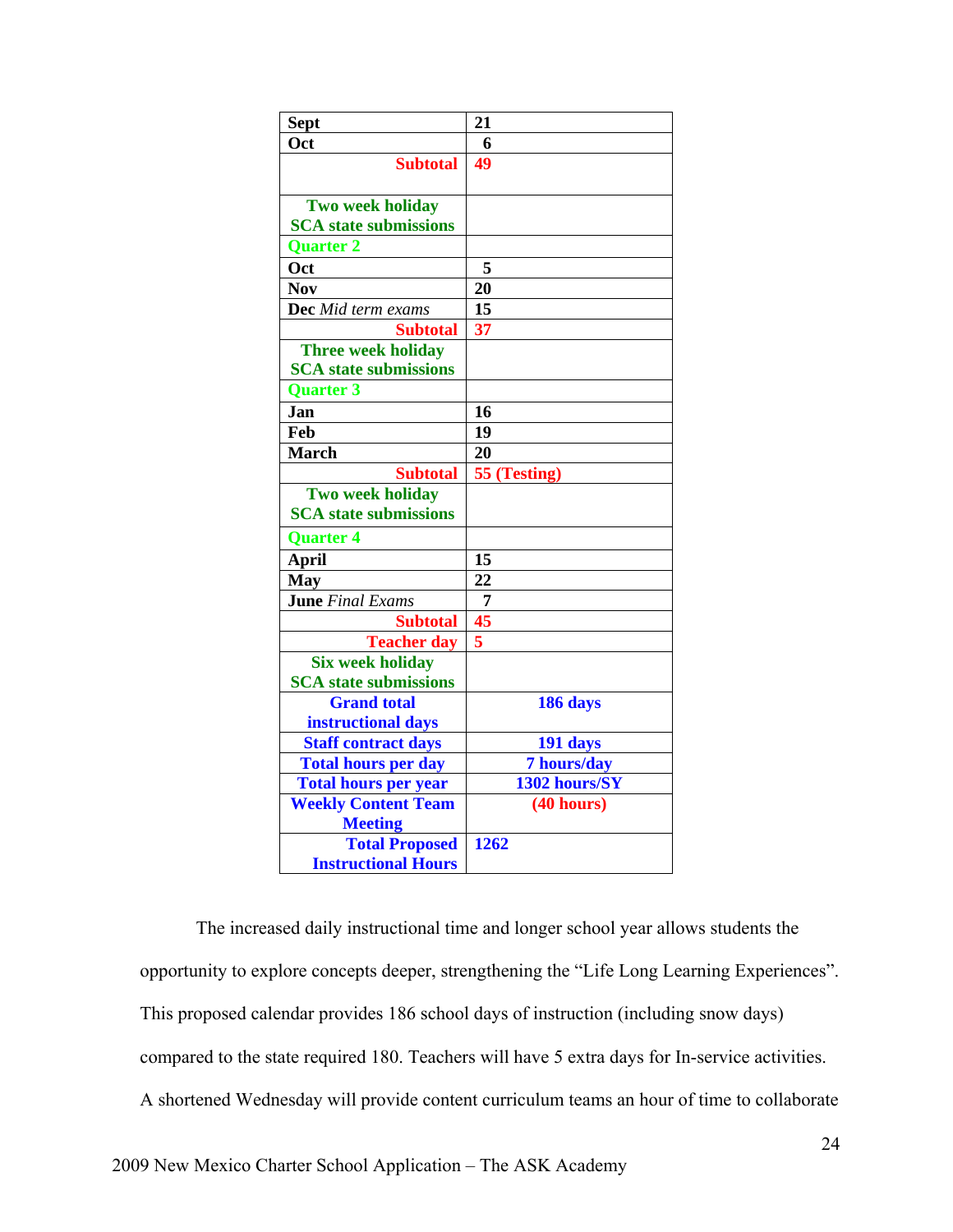| | |
|---|---|
| **Sept** | **21** |
| **Oct** | **6** |
| **Subtotal** | **49** |
| **Two week holiday SCA state submissions** | |
| **Quarter 2** | |
| **Oct** | **5** |
| **Nov** | **20** |
| **Dec** *Mid term exams* | **15** |
| **Subtotal** | **37** |
| **Three week holiday SCA state submissions** | |
| **Quarter 3** | |
| **Jan** | **16** |
| **Feb** | **19** |
| **March** | **20** |
| **Subtotal** | **55 (Testing)** |
| **Two week holiday SCA state submissions** | |
| **Quarter 4** | |
| **April** | **15** |
| **May** | **22** |
| **June** *Final Exams* | **7** |
| **Subtotal** | **45** |
| **Teacher day** | **5** |
| **Six week holiday SCA state submissions** | |
| **Grand total instructional days** | **186 days** |
| **Staff contract days** | **191 days** |
| **Total hours per day** | **7 hours/day** |
| **Total hours per year** | **1302 hours/SY** |
| **Weekly Content Team Meeting** | **(40 hours)** |
| **Total Proposed Instructional Hours** | **1262** |

The increased daily instructional time and longer school year allows students the opportunity to explore concepts deeper, strengthening the "Life Long Learning Experiences". This proposed calendar provides 186 school days of instruction (including snow days) compared to the state required 180. Teachers will have 5 extra days for In-service activities. A shortened Wednesday will provide content curriculum teams an hour of time to collaborate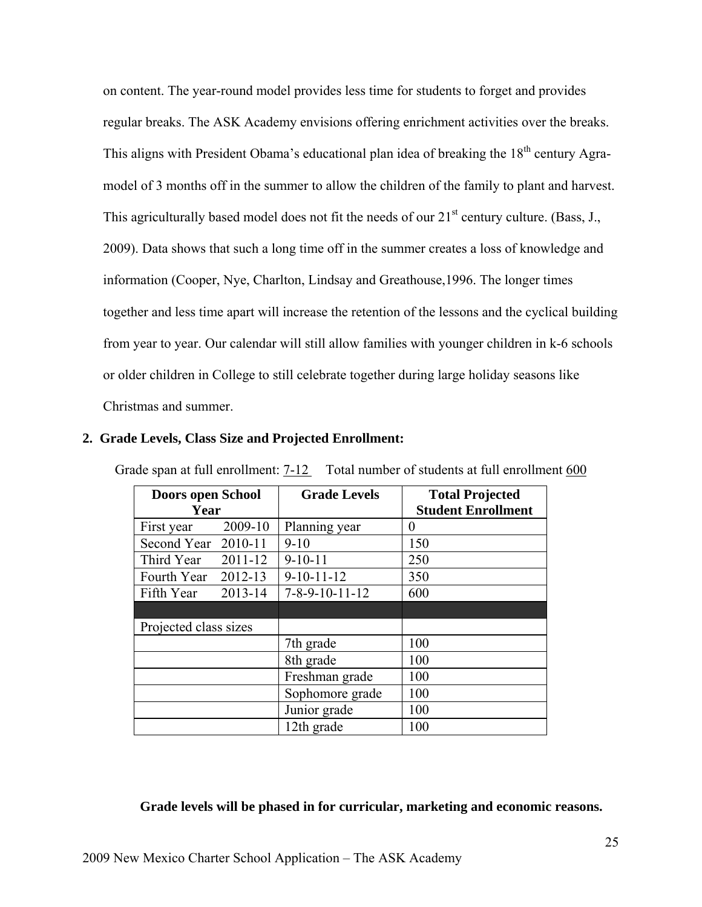on content. The year-round model provides less time for students to forget and provides regular breaks. The ASK Academy envisions offering enrichment activities over the breaks. This aligns with President Obama's educational plan idea of breaking the 18th century Agra-model of 3 months off in the summer to allow the children of the family to plant and harvest. This agriculturally based model does not fit the needs of our 21st century culture. (Bass, J., 2009). Data shows that such a long time off in the summer creates a loss of knowledge and information (Cooper, Nye, Charlton, Lindsay and Greathouse,1996. The longer times together and less time apart will increase the retention of the lessons and the cyclical building from year to year. Our calendar will still allow families with younger children in k-6 schools or older children in College to still celebrate together during large holiday seasons like Christmas and summer.

## 2. Grade Levels, Class Size and Projected Enrollment:

Grade span at full enrollment: 7-12 Total number of students at full enrollment 600

| Doors open School Year | Grade Levels | Total Projected Student Enrollment |
|---|---|---|
| First year 2009-10 | Planning year | 0 |
| Second Year 2010-11 | 9-10 | 150 |
| Third Year 2011-12 | 9-10-11 | 250 |
| Fourth Year 2012-13 | 9-10-11-12 | 350 |
| Fifth Year 2013-14 | 7-8-9-10-11-12 | 600 |
| | | |
| Projected class sizes | | |
| | 7th grade | 100 |
| | 8th grade | 100 |
| | Freshman grade | 100 |
| | Sophomore grade | 100 |
| | Junior grade | 100 |
| | 12th grade | 100 |

**Grade levels will be phased in for curricular, marketing and economic reasons.**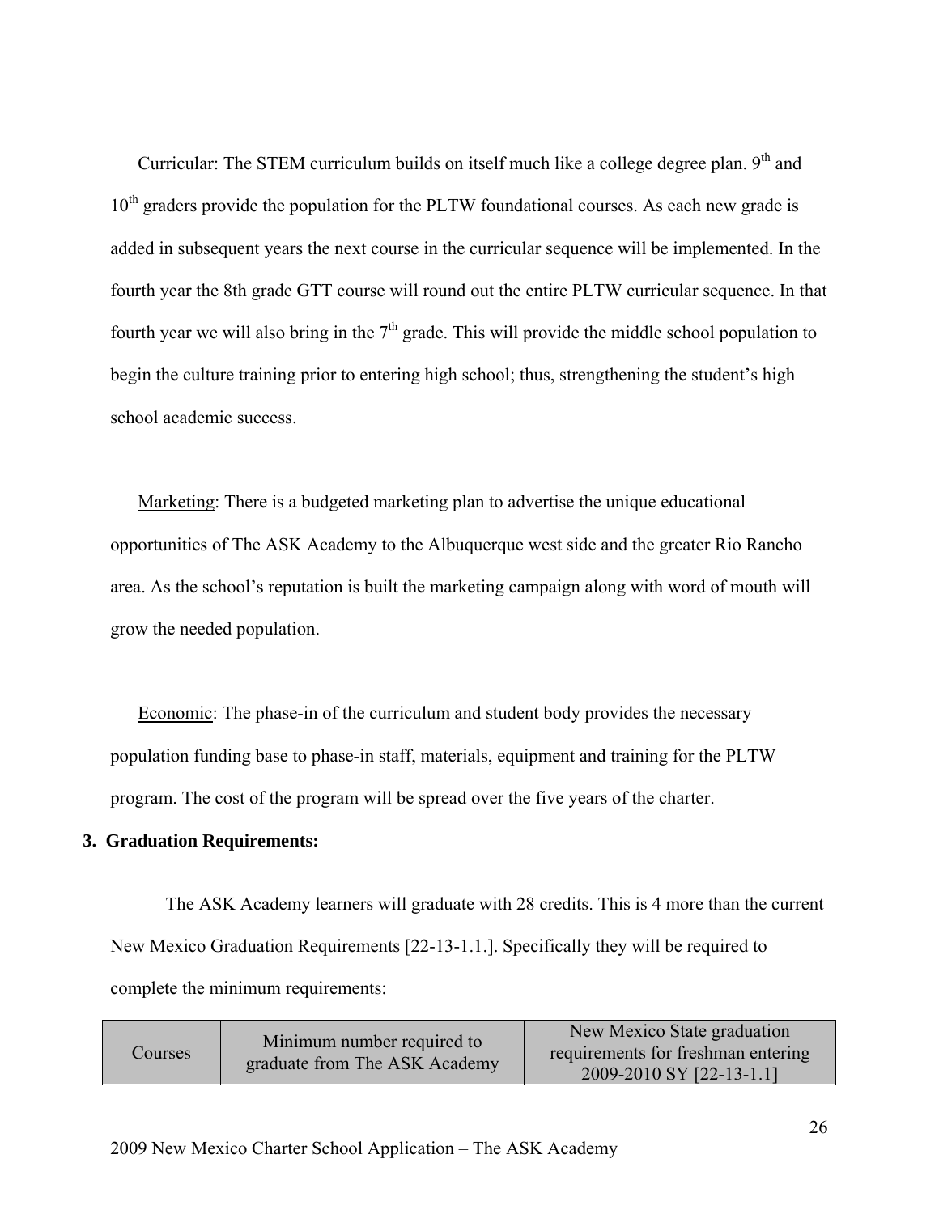Curricular: The STEM curriculum builds on itself much like a college degree plan. 9th and 10th graders provide the population for the PLTW foundational courses. As each new grade is added in subsequent years the next course in the curricular sequence will be implemented. In the fourth year the 8th grade GTT course will round out the entire PLTW curricular sequence. In that fourth year we will also bring in the 7th grade. This will provide the middle school population to begin the culture training prior to entering high school; thus, strengthening the student's high school academic success.

Marketing: There is a budgeted marketing plan to advertise the unique educational opportunities of The ASK Academy to the Albuquerque west side and the greater Rio Rancho area. As the school's reputation is built the marketing campaign along with word of mouth will grow the needed population.

Economic: The phase-in of the curriculum and student body provides the necessary population funding base to phase-in staff, materials, equipment and training for the PLTW program. The cost of the program will be spread over the five years of the charter.

**3. Graduation Requirements:**

The ASK Academy learners will graduate with 28 credits. This is 4 more than the current New Mexico Graduation Requirements [22-13-1.1.]. Specifically they will be required to complete the minimum requirements:

| Courses | Minimum number required to graduate from The ASK Academy | New Mexico State graduation requirements for freshman entering 2009-2010 SY [22-13-1.1] |
|---|---|---|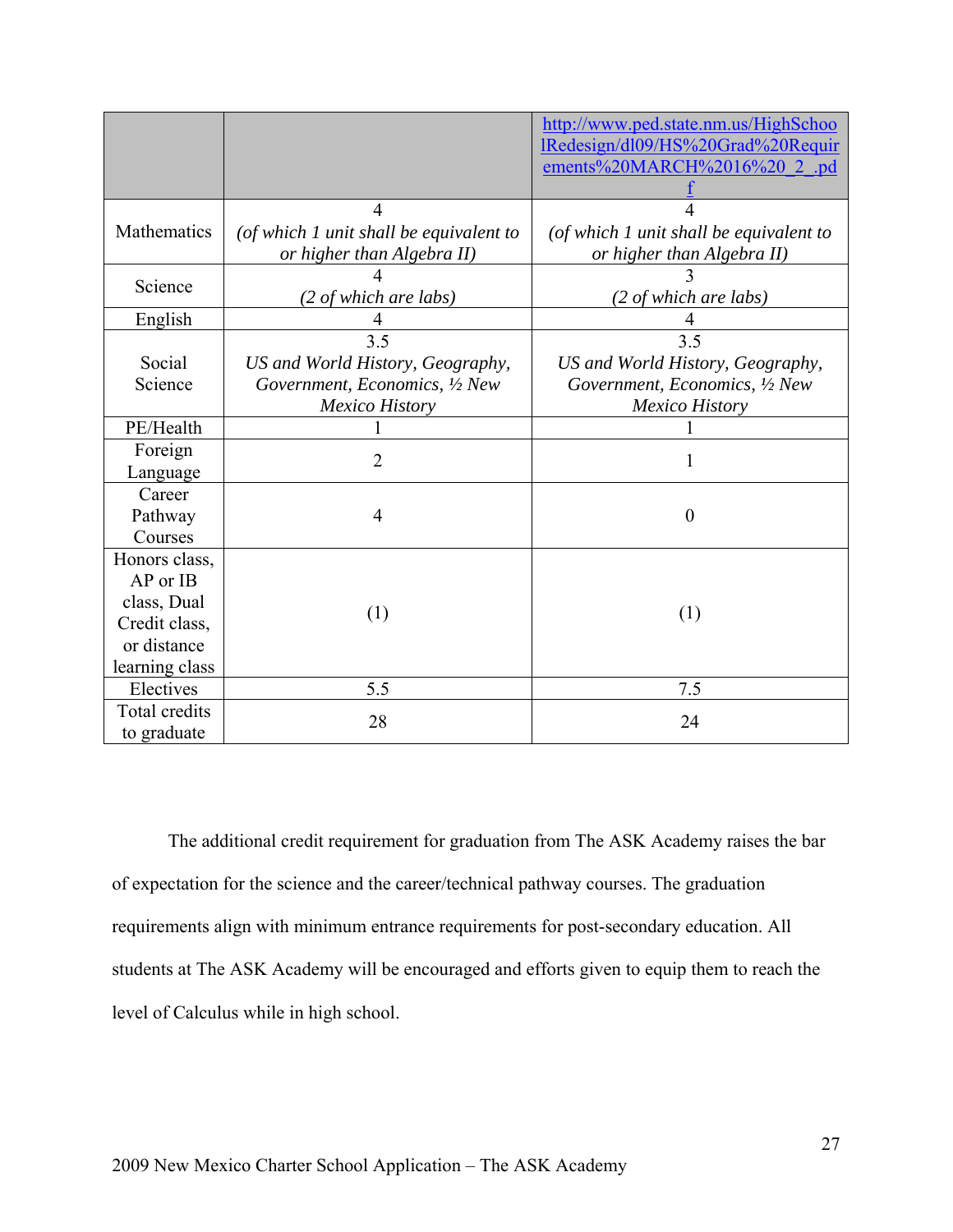| | | http://www.ped.state.nm.us/HighSchoolRedesign/dl09/HS%20Grad%20Requirements%20MARCH%2016%20_2_.pdf |
|---|---|---|
| Mathematics | 4<br>*(of which 1 unit shall be equivalent to or higher than Algebra II)* | 4<br>*(of which 1 unit shall be equivalent to or higher than Algebra II)* |
| Science | 4<br>*(2 of which are labs)* | 3<br>*(2 of which are labs)* |
| English | 4 | 4 |
| Social Science | 3.5<br>*US and World History, Geography, Government, Economics, ½ New Mexico History* | 3.5<br>*US and World History, Geography, Government, Economics, ½ New Mexico History* |
| PE/Health | 1 | 1 |
| Foreign Language | 2 | 1 |
| Career Pathway Courses | 4 | 0 |
| Honors class, AP or IB class, Dual Credit class, or distance learning class | (1) | (1) |
| Electives | 5.5 | 7.5 |
| Total credits to graduate | 28 | 24 |

The additional credit requirement for graduation from The ASK Academy raises the bar of expectation for the science and the career/technical pathway courses. The graduation requirements align with minimum entrance requirements for post-secondary education. All students at The ASK Academy will be encouraged and efforts given to equip them to reach the level of Calculus while in high school.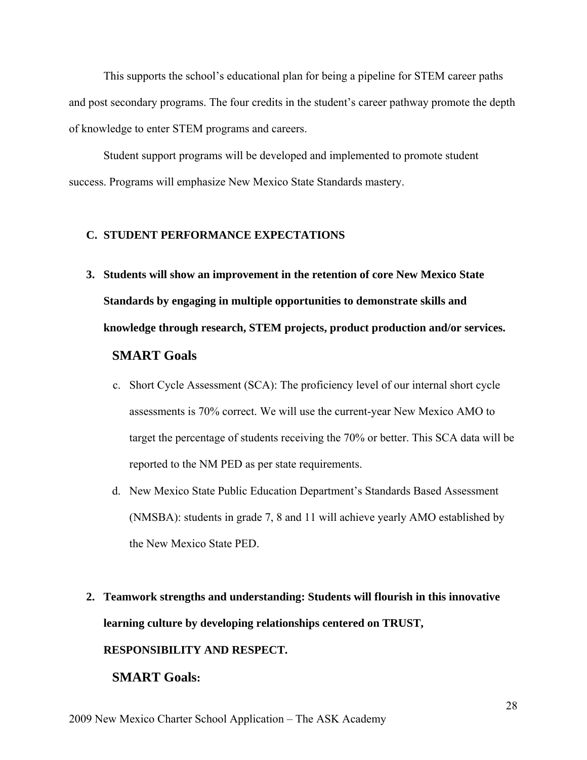This supports the school's educational plan for being a pipeline for STEM career paths and post secondary programs. The four credits in the student's career pathway promote the depth of knowledge to enter STEM programs and careers.

Student support programs will be developed and implemented to promote student success. Programs will emphasize New Mexico State Standards mastery.

## C. STUDENT PERFORMANCE EXPECTATIONS

3. **Students will show an improvement in the retention of core New Mexico State Standards by engaging in multiple opportunities to demonstrate skills and knowledge through research, STEM projects, product production and/or services.**

### SMART Goals

c. Short Cycle Assessment (SCA): The proficiency level of our internal short cycle assessments is 70% correct. We will use the current-year New Mexico AMO to target the percentage of students receiving the 70% or better. This SCA data will be reported to the NM PED as per state requirements.

d. New Mexico State Public Education Department's Standards Based Assessment (NMSBA): students in grade 7, 8 and 11 will achieve yearly AMO established by the New Mexico State PED.

2. **Teamwork strengths and understanding: Students will flourish in this innovative learning culture by developing relationships centered on TRUST, RESPONSIBILITY AND RESPECT.**

### SMART Goals: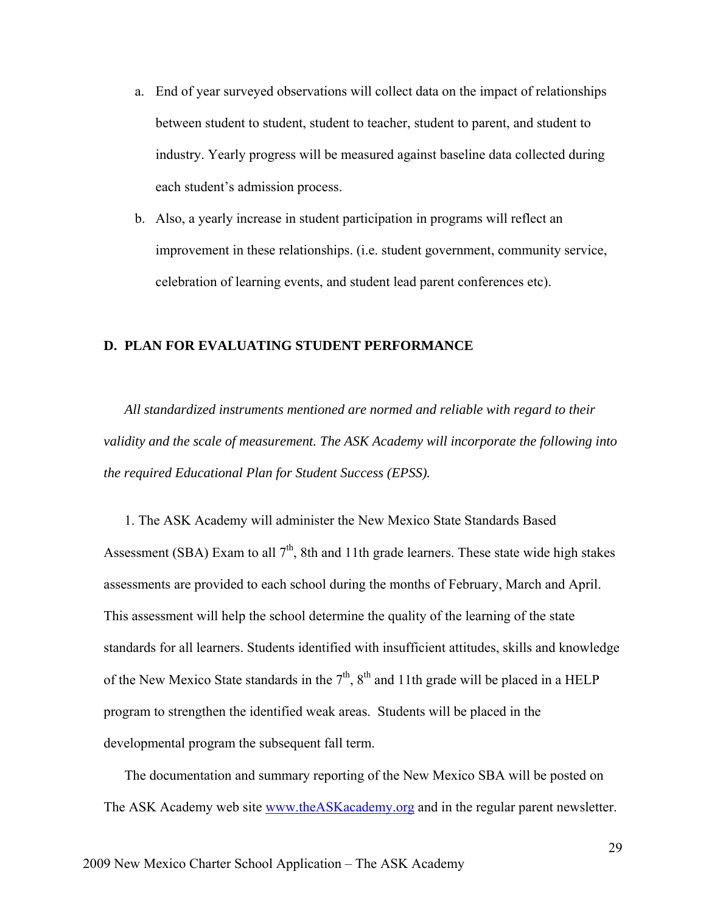a. End of year surveyed observations will collect data on the impact of relationships between student to student, student to teacher, student to parent, and student to industry. Yearly progress will be measured against baseline data collected during each student's admission process.

b. Also, a yearly increase in student participation in programs will reflect an improvement in these relationships. (i.e. student government, community service, celebration of learning events, and student lead parent conferences etc).

## D. PLAN FOR EVALUATING STUDENT PERFORMANCE

*All standardized instruments mentioned are normed and reliable with regard to their validity and the scale of measurement. The ASK Academy will incorporate the following into the required Educational Plan for Student Success (EPSS).*

1. The ASK Academy will administer the New Mexico State Standards Based Assessment (SBA) Exam to all 7th, 8th and 11th grade learners. These state wide high stakes assessments are provided to each school during the months of February, March and April. This assessment will help the school determine the quality of the learning of the state standards for all learners. Students identified with insufficient attitudes, skills and knowledge of the New Mexico State standards in the 7th, 8th and 11th grade will be placed in a HELP program to strengthen the identified weak areas. Students will be placed in the developmental program the subsequent fall term.

The documentation and summary reporting of the New Mexico SBA will be posted on The ASK Academy web site [www.theASKacademy.org](http://www.theASKacademy.org) and in the regular parent newsletter.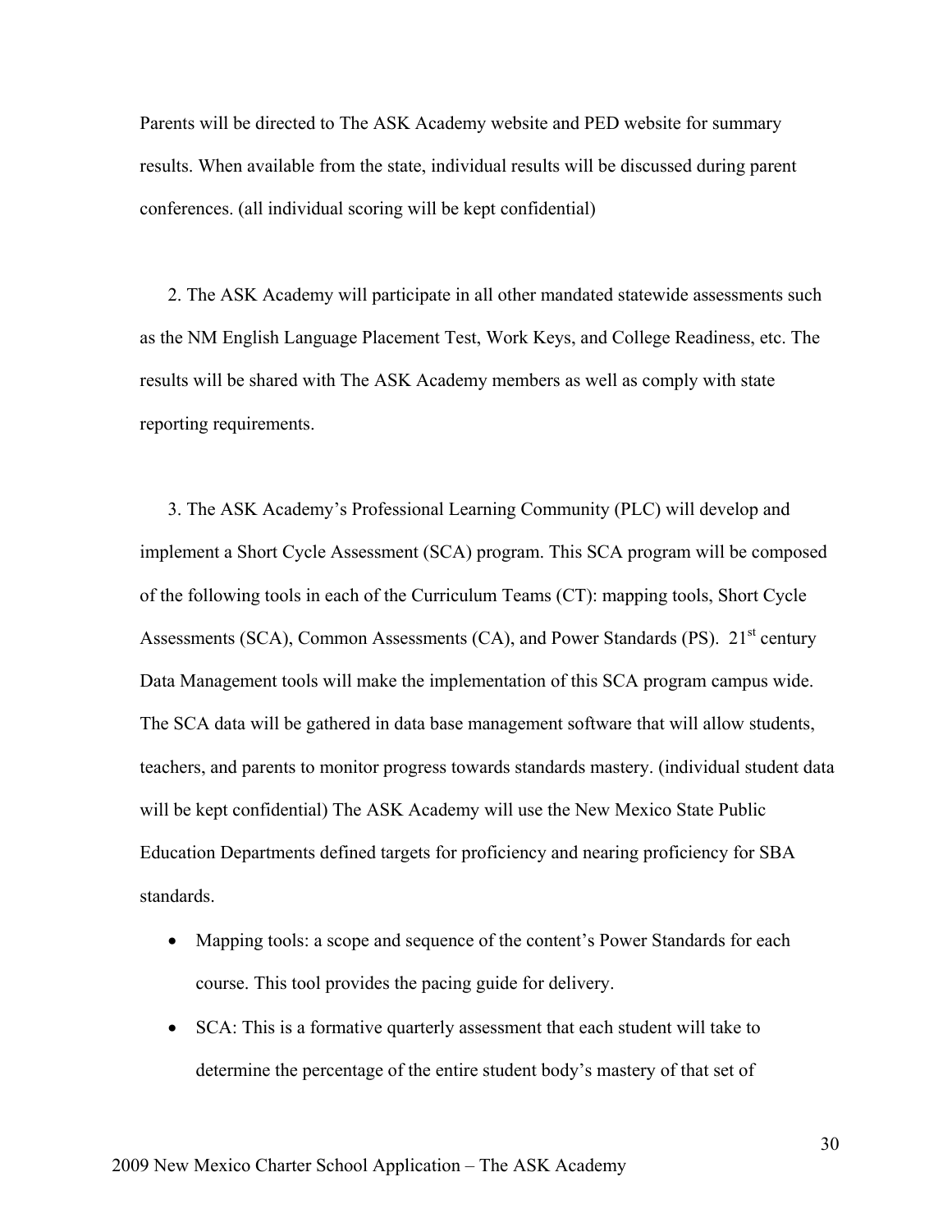Parents will be directed to The ASK Academy website and PED website for summary results. When available from the state, individual results will be discussed during parent conferences. (all individual scoring will be kept confidential)

2. The ASK Academy will participate in all other mandated statewide assessments such as the NM English Language Placement Test, Work Keys, and College Readiness, etc. The results will be shared with The ASK Academy members as well as comply with state reporting requirements.

3. The ASK Academy's Professional Learning Community (PLC) will develop and implement a Short Cycle Assessment (SCA) program. This SCA program will be composed of the following tools in each of the Curriculum Teams (CT): mapping tools, Short Cycle Assessments (SCA), Common Assessments (CA), and Power Standards (PS). 21st century Data Management tools will make the implementation of this SCA program campus wide. The SCA data will be gathered in data base management software that will allow students, teachers, and parents to monitor progress towards standards mastery. (individual student data will be kept confidential) The ASK Academy will use the New Mexico State Public Education Departments defined targets for proficiency and nearing proficiency for SBA standards.

- Mapping tools: a scope and sequence of the content's Power Standards for each course. This tool provides the pacing guide for delivery.
- SCA: This is a formative quarterly assessment that each student will take to determine the percentage of the entire student body's mastery of that set of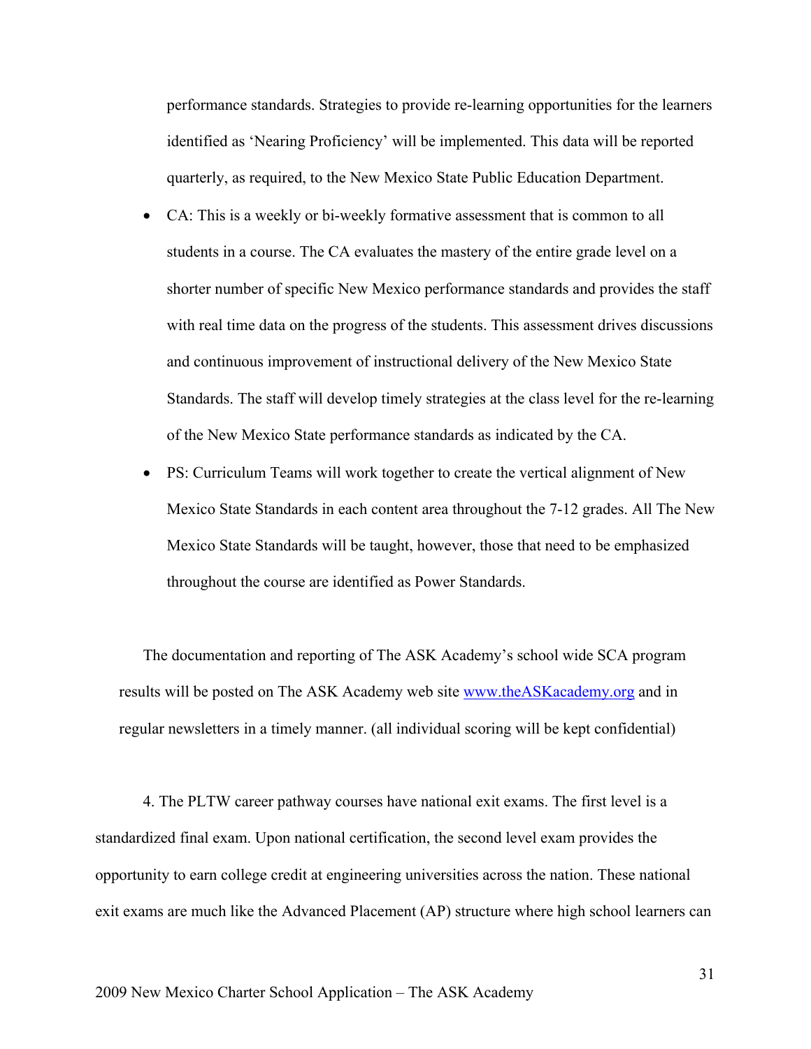performance standards. Strategies to provide re-learning opportunities for the learners identified as 'Nearing Proficiency' will be implemented. This data will be reported quarterly, as required, to the New Mexico State Public Education Department.

- CA: This is a weekly or bi-weekly formative assessment that is common to all students in a course. The CA evaluates the mastery of the entire grade level on a shorter number of specific New Mexico performance standards and provides the staff with real time data on the progress of the students. This assessment drives discussions and continuous improvement of instructional delivery of the New Mexico State Standards. The staff will develop timely strategies at the class level for the re-learning of the New Mexico State performance standards as indicated by the CA.
- PS: Curriculum Teams will work together to create the vertical alignment of New Mexico State Standards in each content area throughout the 7-12 grades. All The New Mexico State Standards will be taught, however, those that need to be emphasized throughout the course are identified as Power Standards.

The documentation and reporting of The ASK Academy's school wide SCA program results will be posted on The ASK Academy web site www.theASKacademy.org and in regular newsletters in a timely manner. (all individual scoring will be kept confidential)

4. The PLTW career pathway courses have national exit exams. The first level is a standardized final exam. Upon national certification, the second level exam provides the opportunity to earn college credit at engineering universities across the nation. These national exit exams are much like the Advanced Placement (AP) structure where high school learners can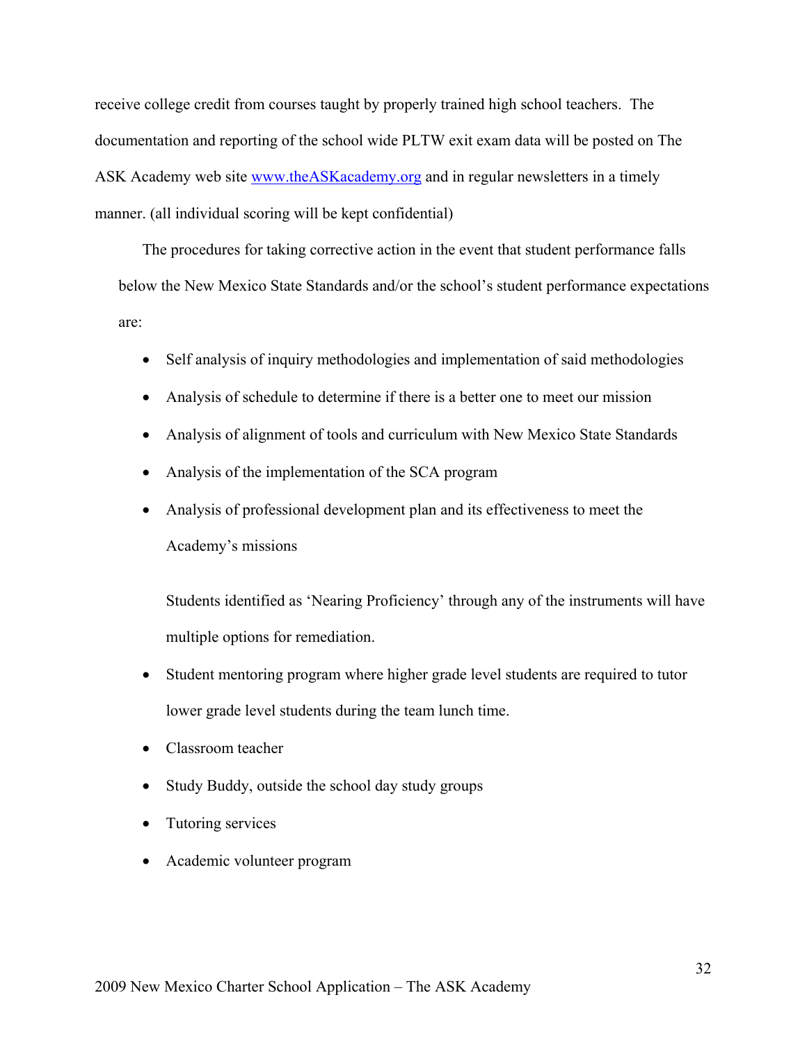receive college credit from courses taught by properly trained high school teachers. The documentation and reporting of the school wide PLTW exit exam data will be posted on The ASK Academy web site [www.theASKacademy.org](http://www.theASKacademy.org) and in regular newsletters in a timely manner. (all individual scoring will be kept confidential)

The procedures for taking corrective action in the event that student performance falls below the New Mexico State Standards and/or the school's student performance expectations are:

- Self analysis of inquiry methodologies and implementation of said methodologies
- Analysis of schedule to determine if there is a better one to meet our mission
- Analysis of alignment of tools and curriculum with New Mexico State Standards
- Analysis of the implementation of the SCA program
- Analysis of professional development plan and its effectiveness to meet the Academy's missions

Students identified as 'Nearing Proficiency' through any of the instruments will have multiple options for remediation.

- Student mentoring program where higher grade level students are required to tutor lower grade level students during the team lunch time.
- Classroom teacher
- Study Buddy, outside the school day study groups
- Tutoring services
- Academic volunteer program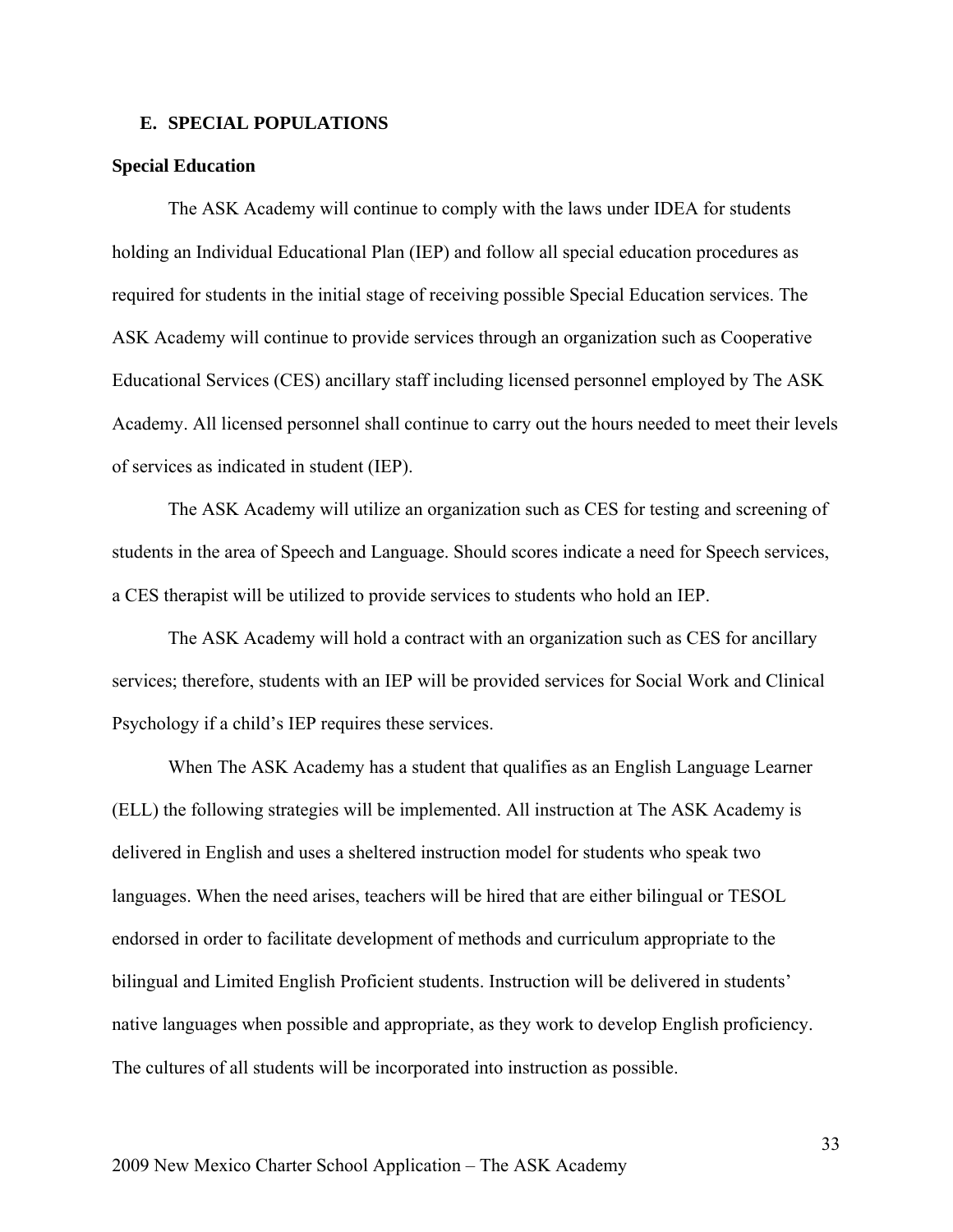## E. SPECIAL POPULATIONS

### Special Education

The ASK Academy will continue to comply with the laws under IDEA for students holding an Individual Educational Plan (IEP) and follow all special education procedures as required for students in the initial stage of receiving possible Special Education services. The ASK Academy will continue to provide services through an organization such as Cooperative Educational Services (CES) ancillary staff including licensed personnel employed by The ASK Academy. All licensed personnel shall continue to carry out the hours needed to meet their levels of services as indicated in student (IEP).

The ASK Academy will utilize an organization such as CES for testing and screening of students in the area of Speech and Language. Should scores indicate a need for Speech services, a CES therapist will be utilized to provide services to students who hold an IEP.

The ASK Academy will hold a contract with an organization such as CES for ancillary services; therefore, students with an IEP will be provided services for Social Work and Clinical Psychology if a child's IEP requires these services.

When The ASK Academy has a student that qualifies as an English Language Learner (ELL) the following strategies will be implemented. All instruction at The ASK Academy is delivered in English and uses a sheltered instruction model for students who speak two languages. When the need arises, teachers will be hired that are either bilingual or TESOL endorsed in order to facilitate development of methods and curriculum appropriate to the bilingual and Limited English Proficient students. Instruction will be delivered in students' native languages when possible and appropriate, as they work to develop English proficiency. The cultures of all students will be incorporated into instruction as possible.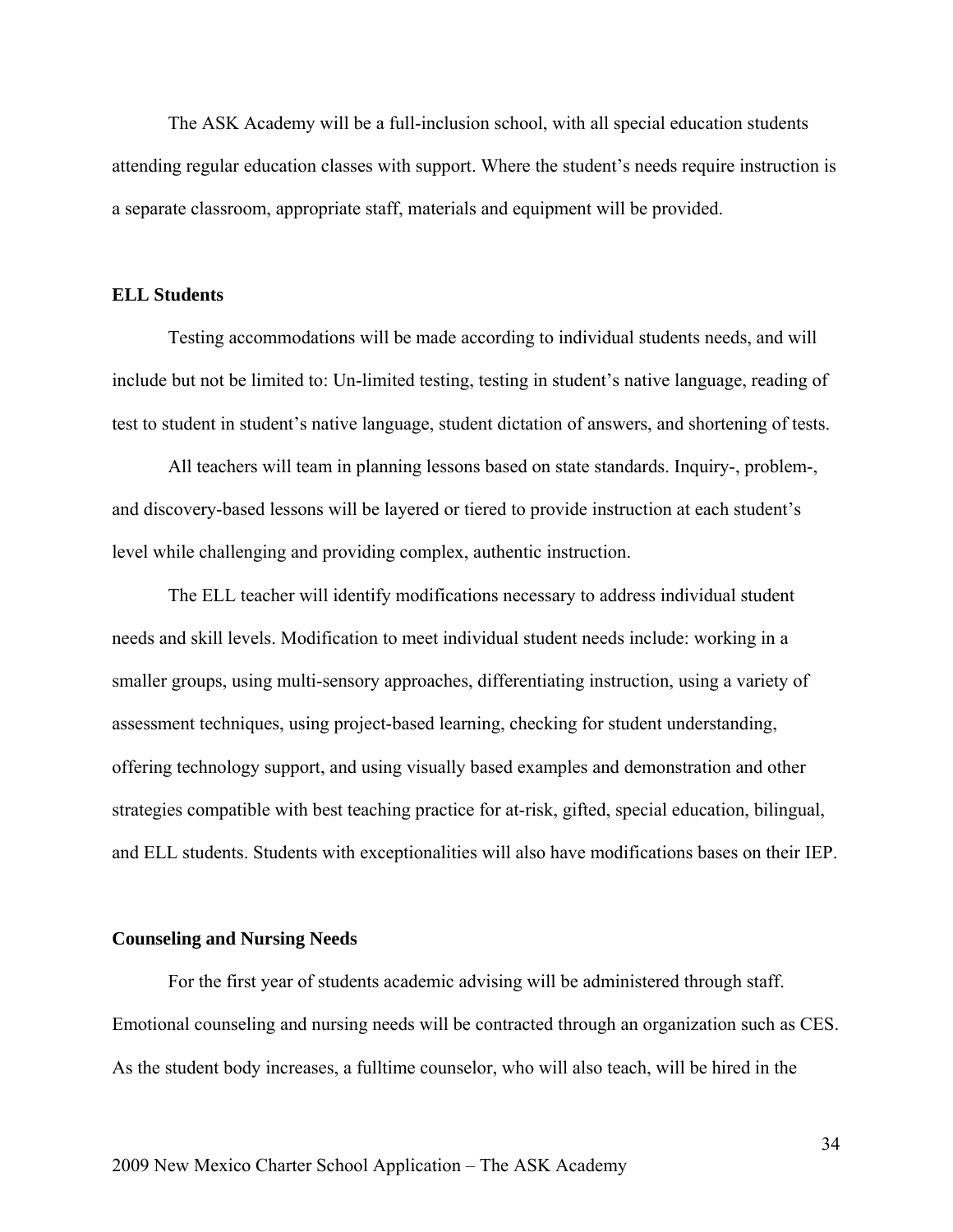The ASK Academy will be a full-inclusion school, with all special education students attending regular education classes with support. Where the student's needs require instruction is a separate classroom, appropriate staff, materials and equipment will be provided.

**ELL Students**

Testing accommodations will be made according to individual students needs, and will include but not be limited to: Un-limited testing, testing in student's native language, reading of test to student in student's native language, student dictation of answers, and shortening of tests.

All teachers will team in planning lessons based on state standards. Inquiry-, problem-, and discovery-based lessons will be layered or tiered to provide instruction at each student's level while challenging and providing complex, authentic instruction.

The ELL teacher will identify modifications necessary to address individual student needs and skill levels. Modification to meet individual student needs include: working in a smaller groups, using multi-sensory approaches, differentiating instruction, using a variety of assessment techniques, using project-based learning, checking for student understanding, offering technology support, and using visually based examples and demonstration and other strategies compatible with best teaching practice for at-risk, gifted, special education, bilingual, and ELL students. Students with exceptionalities will also have modifications bases on their IEP.

**Counseling and Nursing Needs**

For the first year of students academic advising will be administered through staff. Emotional counseling and nursing needs will be contracted through an organization such as CES. As the student body increases, a fulltime counselor, who will also teach, will be hired in the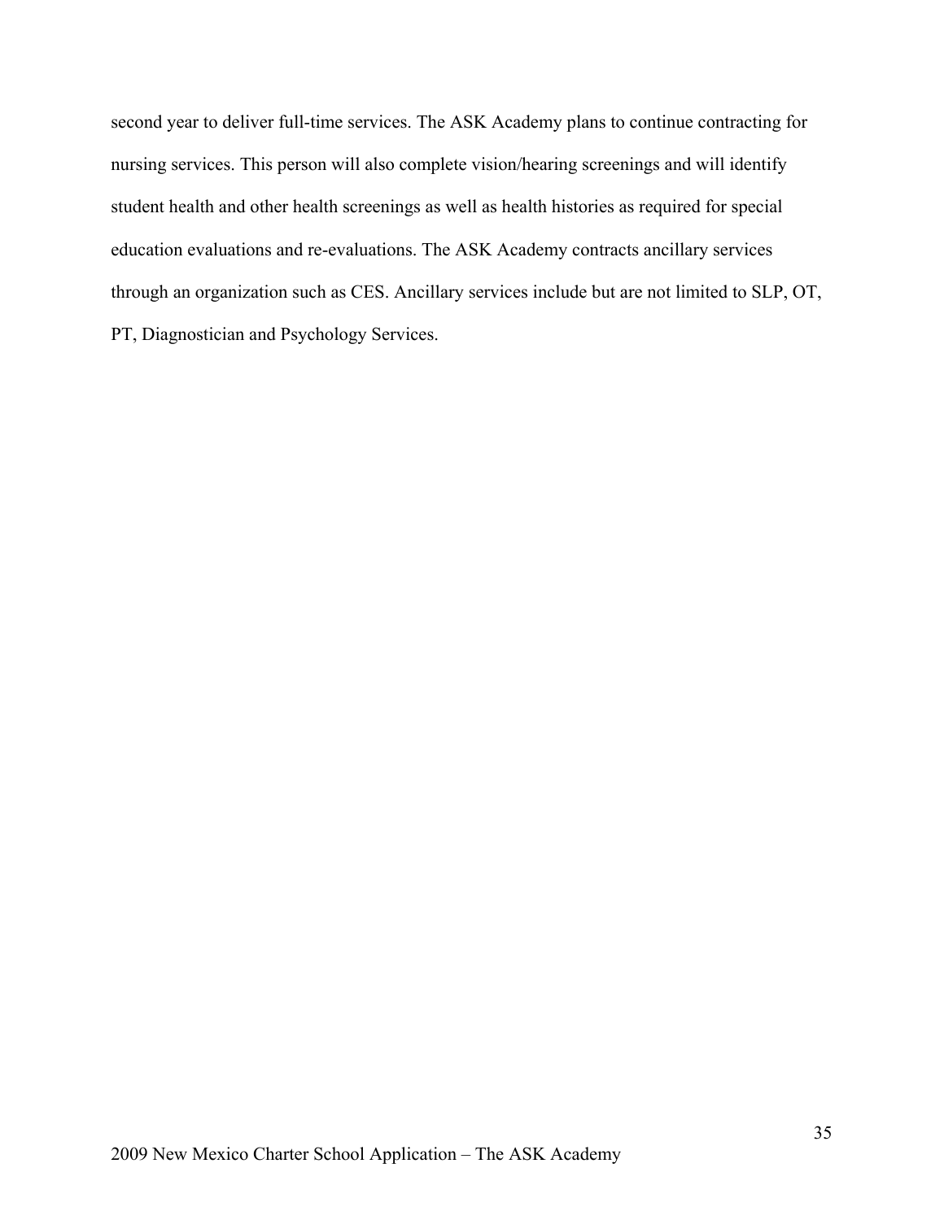second year to deliver full-time services. The ASK Academy plans to continue contracting for nursing services. This person will also complete vision/hearing screenings and will identify student health and other health screenings as well as health histories as required for special education evaluations and re-evaluations. The ASK Academy contracts ancillary services through an organization such as CES. Ancillary services include but are not limited to SLP, OT, PT, Diagnostician and Psychology Services.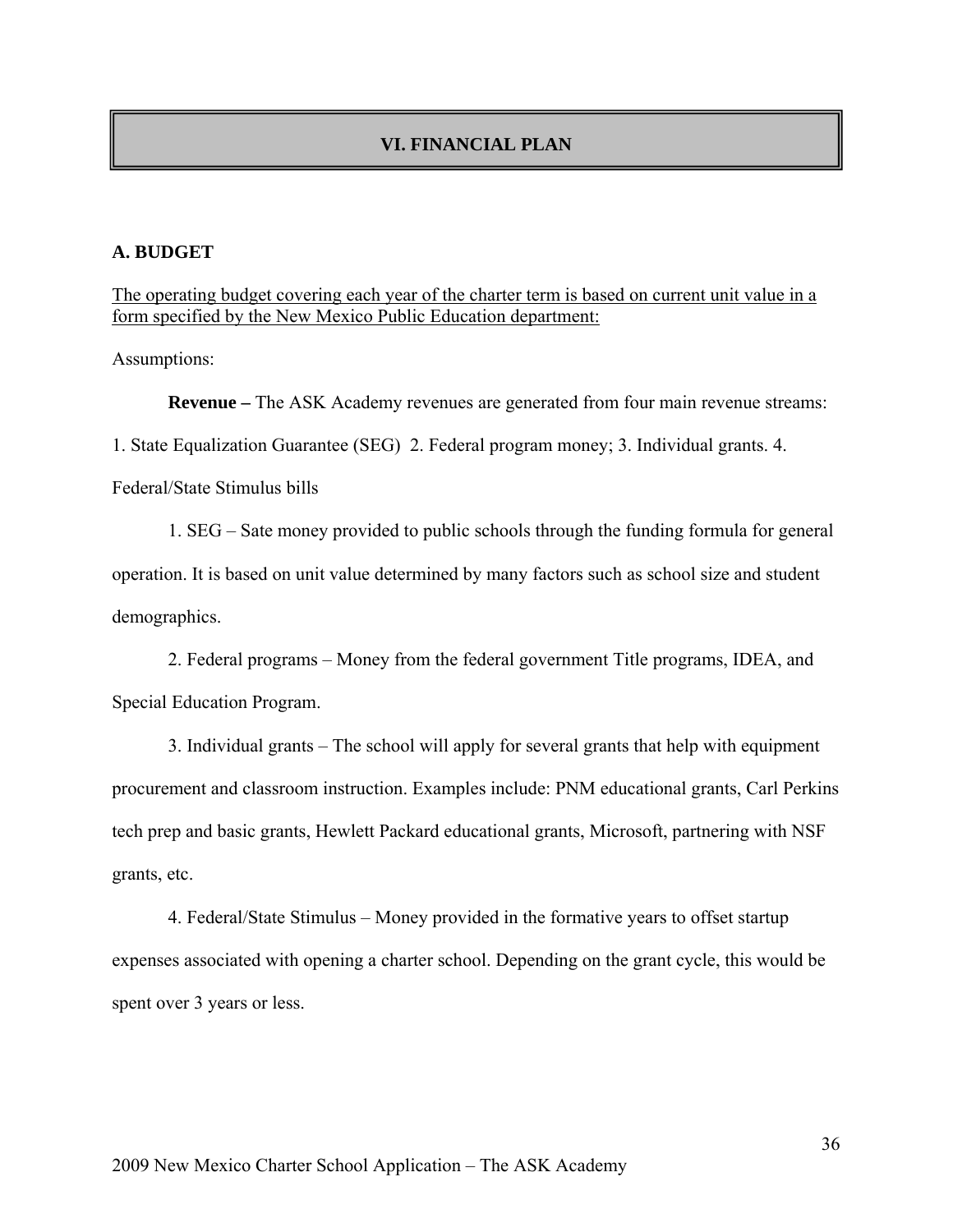# VI. FINANCIAL PLAN

## A. BUDGET

<u>The operating budget covering each year of the charter term is based on current unit value in a form specified by the New Mexico Public Education department:</u>

Assumptions:

**Revenue –** The ASK Academy revenues are generated from four main revenue streams: 1. State Equalization Guarantee (SEG) 2. Federal program money; 3. Individual grants. 4. Federal/State Stimulus bills

1. SEG – Sate money provided to public schools through the funding formula for general operation. It is based on unit value determined by many factors such as school size and student demographics.

2. Federal programs – Money from the federal government Title programs, IDEA, and Special Education Program.

3. Individual grants – The school will apply for several grants that help with equipment procurement and classroom instruction. Examples include: PNM educational grants, Carl Perkins tech prep and basic grants, Hewlett Packard educational grants, Microsoft, partnering with NSF grants, etc.

4. Federal/State Stimulus – Money provided in the formative years to offset startup expenses associated with opening a charter school. Depending on the grant cycle, this would be spent over 3 years or less.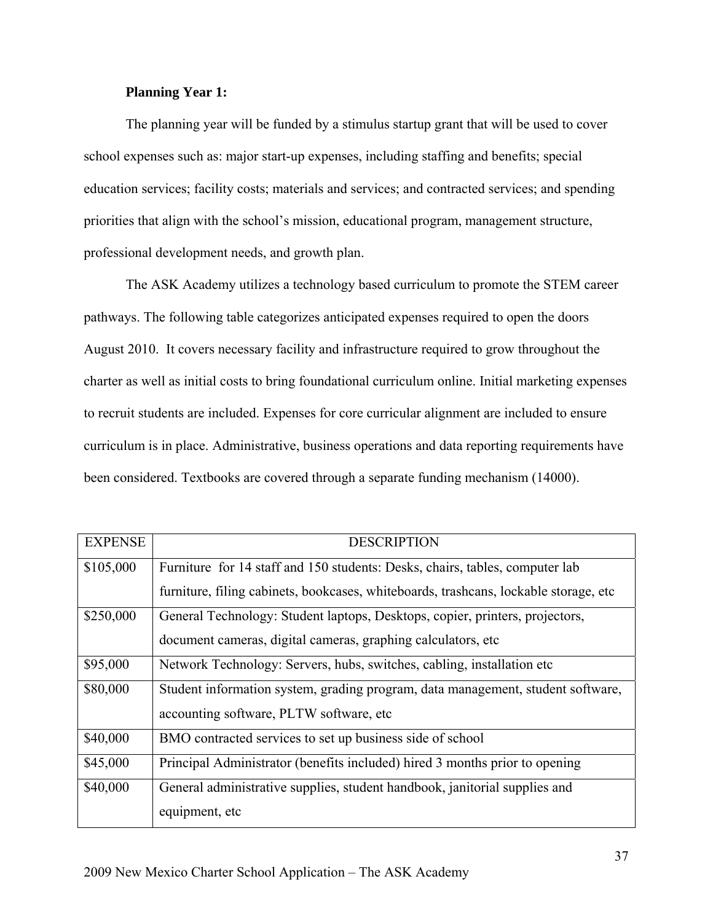**Planning Year 1:**

The planning year will be funded by a stimulus startup grant that will be used to cover school expenses such as: major start-up expenses, including staffing and benefits; special education services; facility costs; materials and services; and contracted services; and spending priorities that align with the school's mission, educational program, management structure, professional development needs, and growth plan.

The ASK Academy utilizes a technology based curriculum to promote the STEM career pathways. The following table categorizes anticipated expenses required to open the doors August 2010. It covers necessary facility and infrastructure required to grow throughout the charter as well as initial costs to bring foundational curriculum online. Initial marketing expenses to recruit students are included. Expenses for core curricular alignment are included to ensure curriculum is in place. Administrative, business operations and data reporting requirements have been considered. Textbooks are covered through a separate funding mechanism (14000).

| EXPENSE | DESCRIPTION |
|---|---|
| $105,000 | Furniture for 14 staff and 150 students: Desks, chairs, tables, computer lab furniture, filing cabinets, bookcases, whiteboards, trashcans, lockable storage, etc |
| $250,000 | General Technology: Student laptops, Desktops, copier, printers, projectors, document cameras, digital cameras, graphing calculators, etc |
| $95,000 | Network Technology: Servers, hubs, switches, cabling, installation etc |
| $80,000 | Student information system, grading program, data management, student software, accounting software, PLTW software, etc |
| $40,000 | BMO contracted services to set up business side of school |
| $45,000 | Principal Administrator (benefits included) hired 3 months prior to opening |
| $40,000 | General administrative supplies, student handbook, janitorial supplies and equipment, etc |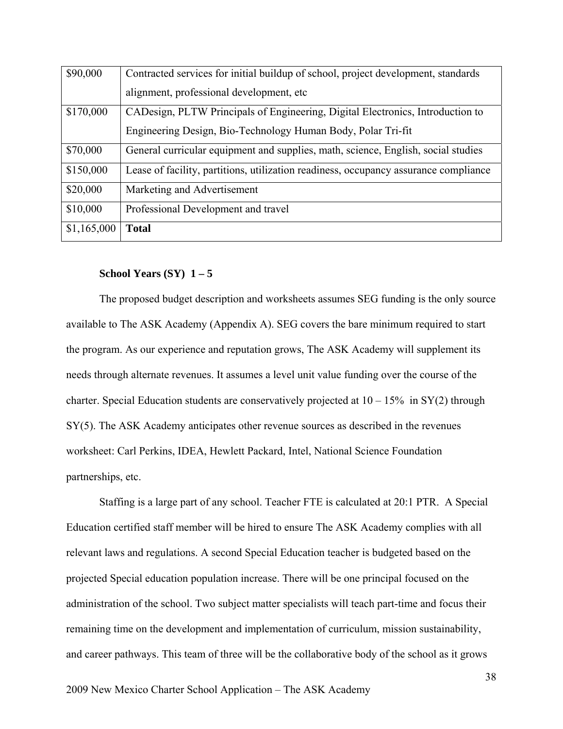| | |
|---|---|
| $90,000 | Contracted services for initial buildup of school, project development, standards alignment, professional development, etc |
| $170,000 | CADesign, PLTW Principals of Engineering, Digital Electronics, Introduction to Engineering Design, Bio-Technology Human Body, Polar Tri-fit |
| $70,000 | General curricular equipment and supplies, math, science, English, social studies |
| $150,000 | Lease of facility, partitions, utilization readiness, occupancy assurance compliance |
| $20,000 | Marketing and Advertisement |
| $10,000 | Professional Development and travel |
| $1,165,000 | **Total** |

**School Years (SY) 1 – 5**

The proposed budget description and worksheets assumes SEG funding is the only source available to The ASK Academy (Appendix A). SEG covers the bare minimum required to start the program. As our experience and reputation grows, The ASK Academy will supplement its needs through alternate revenues. It assumes a level unit value funding over the course of the charter. Special Education students are conservatively projected at 10 – 15% in SY(2) through SY(5). The ASK Academy anticipates other revenue sources as described in the revenues worksheet: Carl Perkins, IDEA, Hewlett Packard, Intel, National Science Foundation partnerships, etc.

Staffing is a large part of any school. Teacher FTE is calculated at 20:1 PTR. A Special Education certified staff member will be hired to ensure The ASK Academy complies with all relevant laws and regulations. A second Special Education teacher is budgeted based on the projected Special education population increase. There will be one principal focused on the administration of the school. Two subject matter specialists will teach part-time and focus their remaining time on the development and implementation of curriculum, mission sustainability, and career pathways. This team of three will be the collaborative body of the school as it grows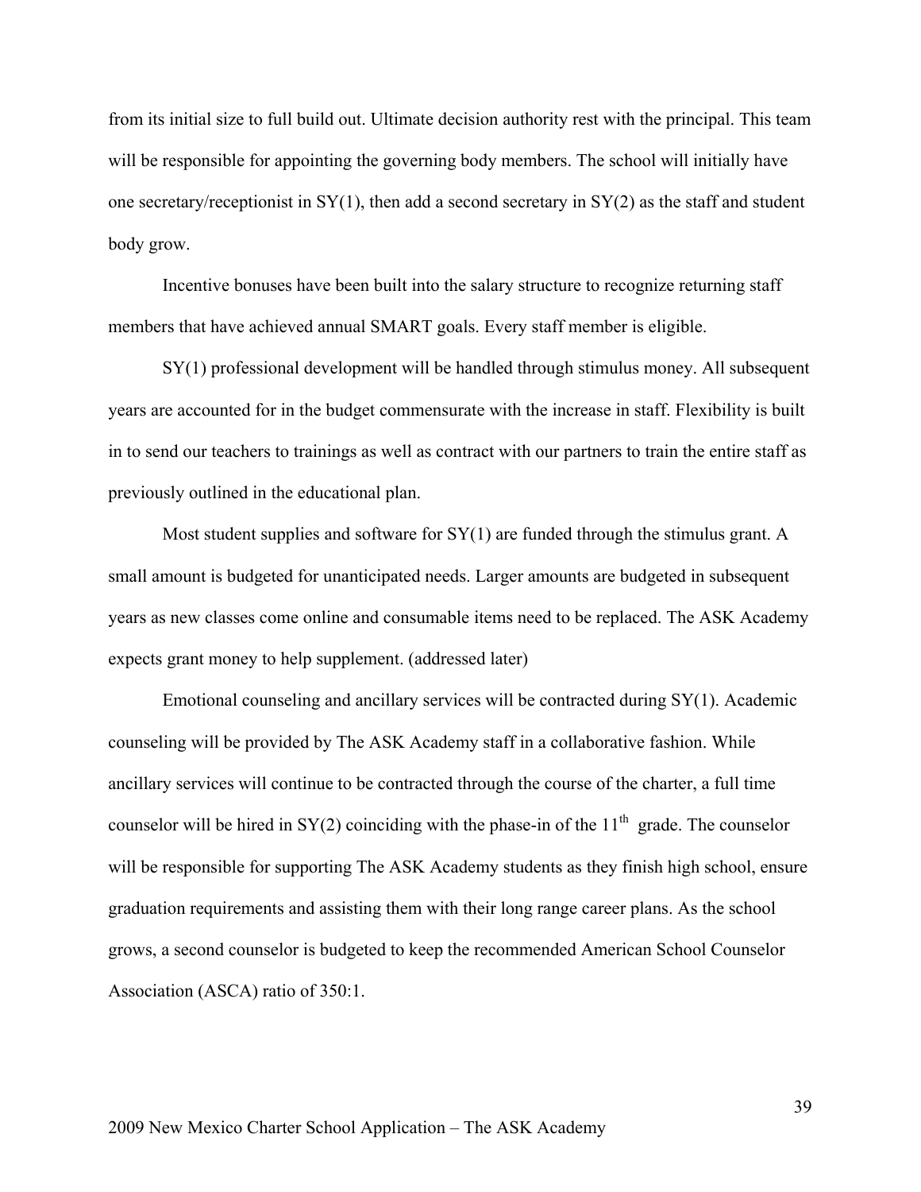from its initial size to full build out. Ultimate decision authority rest with the principal. This team will be responsible for appointing the governing body members. The school will initially have one secretary/receptionist in SY(1), then add a second secretary in SY(2) as the staff and student body grow.

Incentive bonuses have been built into the salary structure to recognize returning staff members that have achieved annual SMART goals. Every staff member is eligible.

SY(1) professional development will be handled through stimulus money. All subsequent years are accounted for in the budget commensurate with the increase in staff. Flexibility is built in to send our teachers to trainings as well as contract with our partners to train the entire staff as previously outlined in the educational plan.

Most student supplies and software for SY(1) are funded through the stimulus grant. A small amount is budgeted for unanticipated needs. Larger amounts are budgeted in subsequent years as new classes come online and consumable items need to be replaced. The ASK Academy expects grant money to help supplement. (addressed later)

Emotional counseling and ancillary services will be contracted during SY(1). Academic counseling will be provided by The ASK Academy staff in a collaborative fashion. While ancillary services will continue to be contracted through the course of the charter, a full time counselor will be hired in SY(2) coinciding with the phase-in of the 11th grade. The counselor will be responsible for supporting The ASK Academy students as they finish high school, ensure graduation requirements and assisting them with their long range career plans. As the school grows, a second counselor is budgeted to keep the recommended American School Counselor Association (ASCA) ratio of 350:1.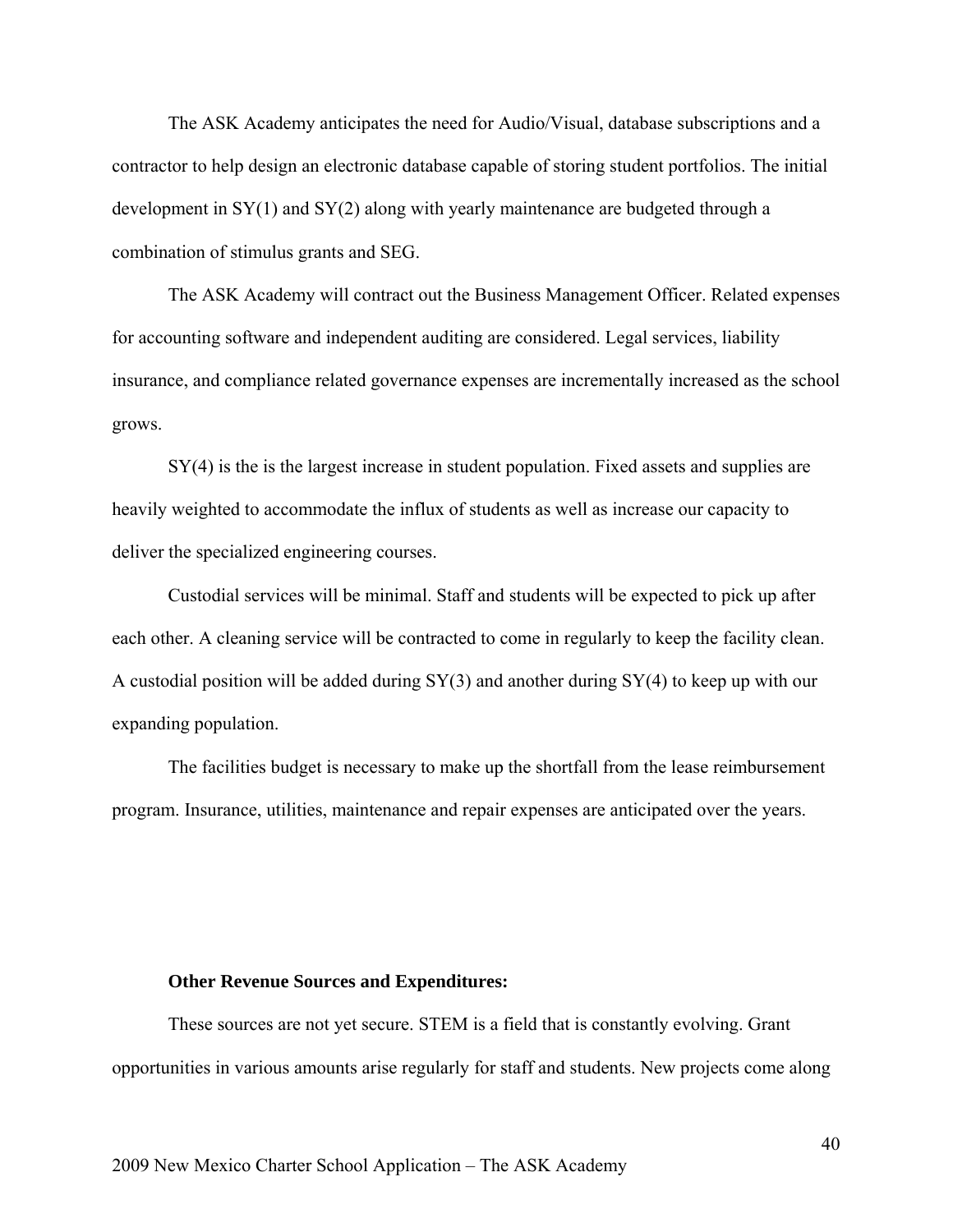The ASK Academy anticipates the need for Audio/Visual, database subscriptions and a contractor to help design an electronic database capable of storing student portfolios. The initial development in SY(1) and SY(2) along with yearly maintenance are budgeted through a combination of stimulus grants and SEG.

The ASK Academy will contract out the Business Management Officer. Related expenses for accounting software and independent auditing are considered. Legal services, liability insurance, and compliance related governance expenses are incrementally increased as the school grows.

SY(4) is the is the largest increase in student population. Fixed assets and supplies are heavily weighted to accommodate the influx of students as well as increase our capacity to deliver the specialized engineering courses.

Custodial services will be minimal. Staff and students will be expected to pick up after each other. A cleaning service will be contracted to come in regularly to keep the facility clean. A custodial position will be added during SY(3) and another during SY(4) to keep up with our expanding population.

The facilities budget is necessary to make up the shortfall from the lease reimbursement program. Insurance, utilities, maintenance and repair expenses are anticipated over the years.

**Other Revenue Sources and Expenditures:**

These sources are not yet secure. STEM is a field that is constantly evolving. Grant opportunities in various amounts arise regularly for staff and students. New projects come along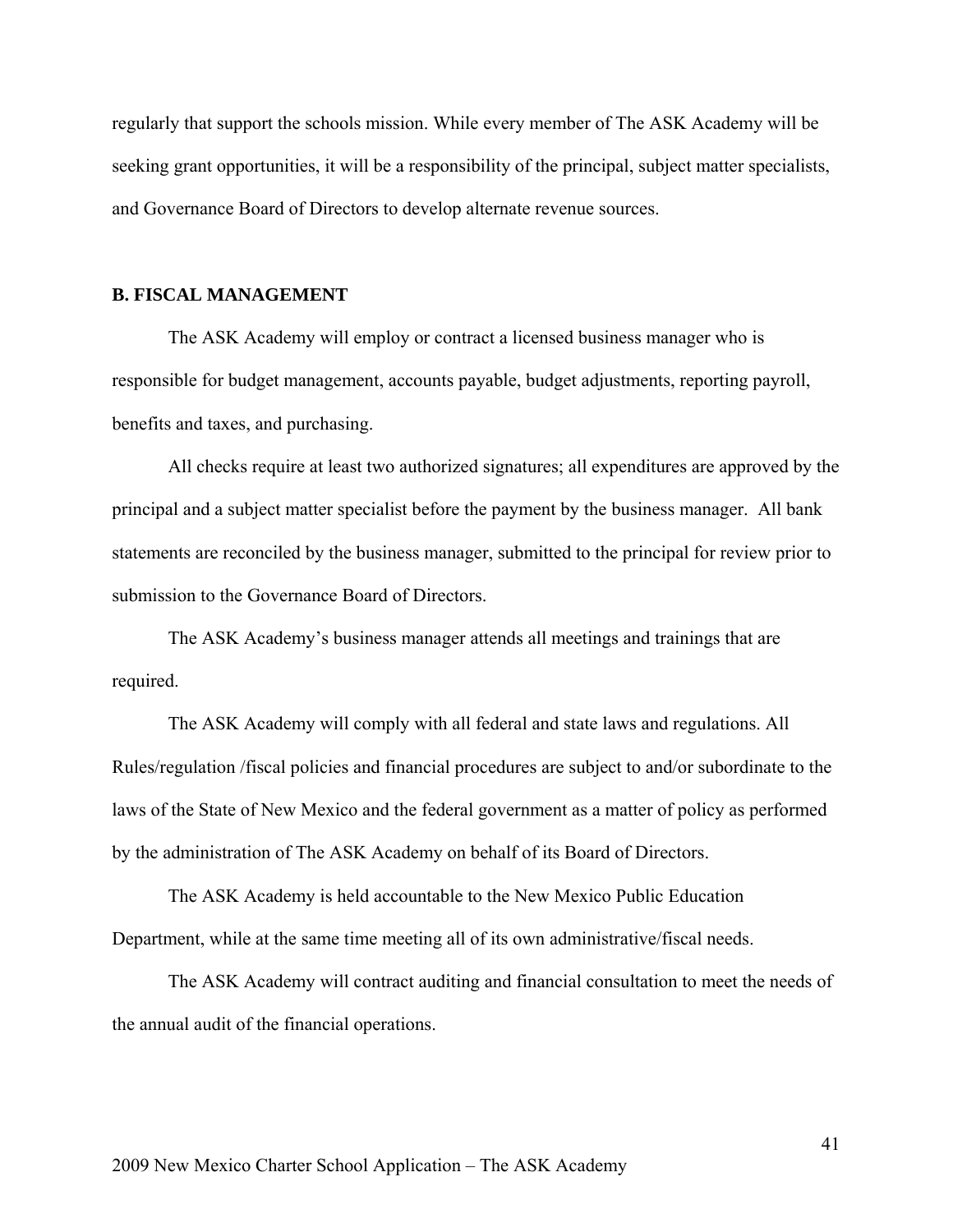regularly that support the schools mission. While every member of The ASK Academy will be seeking grant opportunities, it will be a responsibility of the principal, subject matter specialists, and Governance Board of Directors to develop alternate revenue sources.

## B. FISCAL MANAGEMENT

The ASK Academy will employ or contract a licensed business manager who is responsible for budget management, accounts payable, budget adjustments, reporting payroll, benefits and taxes, and purchasing.

All checks require at least two authorized signatures; all expenditures are approved by the principal and a subject matter specialist before the payment by the business manager. All bank statements are reconciled by the business manager, submitted to the principal for review prior to submission to the Governance Board of Directors.

The ASK Academy's business manager attends all meetings and trainings that are required.

The ASK Academy will comply with all federal and state laws and regulations. All Rules/regulation /fiscal policies and financial procedures are subject to and/or subordinate to the laws of the State of New Mexico and the federal government as a matter of policy as performed by the administration of The ASK Academy on behalf of its Board of Directors.

The ASK Academy is held accountable to the New Mexico Public Education Department, while at the same time meeting all of its own administrative/fiscal needs.

The ASK Academy will contract auditing and financial consultation to meet the needs of the annual audit of the financial operations.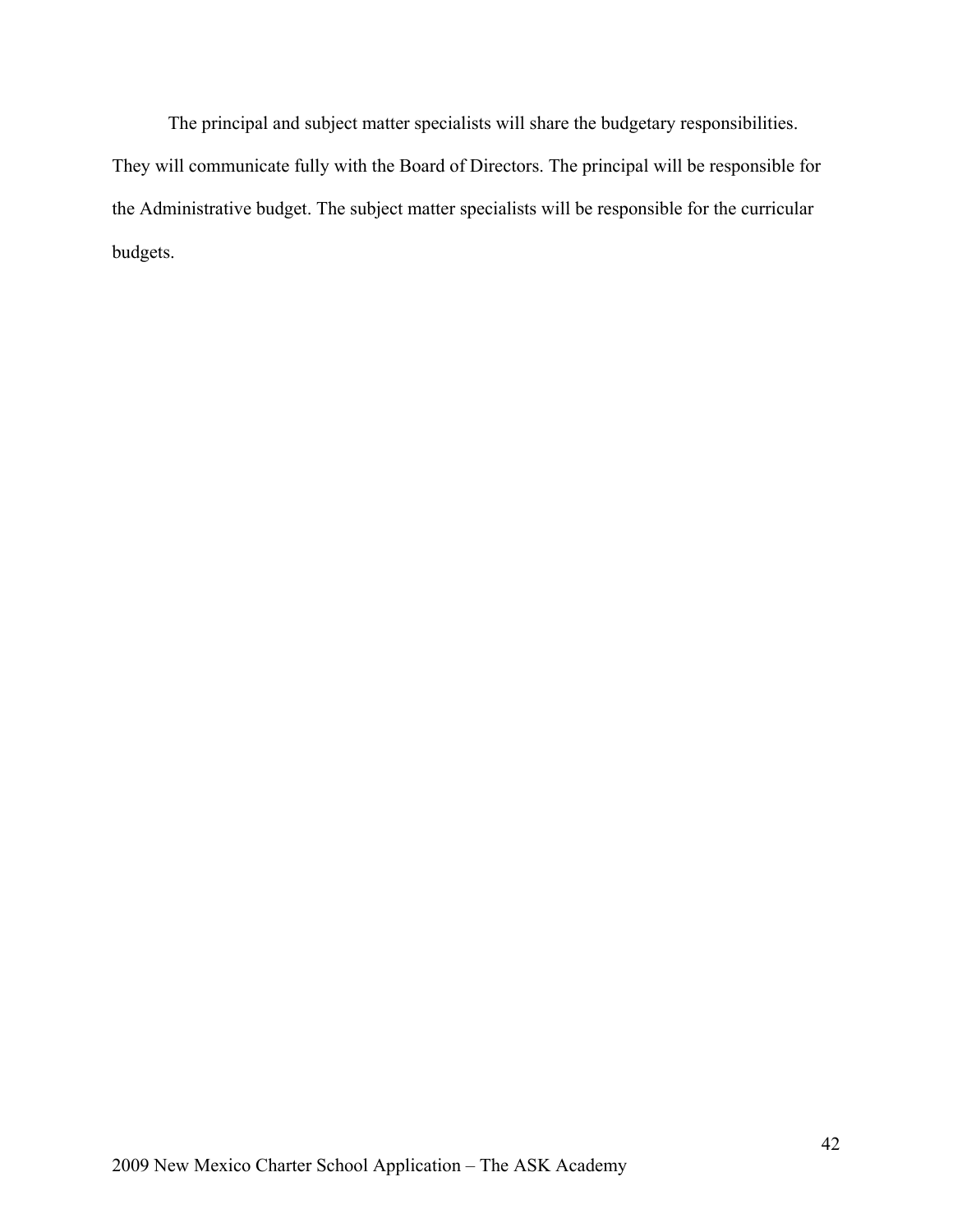The principal and subject matter specialists will share the budgetary responsibilities. They will communicate fully with the Board of Directors. The principal will be responsible for the Administrative budget. The subject matter specialists will be responsible for the curricular budgets.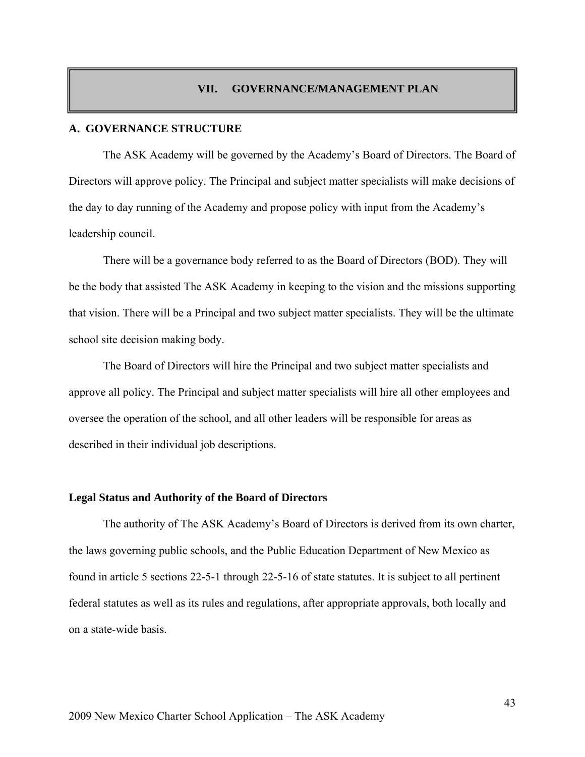# VII. GOVERNANCE/MANAGEMENT PLAN

## A. GOVERNANCE STRUCTURE

The ASK Academy will be governed by the Academy's Board of Directors. The Board of Directors will approve policy. The Principal and subject matter specialists will make decisions of the day to day running of the Academy and propose policy with input from the Academy's leadership council.

There will be a governance body referred to as the Board of Directors (BOD). They will be the body that assisted The ASK Academy in keeping to the vision and the missions supporting that vision. There will be a Principal and two subject matter specialists. They will be the ultimate school site decision making body.

The Board of Directors will hire the Principal and two subject matter specialists and approve all policy. The Principal and subject matter specialists will hire all other employees and oversee the operation of the school, and all other leaders will be responsible for areas as described in their individual job descriptions.

### Legal Status and Authority of the Board of Directors

The authority of The ASK Academy's Board of Directors is derived from its own charter, the laws governing public schools, and the Public Education Department of New Mexico as found in article 5 sections 22-5-1 through 22-5-16 of state statutes. It is subject to all pertinent federal statutes as well as its rules and regulations, after appropriate approvals, both locally and on a state-wide basis.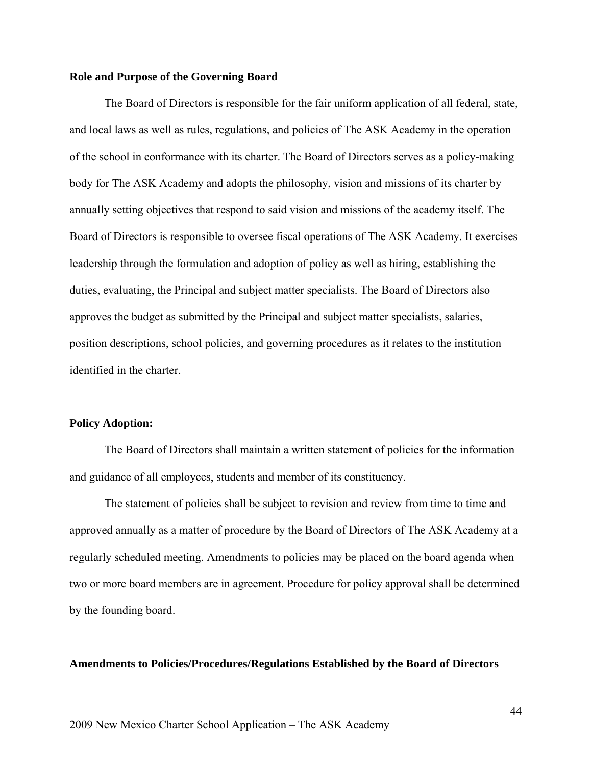**Role and Purpose of the Governing Board**

The Board of Directors is responsible for the fair uniform application of all federal, state, and local laws as well as rules, regulations, and policies of The ASK Academy in the operation of the school in conformance with its charter. The Board of Directors serves as a policy-making body for The ASK Academy and adopts the philosophy, vision and missions of its charter by annually setting objectives that respond to said vision and missions of the academy itself. The Board of Directors is responsible to oversee fiscal operations of The ASK Academy. It exercises leadership through the formulation and adoption of policy as well as hiring, establishing the duties, evaluating, the Principal and subject matter specialists. The Board of Directors also approves the budget as submitted by the Principal and subject matter specialists, salaries, position descriptions, school policies, and governing procedures as it relates to the institution identified in the charter.

**Policy Adoption:**

The Board of Directors shall maintain a written statement of policies for the information and guidance of all employees, students and member of its constituency.

The statement of policies shall be subject to revision and review from time to time and approved annually as a matter of procedure by the Board of Directors of The ASK Academy at a regularly scheduled meeting. Amendments to policies may be placed on the board agenda when two or more board members are in agreement. Procedure for policy approval shall be determined by the founding board.

**Amendments to Policies/Procedures/Regulations Established by the Board of Directors**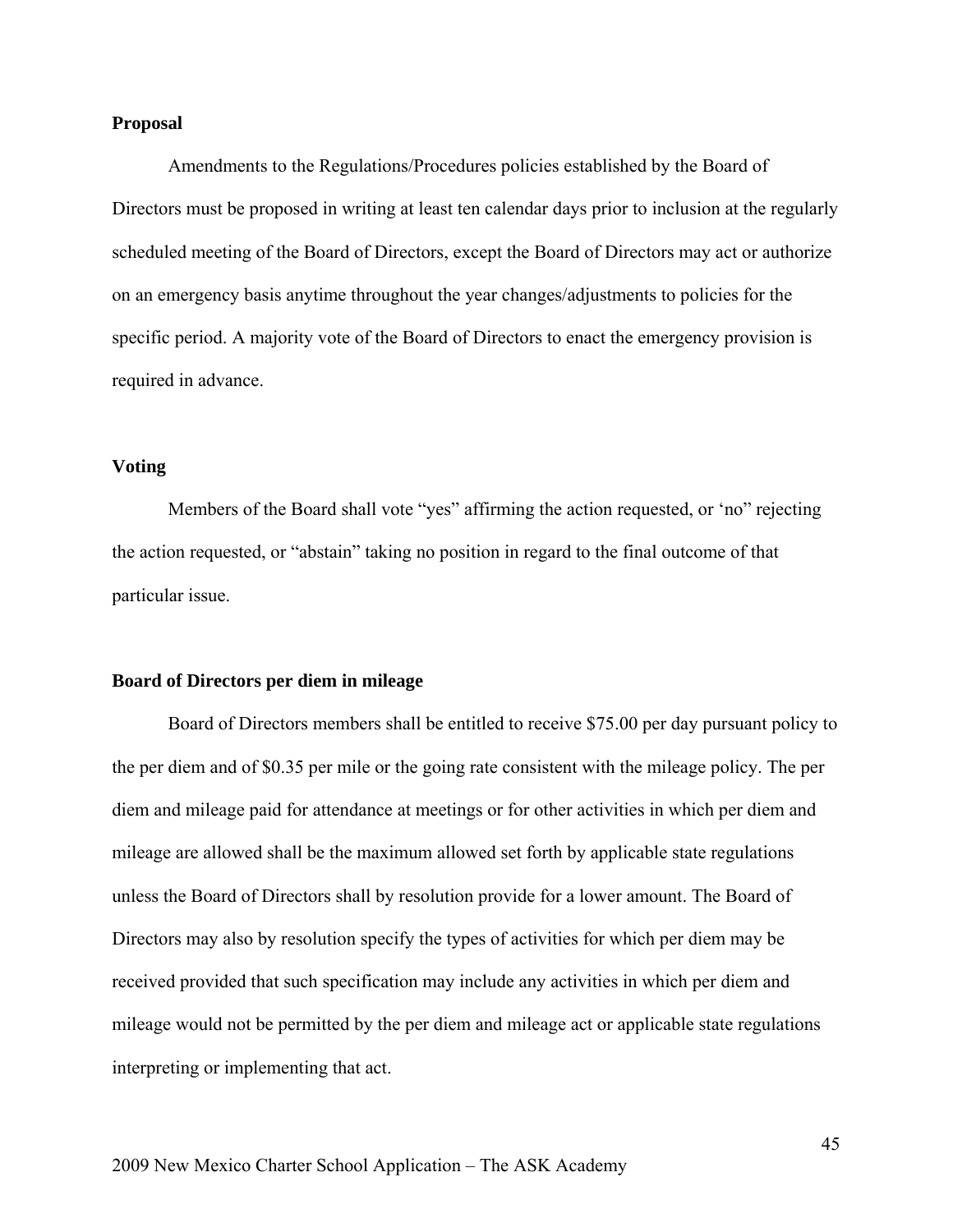**Proposal**

Amendments to the Regulations/Procedures policies established by the Board of Directors must be proposed in writing at least ten calendar days prior to inclusion at the regularly scheduled meeting of the Board of Directors, except the Board of Directors may act or authorize on an emergency basis anytime throughout the year changes/adjustments to policies for the specific period. A majority vote of the Board of Directors to enact the emergency provision is required in advance.

**Voting**

Members of the Board shall vote "yes" affirming the action requested, or 'no" rejecting the action requested, or "abstain" taking no position in regard to the final outcome of that particular issue.

**Board of Directors per diem in mileage**

Board of Directors members shall be entitled to receive $75.00 per day pursuant policy to the per diem and of $0.35 per mile or the going rate consistent with the mileage policy. The per diem and mileage paid for attendance at meetings or for other activities in which per diem and mileage are allowed shall be the maximum allowed set forth by applicable state regulations unless the Board of Directors shall by resolution provide for a lower amount. The Board of Directors may also by resolution specify the types of activities for which per diem may be received provided that such specification may include any activities in which per diem and mileage would not be permitted by the per diem and mileage act or applicable state regulations interpreting or implementing that act.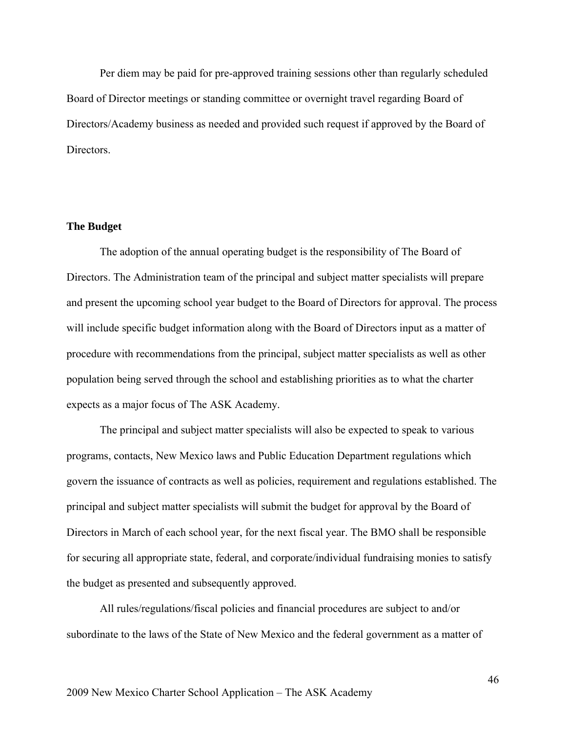Per diem may be paid for pre-approved training sessions other than regularly scheduled Board of Director meetings or standing committee or overnight travel regarding Board of Directors/Academy business as needed and provided such request if approved by the Board of Directors.

**The Budget**

The adoption of the annual operating budget is the responsibility of The Board of Directors. The Administration team of the principal and subject matter specialists will prepare and present the upcoming school year budget to the Board of Directors for approval. The process will include specific budget information along with the Board of Directors input as a matter of procedure with recommendations from the principal, subject matter specialists as well as other population being served through the school and establishing priorities as to what the charter expects as a major focus of The ASK Academy.

The principal and subject matter specialists will also be expected to speak to various programs, contacts, New Mexico laws and Public Education Department regulations which govern the issuance of contracts as well as policies, requirement and regulations established. The principal and subject matter specialists will submit the budget for approval by the Board of Directors in March of each school year, for the next fiscal year. The BMO shall be responsible for securing all appropriate state, federal, and corporate/individual fundraising monies to satisfy the budget as presented and subsequently approved.

All rules/regulations/fiscal policies and financial procedures are subject to and/or subordinate to the laws of the State of New Mexico and the federal government as a matter of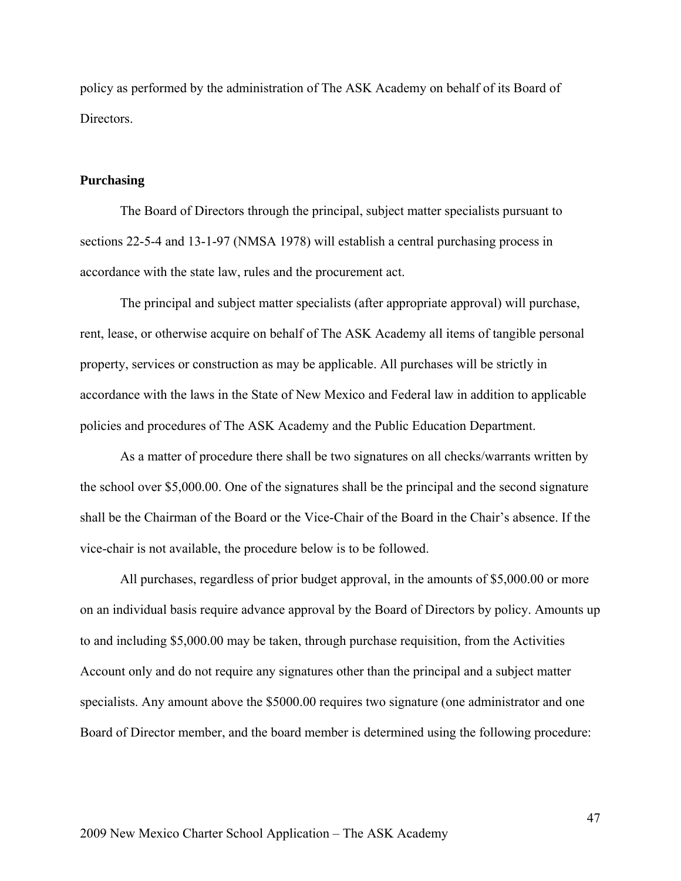policy as performed by the administration of The ASK Academy on behalf of its Board of Directors.

**Purchasing**

The Board of Directors through the principal, subject matter specialists pursuant to sections 22-5-4 and 13-1-97 (NMSA 1978) will establish a central purchasing process in accordance with the state law, rules and the procurement act.

The principal and subject matter specialists (after appropriate approval) will purchase, rent, lease, or otherwise acquire on behalf of The ASK Academy all items of tangible personal property, services or construction as may be applicable. All purchases will be strictly in accordance with the laws in the State of New Mexico and Federal law in addition to applicable policies and procedures of The ASK Academy and the Public Education Department.

As a matter of procedure there shall be two signatures on all checks/warrants written by the school over $5,000.00. One of the signatures shall be the principal and the second signature shall be the Chairman of the Board or the Vice-Chair of the Board in the Chair's absence. If the vice-chair is not available, the procedure below is to be followed.

All purchases, regardless of prior budget approval, in the amounts of $5,000.00 or more on an individual basis require advance approval by the Board of Directors by policy. Amounts up to and including $5,000.00 may be taken, through purchase requisition, from the Activities Account only and do not require any signatures other than the principal and a subject matter specialists. Any amount above the $5000.00 requires two signature (one administrator and one Board of Director member, and the board member is determined using the following procedure: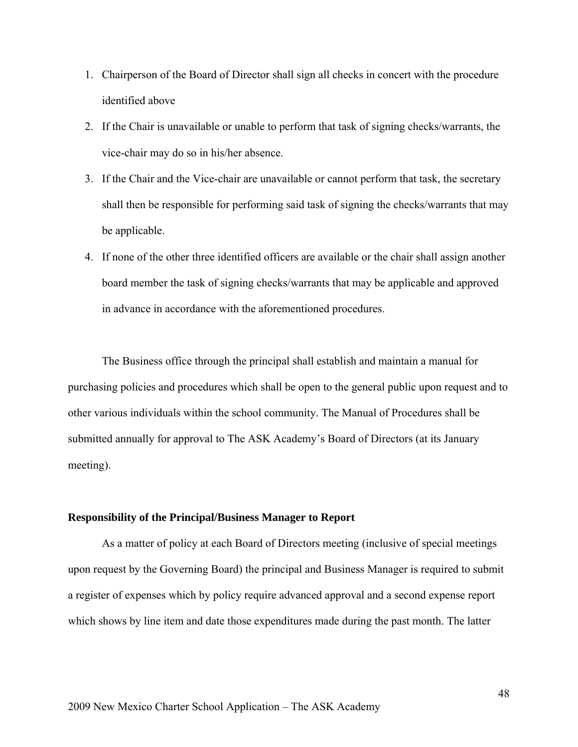1. Chairperson of the Board of Director shall sign all checks in concert with the procedure identified above
2. If the Chair is unavailable or unable to perform that task of signing checks/warrants, the vice-chair may do so in his/her absence.
3. If the Chair and the Vice-chair are unavailable or cannot perform that task, the secretary shall then be responsible for performing said task of signing the checks/warrants that may be applicable.
4. If none of the other three identified officers are available or the chair shall assign another board member the task of signing checks/warrants that may be applicable and approved in advance in accordance with the aforementioned procedures.

The Business office through the principal shall establish and maintain a manual for purchasing policies and procedures which shall be open to the general public upon request and to other various individuals within the school community. The Manual of Procedures shall be submitted annually for approval to The ASK Academy's Board of Directors (at its January meeting).

**Responsibility of the Principal/Business Manager to Report**

As a matter of policy at each Board of Directors meeting (inclusive of special meetings upon request by the Governing Board) the principal and Business Manager is required to submit a register of expenses which by policy require advanced approval and a second expense report which shows by line item and date those expenditures made during the past month. The latter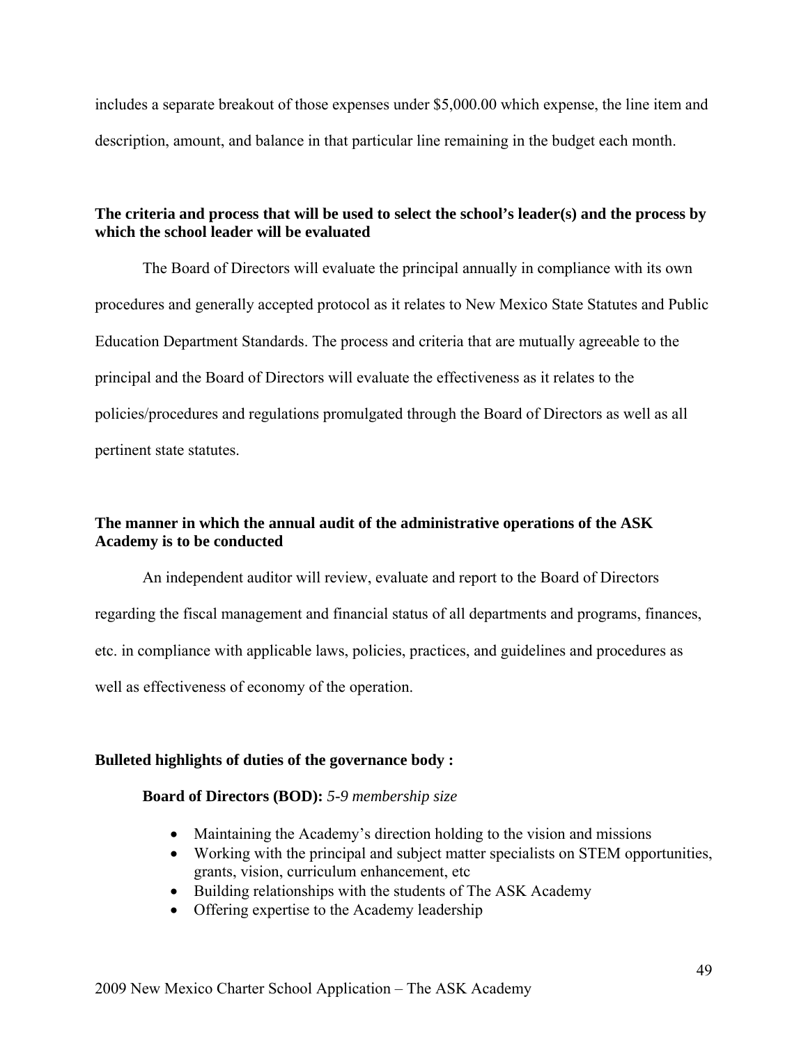includes a separate breakout of those expenses under $5,000.00 which expense, the line item and description, amount, and balance in that particular line remaining in the budget each month.

**The criteria and process that will be used to select the school's leader(s) and the process by which the school leader will be evaluated**

The Board of Directors will evaluate the principal annually in compliance with its own procedures and generally accepted protocol as it relates to New Mexico State Statutes and Public Education Department Standards. The process and criteria that are mutually agreeable to the principal and the Board of Directors will evaluate the effectiveness as it relates to the policies/procedures and regulations promulgated through the Board of Directors as well as all pertinent state statutes.

**The manner in which the annual audit of the administrative operations of the ASK Academy is to be conducted**

An independent auditor will review, evaluate and report to the Board of Directors regarding the fiscal management and financial status of all departments and programs, finances, etc. in compliance with applicable laws, policies, practices, and guidelines and procedures as well as effectiveness of economy of the operation.

**Bulleted highlights of duties of the governance body :**

**Board of Directors (BOD):** *5-9 membership size*

- Maintaining the Academy's direction holding to the vision and missions
- Working with the principal and subject matter specialists on STEM opportunities, grants, vision, curriculum enhancement, etc
- Building relationships with the students of The ASK Academy
- Offering expertise to the Academy leadership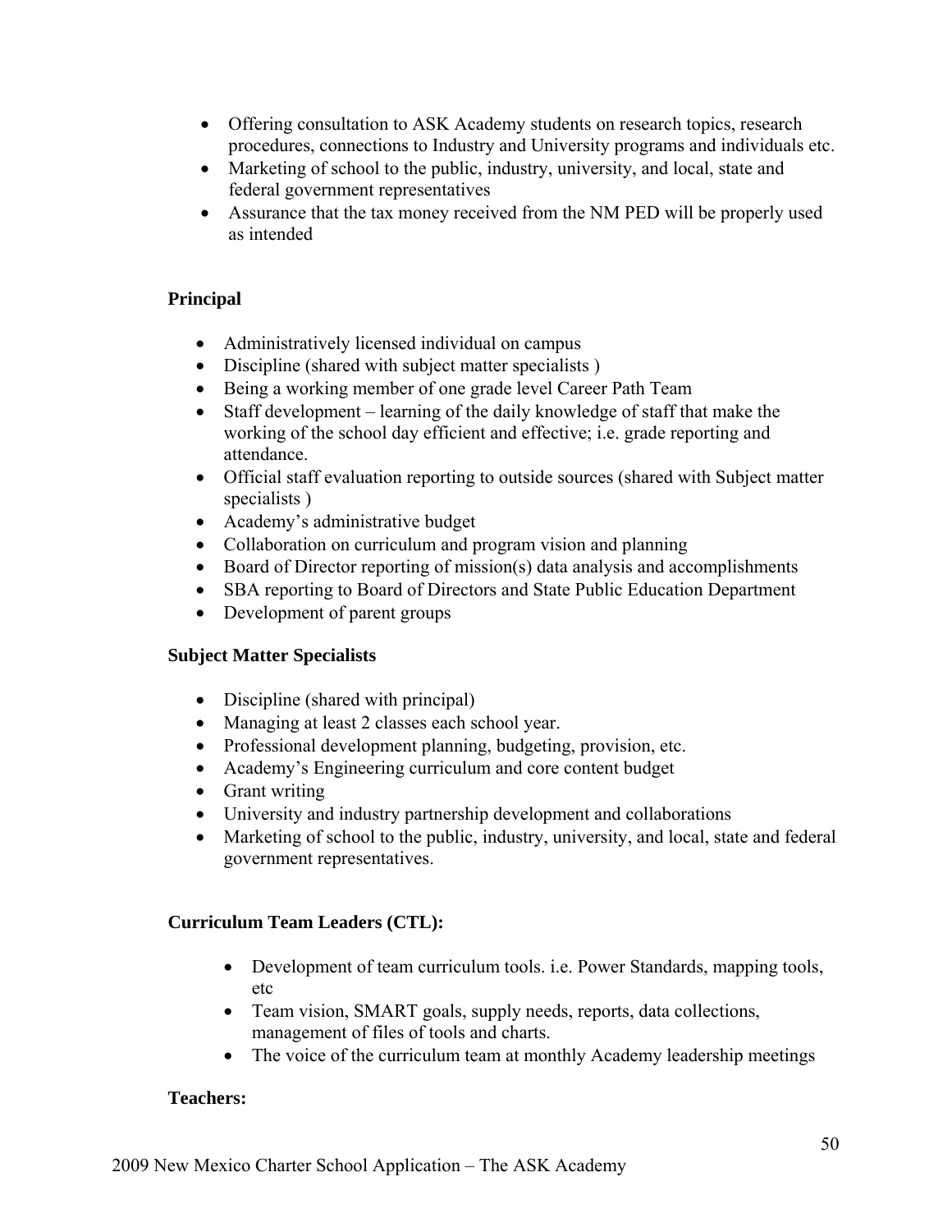- Offering consultation to ASK Academy students on research topics, research procedures, connections to Industry and University programs and individuals etc.
- Marketing of school to the public, industry, university, and local, state and federal government representatives
- Assurance that the tax money received from the NM PED will be properly used as intended

**Principal**

- Administratively licensed individual on campus
- Discipline (shared with subject matter specialists )
- Being a working member of one grade level Career Path Team
- Staff development – learning of the daily knowledge of staff that make the working of the school day efficient and effective; i.e. grade reporting and attendance.
- Official staff evaluation reporting to outside sources (shared with Subject matter specialists )
- Academy's administrative budget
- Collaboration on curriculum and program vision and planning
- Board of Director reporting of mission(s) data analysis and accomplishments
- SBA reporting to Board of Directors and State Public Education Department
- Development of parent groups

**Subject Matter Specialists**

- Discipline (shared with principal)
- Managing at least 2 classes each school year.
- Professional development planning, budgeting, provision, etc.
- Academy's Engineering curriculum and core content budget
- Grant writing
- University and industry partnership development and collaborations
- Marketing of school to the public, industry, university, and local, state and federal government representatives.

**Curriculum Team Leaders (CTL):**

- Development of team curriculum tools. i.e. Power Standards, mapping tools, etc
- Team vision, SMART goals, supply needs, reports, data collections, management of files of tools and charts.
- The voice of the curriculum team at monthly Academy leadership meetings

**Teachers:**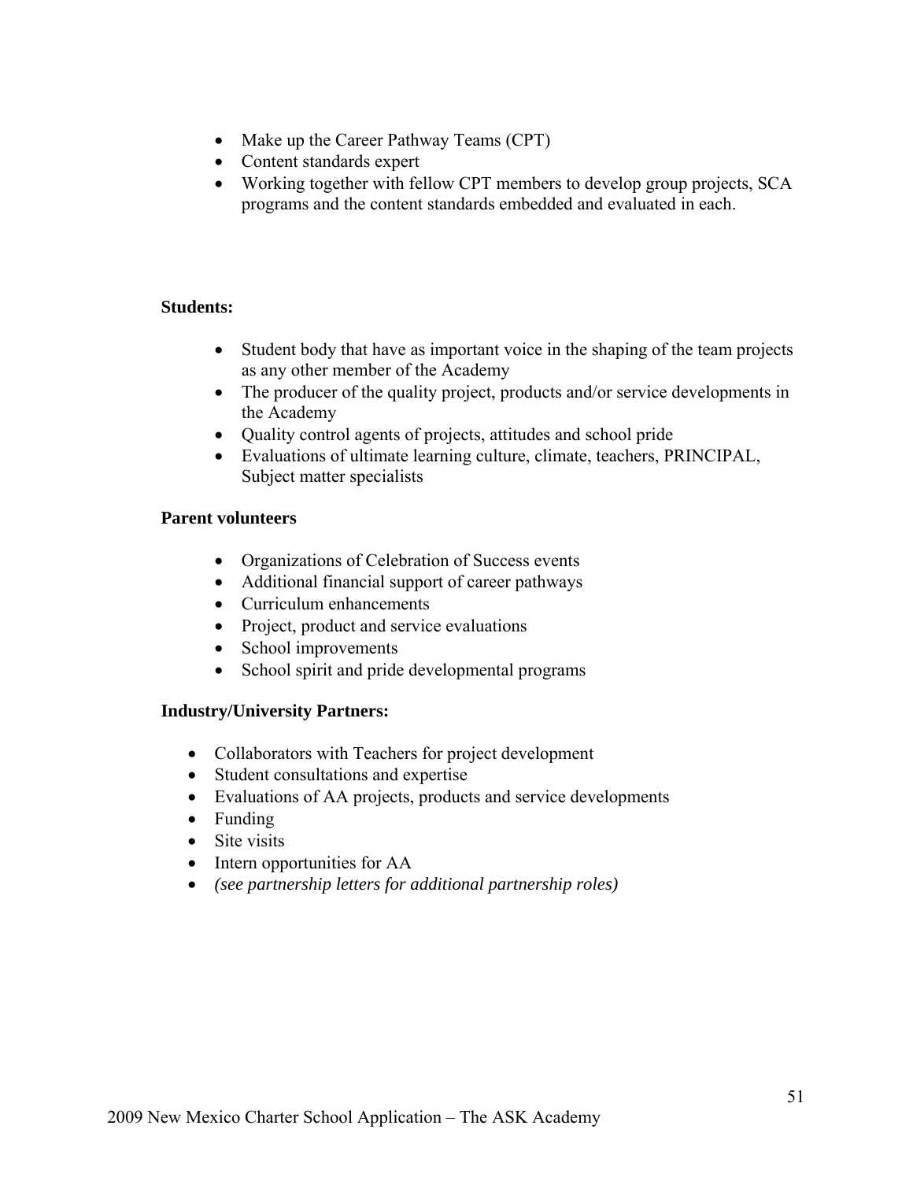- Make up the Career Pathway Teams (CPT)
- Content standards expert
- Working together with fellow CPT members to develop group projects, SCA programs and the content standards embedded and evaluated in each.

**Students:**

- Student body that have as important voice in the shaping of the team projects as any other member of the Academy
- The producer of the quality project, products and/or service developments in the Academy
- Quality control agents of projects, attitudes and school pride
- Evaluations of ultimate learning culture, climate, teachers, PRINCIPAL, Subject matter specialists

**Parent volunteers**

- Organizations of Celebration of Success events
- Additional financial support of career pathways
- Curriculum enhancements
- Project, product and service evaluations
- School improvements
- School spirit and pride developmental programs

**Industry/University Partners:**

- Collaborators with Teachers for project development
- Student consultations and expertise
- Evaluations of AA projects, products and service developments
- Funding
- Site visits
- Intern opportunities for AA
- *(see partnership letters for additional partnership roles)*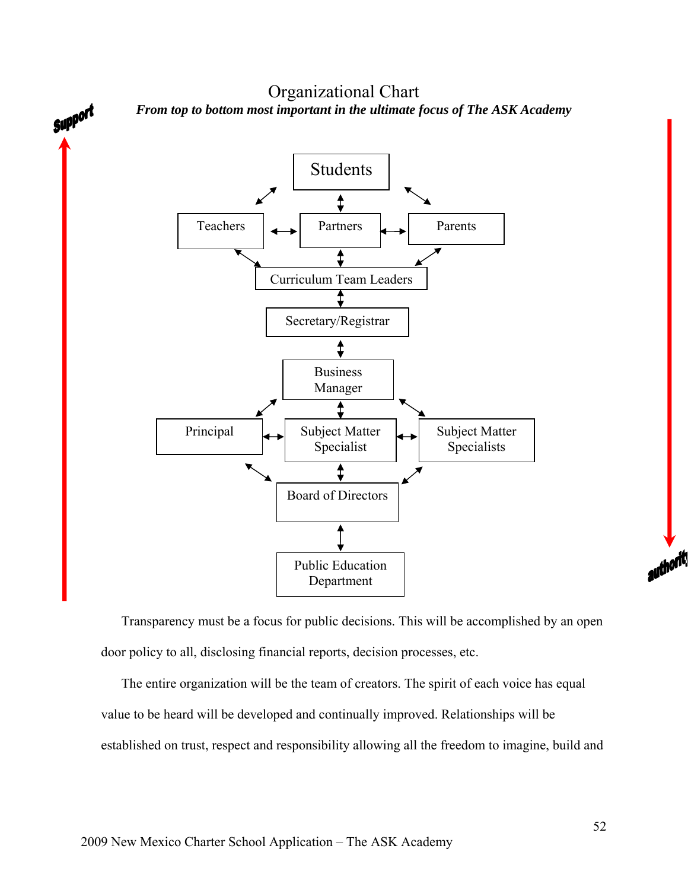# Organizational Chart

***From top to bottom most important in the ultimate focus of The ASK Academy***

Support

Students

Teachers

Partners

Parents

Curriculum Team Leaders

Secretary/Registrar

Business Manager

Principal

Subject Matter Specialist

Subject Matter Specialists

Board of Directors

Public Education Department

authority

Transparency must be a focus for public decisions. This will be accomplished by an open door policy to all, disclosing financial reports, decision processes, etc.

The entire organization will be the team of creators. The spirit of each voice has equal value to be heard will be developed and continually improved. Relationships will be established on trust, respect and responsibility allowing all the freedom to imagine, build and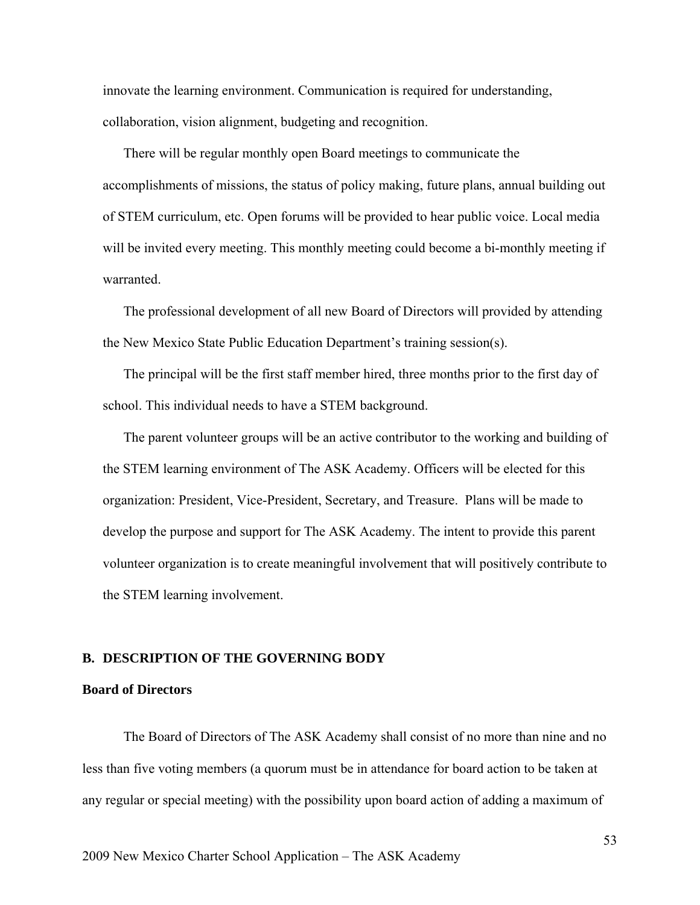innovate the learning environment. Communication is required for understanding, collaboration, vision alignment, budgeting and recognition.

There will be regular monthly open Board meetings to communicate the accomplishments of missions, the status of policy making, future plans, annual building out of STEM curriculum, etc. Open forums will be provided to hear public voice. Local media will be invited every meeting. This monthly meeting could become a bi-monthly meeting if warranted.

The professional development of all new Board of Directors will provided by attending the New Mexico State Public Education Department's training session(s).

The principal will be the first staff member hired, three months prior to the first day of school. This individual needs to have a STEM background.

The parent volunteer groups will be an active contributor to the working and building of the STEM learning environment of The ASK Academy. Officers will be elected for this organization: President, Vice-President, Secretary, and Treasure. Plans will be made to develop the purpose and support for The ASK Academy. The intent to provide this parent volunteer organization is to create meaningful involvement that will positively contribute to the STEM learning involvement.

## B. DESCRIPTION OF THE GOVERNING BODY

### Board of Directors

The Board of Directors of The ASK Academy shall consist of no more than nine and no less than five voting members (a quorum must be in attendance for board action to be taken at any regular or special meeting) with the possibility upon board action of adding a maximum of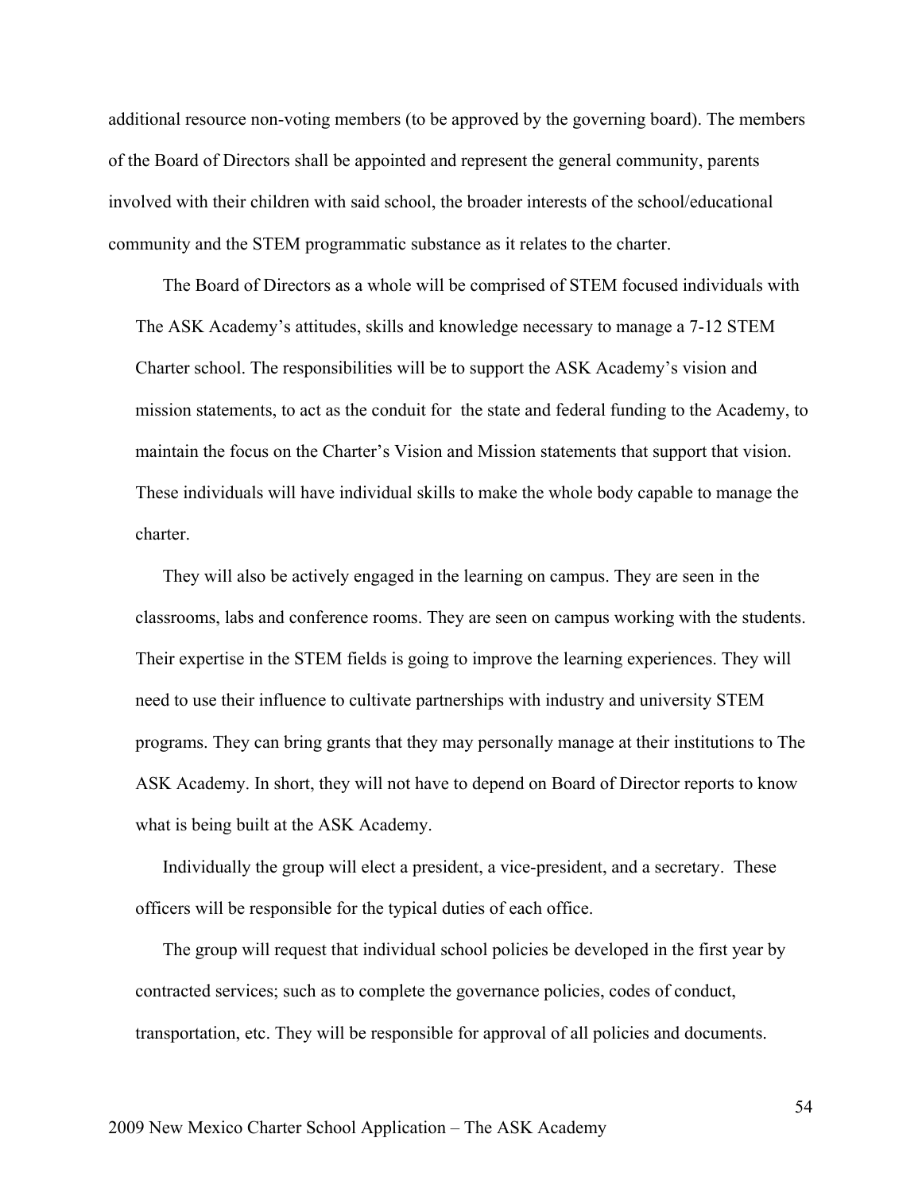additional resource non-voting members (to be approved by the governing board). The members of the Board of Directors shall be appointed and represent the general community, parents involved with their children with said school, the broader interests of the school/educational community and the STEM programmatic substance as it relates to the charter.

The Board of Directors as a whole will be comprised of STEM focused individuals with The ASK Academy's attitudes, skills and knowledge necessary to manage a 7-12 STEM Charter school. The responsibilities will be to support the ASK Academy's vision and mission statements, to act as the conduit for the state and federal funding to the Academy, to maintain the focus on the Charter's Vision and Mission statements that support that vision. These individuals will have individual skills to make the whole body capable to manage the charter.

They will also be actively engaged in the learning on campus. They are seen in the classrooms, labs and conference rooms. They are seen on campus working with the students. Their expertise in the STEM fields is going to improve the learning experiences. They will need to use their influence to cultivate partnerships with industry and university STEM programs. They can bring grants that they may personally manage at their institutions to The ASK Academy. In short, they will not have to depend on Board of Director reports to know what is being built at the ASK Academy.

Individually the group will elect a president, a vice-president, and a secretary. These officers will be responsible for the typical duties of each office.

The group will request that individual school policies be developed in the first year by contracted services; such as to complete the governance policies, codes of conduct, transportation, etc. They will be responsible for approval of all policies and documents.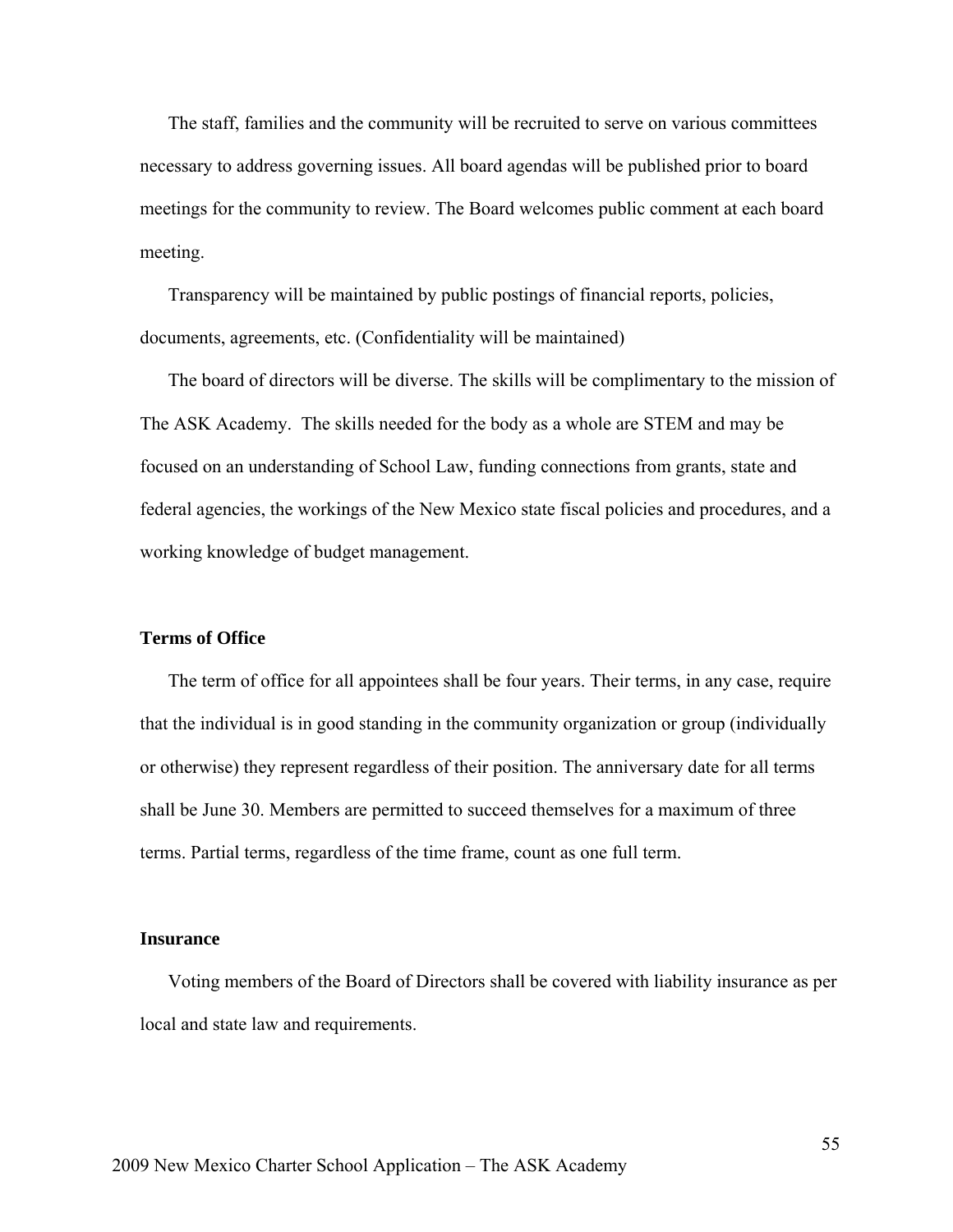The staff, families and the community will be recruited to serve on various committees necessary to address governing issues. All board agendas will be published prior to board meetings for the community to review. The Board welcomes public comment at each board meeting.

Transparency will be maintained by public postings of financial reports, policies, documents, agreements, etc. (Confidentiality will be maintained)

The board of directors will be diverse. The skills will be complimentary to the mission of The ASK Academy. The skills needed for the body as a whole are STEM and may be focused on an understanding of School Law, funding connections from grants, state and federal agencies, the workings of the New Mexico state fiscal policies and procedures, and a working knowledge of budget management.

### Terms of Office

The term of office for all appointees shall be four years. Their terms, in any case, require that the individual is in good standing in the community organization or group (individually or otherwise) they represent regardless of their position. The anniversary date for all terms shall be June 30. Members are permitted to succeed themselves for a maximum of three terms. Partial terms, regardless of the time frame, count as one full term.

### Insurance

Voting members of the Board of Directors shall be covered with liability insurance as per local and state law and requirements.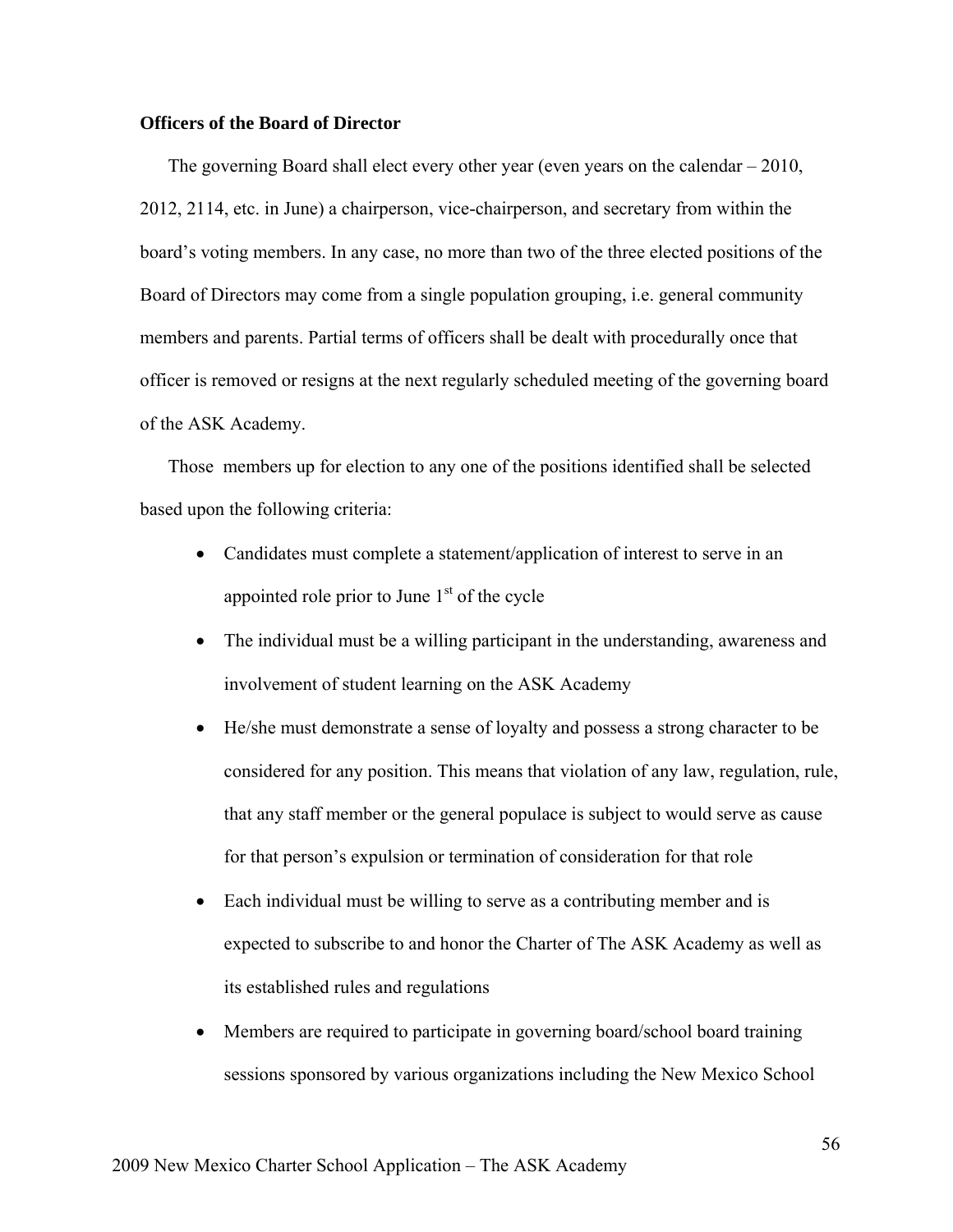**Officers of the Board of Director**

The governing Board shall elect every other year (even years on the calendar – 2010, 2012, 2114, etc. in June) a chairperson, vice-chairperson, and secretary from within the board's voting members. In any case, no more than two of the three elected positions of the Board of Directors may come from a single population grouping, i.e. general community members and parents. Partial terms of officers shall be dealt with procedurally once that officer is removed or resigns at the next regularly scheduled meeting of the governing board of the ASK Academy.

Those members up for election to any one of the positions identified shall be selected based upon the following criteria:

- Candidates must complete a statement/application of interest to serve in an appointed role prior to June 1st of the cycle
- The individual must be a willing participant in the understanding, awareness and involvement of student learning on the ASK Academy
- He/she must demonstrate a sense of loyalty and possess a strong character to be considered for any position. This means that violation of any law, regulation, rule, that any staff member or the general populace is subject to would serve as cause for that person's expulsion or termination of consideration for that role
- Each individual must be willing to serve as a contributing member and is expected to subscribe to and honor the Charter of The ASK Academy as well as its established rules and regulations
- Members are required to participate in governing board/school board training sessions sponsored by various organizations including the New Mexico School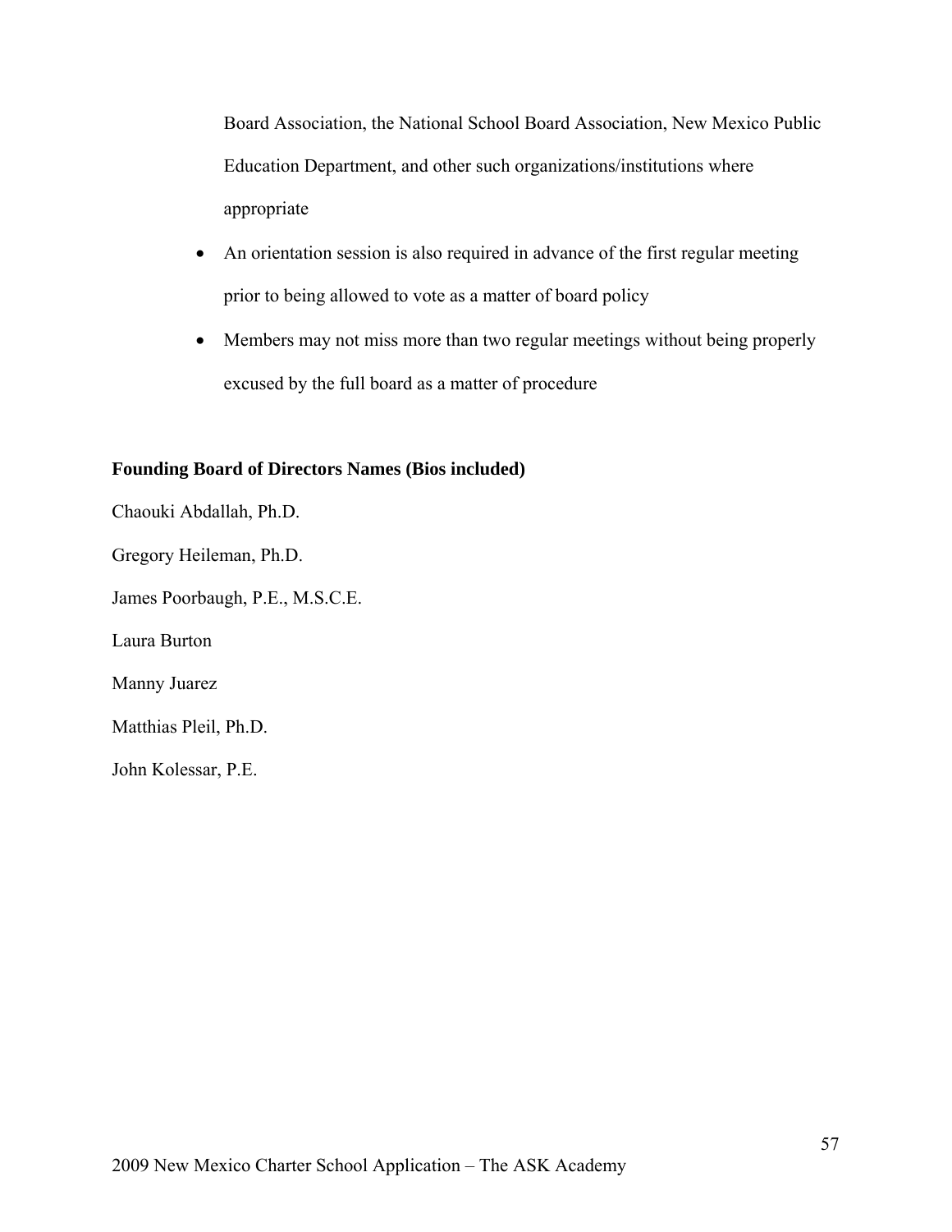Board Association, the National School Board Association, New Mexico Public Education Department, and other such organizations/institutions where appropriate

- An orientation session is also required in advance of the first regular meeting prior to being allowed to vote as a matter of board policy
- Members may not miss more than two regular meetings without being properly excused by the full board as a matter of procedure

**Founding Board of Directors Names (Bios included)**

Chaouki Abdallah, Ph.D.

Gregory Heileman, Ph.D.

James Poorbaugh, P.E., M.S.C.E.

Laura Burton

Manny Juarez

Matthias Pleil, Ph.D.

John Kolessar, P.E.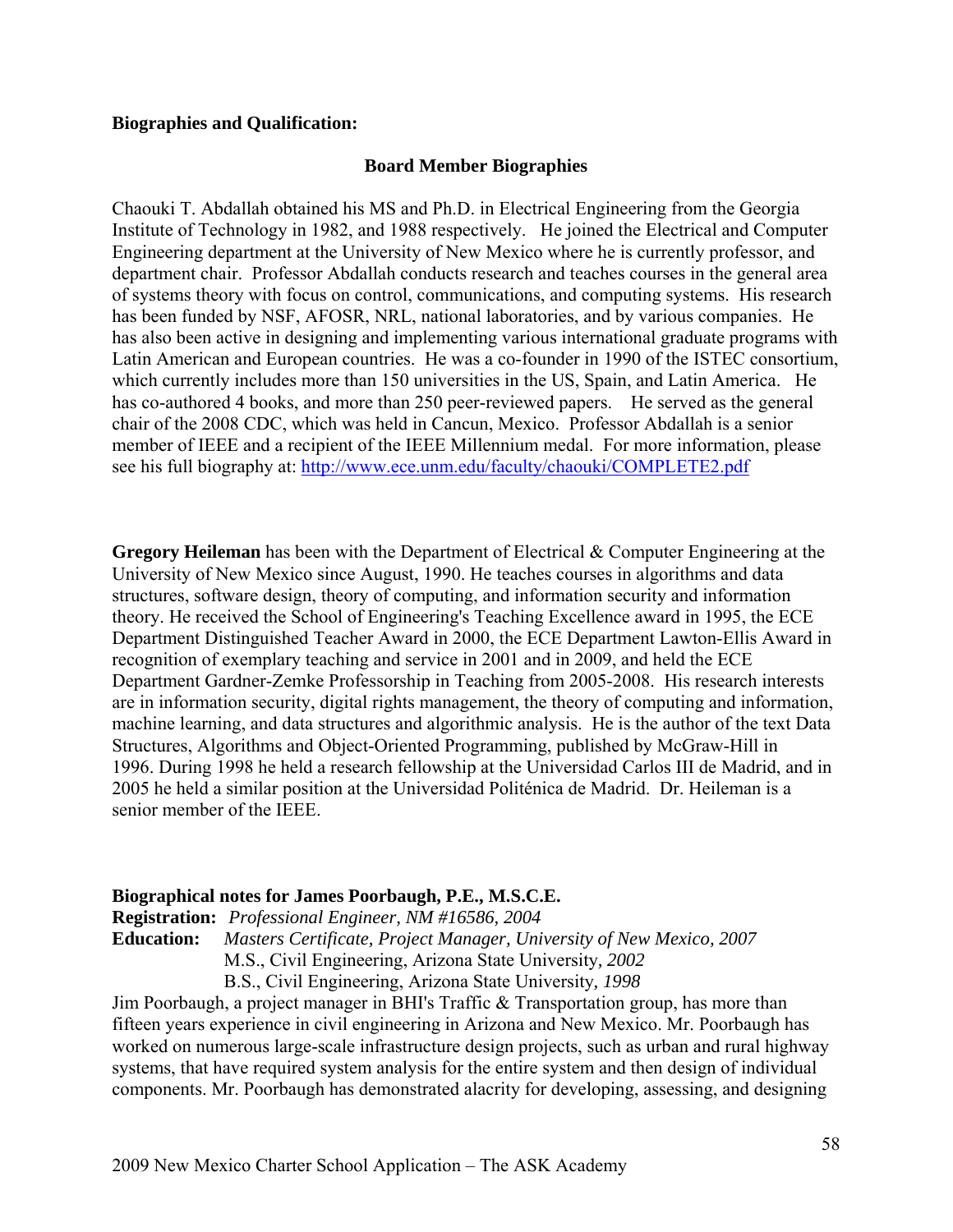**Biographies and Qualification:**

## Board Member Biographies

Chaouki T. Abdallah obtained his MS and Ph.D. in Electrical Engineering from the Georgia Institute of Technology in 1982, and 1988 respectively. He joined the Electrical and Computer Engineering department at the University of New Mexico where he is currently professor, and department chair. Professor Abdallah conducts research and teaches courses in the general area of systems theory with focus on control, communications, and computing systems. His research has been funded by NSF, AFOSR, NRL, national laboratories, and by various companies. He has also been active in designing and implementing various international graduate programs with Latin American and European countries. He was a co-founder in 1990 of the ISTEC consortium, which currently includes more than 150 universities in the US, Spain, and Latin America. He has co-authored 4 books, and more than 250 peer-reviewed papers. He served as the general chair of the 2008 CDC, which was held in Cancun, Mexico. Professor Abdallah is a senior member of IEEE and a recipient of the IEEE Millennium medal. For more information, please see his full biography at: http://www.ece.unm.edu/faculty/chaouki/COMPLETE2.pdf

**Gregory Heileman** has been with the Department of Electrical & Computer Engineering at the University of New Mexico since August, 1990. He teaches courses in algorithms and data structures, software design, theory of computing, and information security and information theory. He received the School of Engineering's Teaching Excellence award in 1995, the ECE Department Distinguished Teacher Award in 2000, the ECE Department Lawton-Ellis Award in recognition of exemplary teaching and service in 2001 and in 2009, and held the ECE Department Gardner-Zemke Professorship in Teaching from 2005-2008. His research interests are in information security, digital rights management, the theory of computing and information, machine learning, and data structures and algorithmic analysis. He is the author of the text Data Structures, Algorithms and Object-Oriented Programming, published by McGraw-Hill in 1996. During 1998 he held a research fellowship at the Universidad Carlos III de Madrid, and in 2005 he held a similar position at the Universidad Politénica de Madrid. Dr. Heileman is a senior member of the IEEE.

**Biographical notes for James Poorbaugh, P.E., M.S.C.E.**

**Registration:** *Professional Engineer, NM #16586, 2004*

**Education:** *Masters Certificate, Project Manager, University of New Mexico, 2007*
M.S., Civil Engineering, Arizona State University, *2002*
B.S., Civil Engineering, Arizona State University, *1998*

Jim Poorbaugh, a project manager in BHI's Traffic & Transportation group, has more than fifteen years experience in civil engineering in Arizona and New Mexico. Mr. Poorbaugh has worked on numerous large-scale infrastructure design projects, such as urban and rural highway systems, that have required system analysis for the entire system and then design of individual components. Mr. Poorbaugh has demonstrated alacrity for developing, assessing, and designing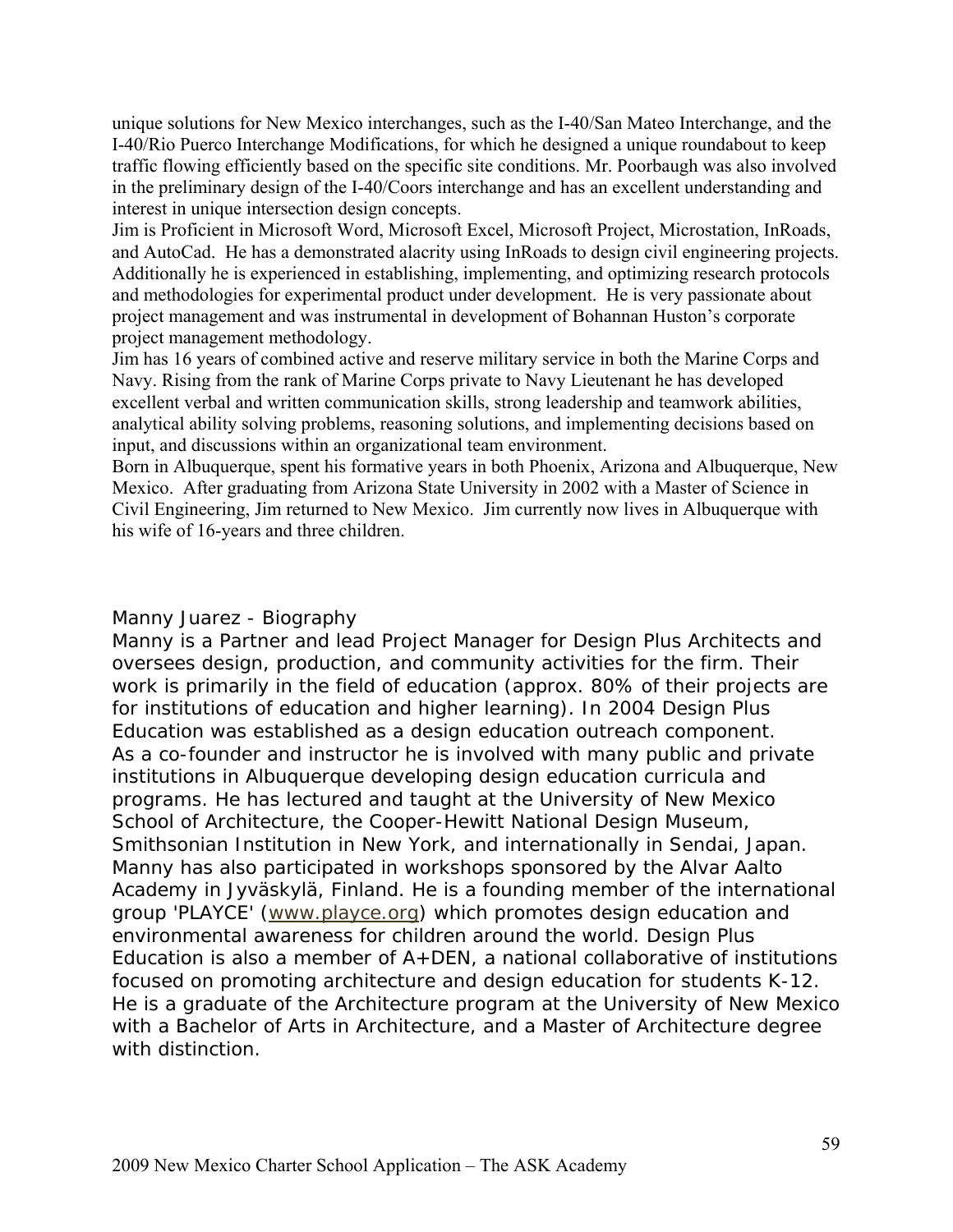unique solutions for New Mexico interchanges, such as the I-40/San Mateo Interchange, and the I-40/Rio Puerco Interchange Modifications, for which he designed a unique roundabout to keep traffic flowing efficiently based on the specific site conditions. Mr. Poorbaugh was also involved in the preliminary design of the I-40/Coors interchange and has an excellent understanding and interest in unique intersection design concepts.

Jim is Proficient in Microsoft Word, Microsoft Excel, Microsoft Project, Microstation, InRoads, and AutoCad. He has a demonstrated alacrity using InRoads to design civil engineering projects. Additionally he is experienced in establishing, implementing, and optimizing research protocols and methodologies for experimental product under development. He is very passionate about project management and was instrumental in development of Bohannan Huston's corporate project management methodology.

Jim has 16 years of combined active and reserve military service in both the Marine Corps and Navy. Rising from the rank of Marine Corps private to Navy Lieutenant he has developed excellent verbal and written communication skills, strong leadership and teamwork abilities, analytical ability solving problems, reasoning solutions, and implementing decisions based on input, and discussions within an organizational team environment.

Born in Albuquerque, spent his formative years in both Phoenix, Arizona and Albuquerque, New Mexico. After graduating from Arizona State University in 2002 with a Master of Science in Civil Engineering, Jim returned to New Mexico. Jim currently now lives in Albuquerque with his wife of 16-years and three children.

## Manny Juarez - Biography

Manny is a Partner and lead Project Manager for Design Plus Architects and oversees design, production, and community activities for the firm. Their work is primarily in the field of education (approx. 80% of their projects are for institutions of education and higher learning). In 2004 Design Plus Education was established as a design education outreach component.

As a co-founder and instructor he is involved with many public and private institutions in Albuquerque developing design education curricula and programs. He has lectured and taught at the University of New Mexico School of Architecture, the Cooper-Hewitt National Design Museum, Smithsonian Institution in New York, and internationally in Sendai, Japan. Manny has also participated in workshops sponsored by the Alvar Aalto Academy in Jyväskylä, Finland. He is a founding member of the international group 'PLAYCE' (www.playce.org) which promotes design education and environmental awareness for children around the world. Design Plus Education is also a member of A+DEN, a national collaborative of institutions focused on promoting architecture and design education for students K-12. He is a graduate of the Architecture program at the University of New Mexico with a Bachelor of Arts in Architecture, and a Master of Architecture degree with distinction.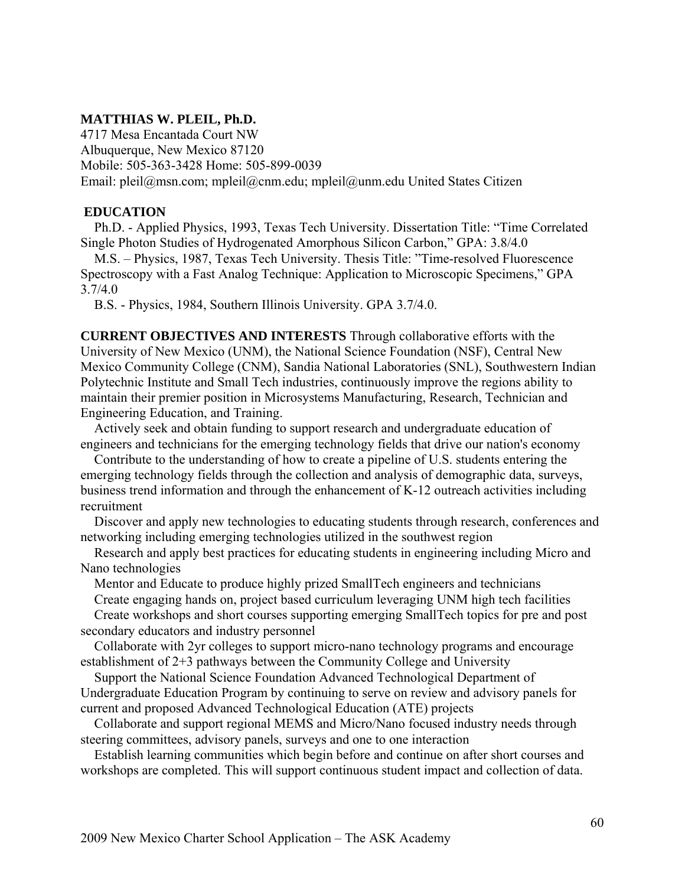**MATTHIAS W. PLEIL, Ph.D.**
4717 Mesa Encantada Court NW
Albuquerque, New Mexico 87120
Mobile: 505-363-3428 Home: 505-899-0039
Email: pleil@msn.com; mpleil@cnm.edu; mpleil@unm.edu United States Citizen

**EDUCATION**

Ph.D. - Applied Physics, 1993, Texas Tech University. Dissertation Title: "Time Correlated Single Photon Studies of Hydrogenated Amorphous Silicon Carbon," GPA: 3.8/4.0

M.S. – Physics, 1987, Texas Tech University. Thesis Title: "Time-resolved Fluorescence Spectroscopy with a Fast Analog Technique: Application to Microscopic Specimens," GPA 3.7/4.0

B.S. - Physics, 1984, Southern Illinois University. GPA 3.7/4.0.

**CURRENT OBJECTIVES AND INTERESTS** Through collaborative efforts with the University of New Mexico (UNM), the National Science Foundation (NSF), Central New Mexico Community College (CNM), Sandia National Laboratories (SNL), Southwestern Indian Polytechnic Institute and Small Tech industries, continuously improve the regions ability to maintain their premier position in Microsystems Manufacturing, Research, Technician and Engineering Education, and Training.

Actively seek and obtain funding to support research and undergraduate education of engineers and technicians for the emerging technology fields that drive our nation's economy

Contribute to the understanding of how to create a pipeline of U.S. students entering the emerging technology fields through the collection and analysis of demographic data, surveys, business trend information and through the enhancement of K-12 outreach activities including recruitment

Discover and apply new technologies to educating students through research, conferences and networking including emerging technologies utilized in the southwest region

Research and apply best practices for educating students in engineering including Micro and Nano technologies

Mentor and Educate to produce highly prized SmallTech engineers and technicians

Create engaging hands on, project based curriculum leveraging UNM high tech facilities

Create workshops and short courses supporting emerging SmallTech topics for pre and post secondary educators and industry personnel

Collaborate with 2yr colleges to support micro-nano technology programs and encourage establishment of 2+3 pathways between the Community College and University

Support the National Science Foundation Advanced Technological Department of Undergraduate Education Program by continuing to serve on review and advisory panels for current and proposed Advanced Technological Education (ATE) projects

Collaborate and support regional MEMS and Micro/Nano focused industry needs through steering committees, advisory panels, surveys and one to one interaction

Establish learning communities which begin before and continue on after short courses and workshops are completed. This will support continuous student impact and collection of data.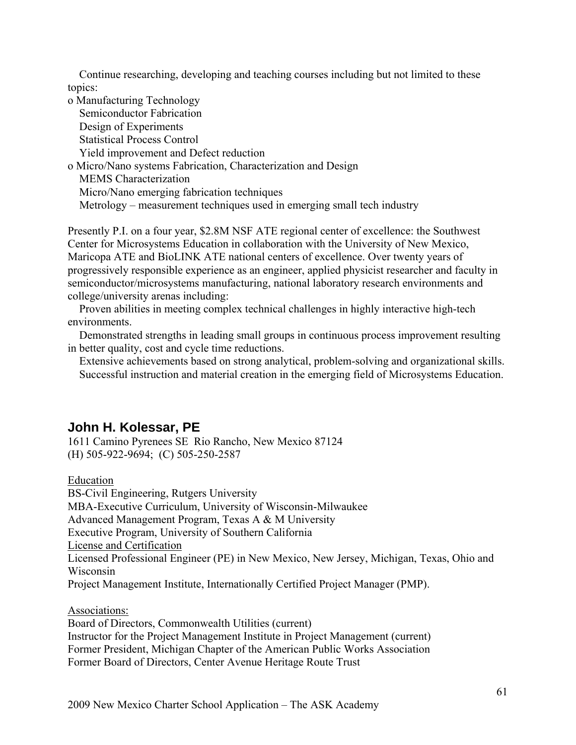Continue researching, developing and teaching courses including but not limited to these topics:

- Manufacturing Technology
  - Semiconductor Fabrication
  - Design of Experiments
  - Statistical Process Control
  - Yield improvement and Defect reduction
- Micro/Nano systems Fabrication, Characterization and Design
  - MEMS Characterization
  - Micro/Nano emerging fabrication techniques
  - Metrology – measurement techniques used in emerging small tech industry

Presently P.I. on a four year, $2.8M NSF ATE regional center of excellence: the Southwest Center for Microsystems Education in collaboration with the University of New Mexico, Maricopa ATE and BioLINK ATE national centers of excellence. Over twenty years of progressively responsible experience as an engineer, applied physicist researcher and faculty in semiconductor/microsystems manufacturing, national laboratory research environments and college/university arenas including:

- Proven abilities in meeting complex technical challenges in highly interactive high-tech environments.
- Demonstrated strengths in leading small groups in continuous process improvement resulting in better quality, cost and cycle time reductions.
- Extensive achievements based on strong analytical, problem-solving and organizational skills.
- Successful instruction and material creation in the emerging field of Microsystems Education.

## John H. Kolessar, PE

1611 Camino Pyrenees SE Rio Rancho, New Mexico 87124
(H) 505-922-9694; (C) 505-250-2587

<u>Education</u>
BS-Civil Engineering, Rutgers University
MBA-Executive Curriculum, University of Wisconsin-Milwaukee
Advanced Management Program, Texas A & M University
Executive Program, University of Southern California
<u>License and Certification</u>
Licensed Professional Engineer (PE) in New Mexico, New Jersey, Michigan, Texas, Ohio and Wisconsin
Project Management Institute, Internationally Certified Project Manager (PMP).

<u>Associations:</u>
Board of Directors, Commonwealth Utilities (current)
Instructor for the Project Management Institute in Project Management (current)
Former President, Michigan Chapter of the American Public Works Association
Former Board of Directors, Center Avenue Heritage Route Trust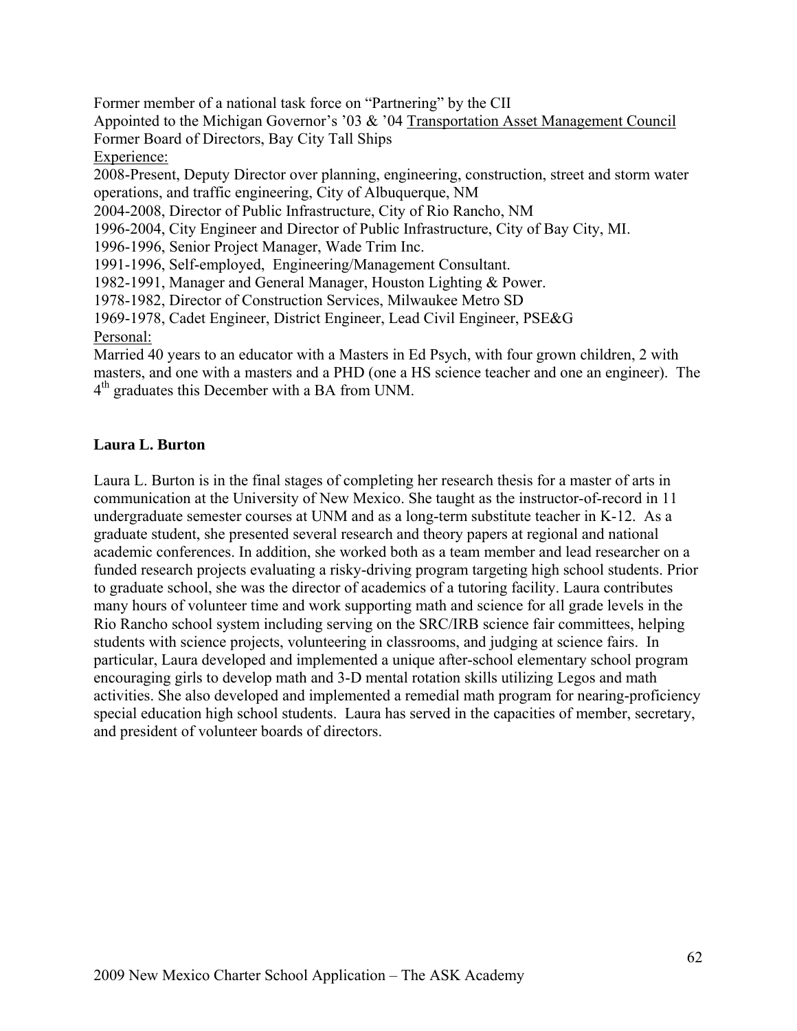Former member of a national task force on "Partnering" by the CII
Appointed to the Michigan Governor's '03 & '04 Transportation Asset Management Council
Former Board of Directors, Bay City Tall Ships

Experience:

2008-Present, Deputy Director over planning, engineering, construction, street and storm water operations, and traffic engineering, City of Albuquerque, NM
2004-2008, Director of Public Infrastructure, City of Rio Rancho, NM
1996-2004, City Engineer and Director of Public Infrastructure, City of Bay City, MI.
1996-1996, Senior Project Manager, Wade Trim Inc.
1991-1996, Self-employed, Engineering/Management Consultant.
1982-1991, Manager and General Manager, Houston Lighting & Power.
1978-1982, Director of Construction Services, Milwaukee Metro SD
1969-1978, Cadet Engineer, District Engineer, Lead Civil Engineer, PSE&G

Personal:

Married 40 years to an educator with a Masters in Ed Psych, with four grown children, 2 with masters, and one with a masters and a PHD (one a HS science teacher and one an engineer). The 4th graduates this December with a BA from UNM.

**Laura L. Burton**

Laura L. Burton is in the final stages of completing her research thesis for a master of arts in communication at the University of New Mexico. She taught as the instructor-of-record in 11 undergraduate semester courses at UNM and as a long-term substitute teacher in K-12. As a graduate student, she presented several research and theory papers at regional and national academic conferences. In addition, she worked both as a team member and lead researcher on a funded research projects evaluating a risky-driving program targeting high school students. Prior to graduate school, she was the director of academics of a tutoring facility. Laura contributes many hours of volunteer time and work supporting math and science for all grade levels in the Rio Rancho school system including serving on the SRC/IRB science fair committees, helping students with science projects, volunteering in classrooms, and judging at science fairs. In particular, Laura developed and implemented a unique after-school elementary school program encouraging girls to develop math and 3-D mental rotation skills utilizing Legos and math activities. She also developed and implemented a remedial math program for nearing-proficiency special education high school students. Laura has served in the capacities of member, secretary, and president of volunteer boards of directors.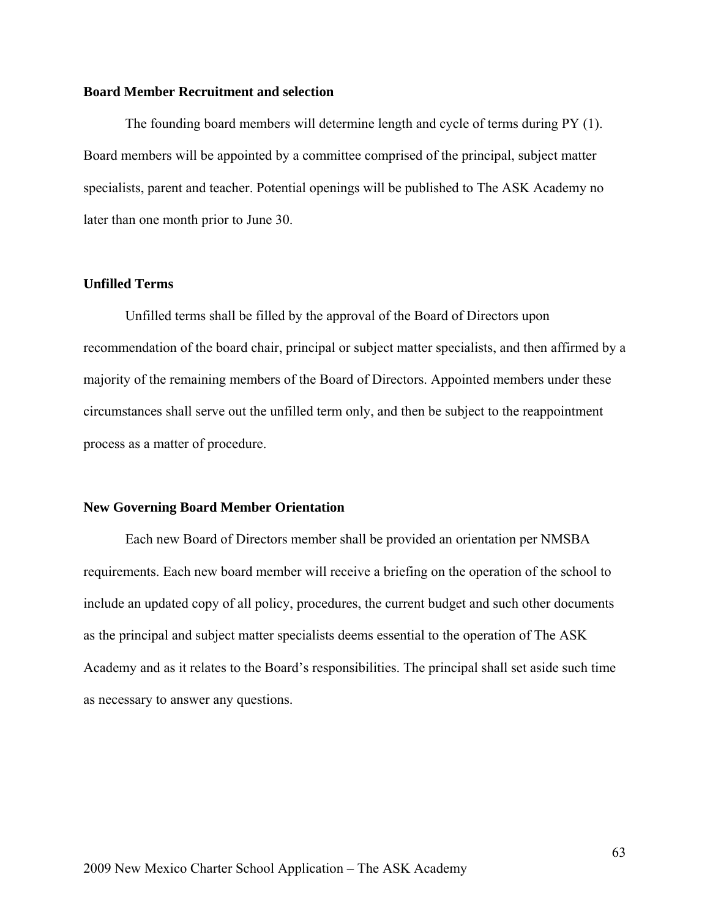**Board Member Recruitment and selection**

The founding board members will determine length and cycle of terms during PY (1). Board members will be appointed by a committee comprised of the principal, subject matter specialists, parent and teacher. Potential openings will be published to The ASK Academy no later than one month prior to June 30.

**Unfilled Terms**

Unfilled terms shall be filled by the approval of the Board of Directors upon recommendation of the board chair, principal or subject matter specialists, and then affirmed by a majority of the remaining members of the Board of Directors. Appointed members under these circumstances shall serve out the unfilled term only, and then be subject to the reappointment process as a matter of procedure.

**New Governing Board Member Orientation**

Each new Board of Directors member shall be provided an orientation per NMSBA requirements. Each new board member will receive a briefing on the operation of the school to include an updated copy of all policy, procedures, the current budget and such other documents as the principal and subject matter specialists deems essential to the operation of The ASK Academy and as it relates to the Board's responsibilities. The principal shall set aside such time as necessary to answer any questions.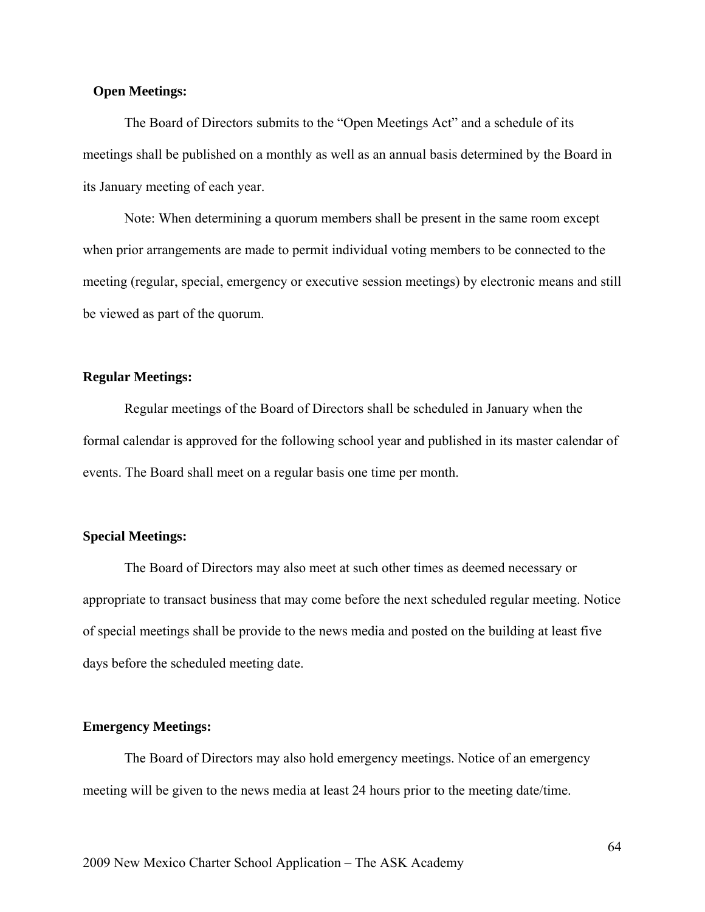**Open Meetings:**

The Board of Directors submits to the "Open Meetings Act" and a schedule of its meetings shall be published on a monthly as well as an annual basis determined by the Board in its January meeting of each year.

Note: When determining a quorum members shall be present in the same room except when prior arrangements are made to permit individual voting members to be connected to the meeting (regular, special, emergency or executive session meetings) by electronic means and still be viewed as part of the quorum.

**Regular Meetings:**

Regular meetings of the Board of Directors shall be scheduled in January when the formal calendar is approved for the following school year and published in its master calendar of events. The Board shall meet on a regular basis one time per month.

**Special Meetings:**

The Board of Directors may also meet at such other times as deemed necessary or appropriate to transact business that may come before the next scheduled regular meeting. Notice of special meetings shall be provide to the news media and posted on the building at least five days before the scheduled meeting date.

**Emergency Meetings:**

The Board of Directors may also hold emergency meetings. Notice of an emergency meeting will be given to the news media at least 24 hours prior to the meeting date/time.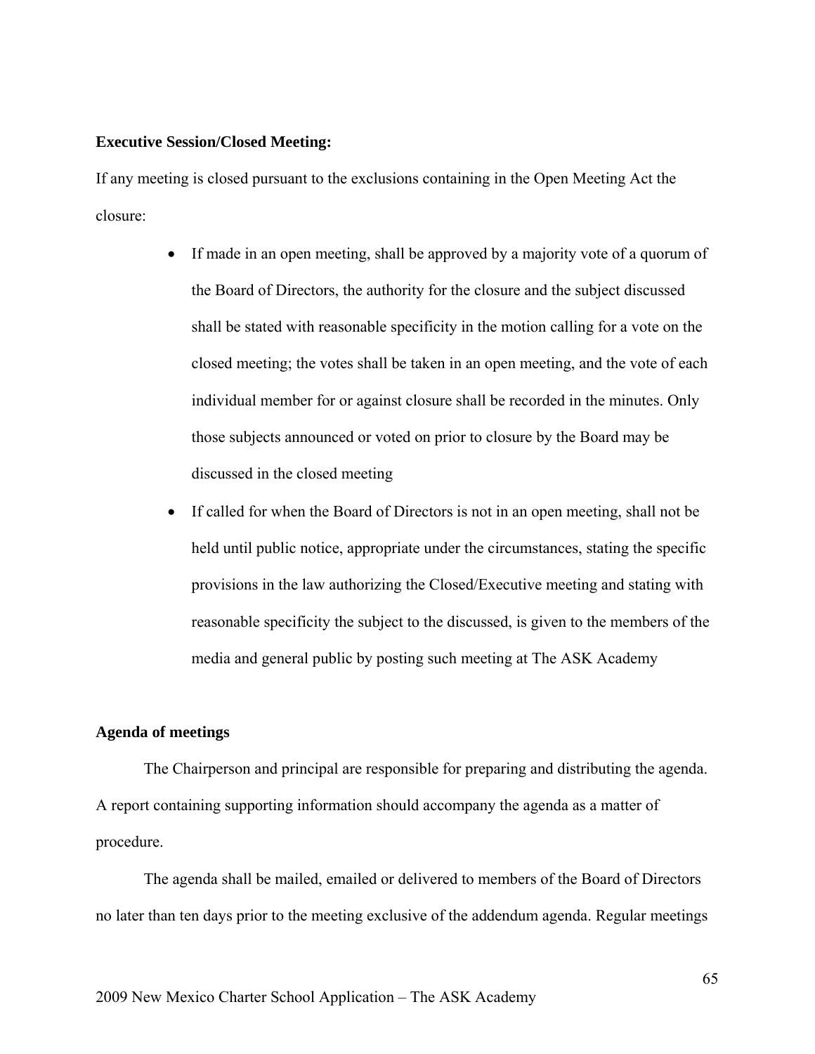**Executive Session/Closed Meeting:**

If any meeting is closed pursuant to the exclusions containing in the Open Meeting Act the closure:

- If made in an open meeting, shall be approved by a majority vote of a quorum of the Board of Directors, the authority for the closure and the subject discussed shall be stated with reasonable specificity in the motion calling for a vote on the closed meeting; the votes shall be taken in an open meeting, and the vote of each individual member for or against closure shall be recorded in the minutes. Only those subjects announced or voted on prior to closure by the Board may be discussed in the closed meeting
- If called for when the Board of Directors is not in an open meeting, shall not be held until public notice, appropriate under the circumstances, stating the specific provisions in the law authorizing the Closed/Executive meeting and stating with reasonable specificity the subject to the discussed, is given to the members of the media and general public by posting such meeting at The ASK Academy

**Agenda of meetings**

The Chairperson and principal are responsible for preparing and distributing the agenda. A report containing supporting information should accompany the agenda as a matter of procedure.

The agenda shall be mailed, emailed or delivered to members of the Board of Directors no later than ten days prior to the meeting exclusive of the addendum agenda. Regular meetings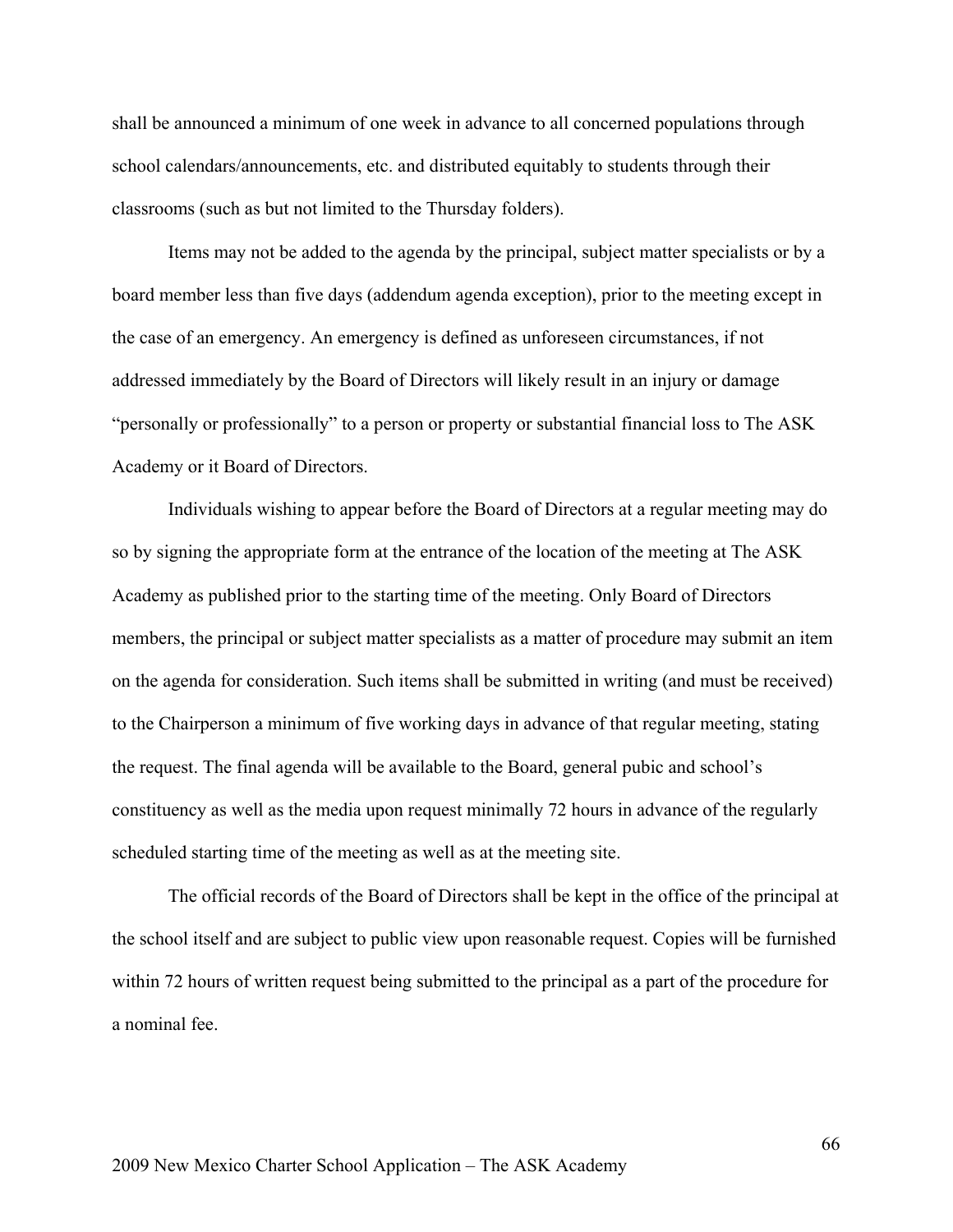shall be announced a minimum of one week in advance to all concerned populations through school calendars/announcements, etc. and distributed equitably to students through their classrooms (such as but not limited to the Thursday folders).

Items may not be added to the agenda by the principal, subject matter specialists or by a board member less than five days (addendum agenda exception), prior to the meeting except in the case of an emergency. An emergency is defined as unforeseen circumstances, if not addressed immediately by the Board of Directors will likely result in an injury or damage "personally or professionally" to a person or property or substantial financial loss to The ASK Academy or it Board of Directors.

Individuals wishing to appear before the Board of Directors at a regular meeting may do so by signing the appropriate form at the entrance of the location of the meeting at The ASK Academy as published prior to the starting time of the meeting. Only Board of Directors members, the principal or subject matter specialists as a matter of procedure may submit an item on the agenda for consideration. Such items shall be submitted in writing (and must be received) to the Chairperson a minimum of five working days in advance of that regular meeting, stating the request. The final agenda will be available to the Board, general pubic and school's constituency as well as the media upon request minimally 72 hours in advance of the regularly scheduled starting time of the meeting as well as at the meeting site.

The official records of the Board of Directors shall be kept in the office of the principal at the school itself and are subject to public view upon reasonable request. Copies will be furnished within 72 hours of written request being submitted to the principal as a part of the procedure for a nominal fee.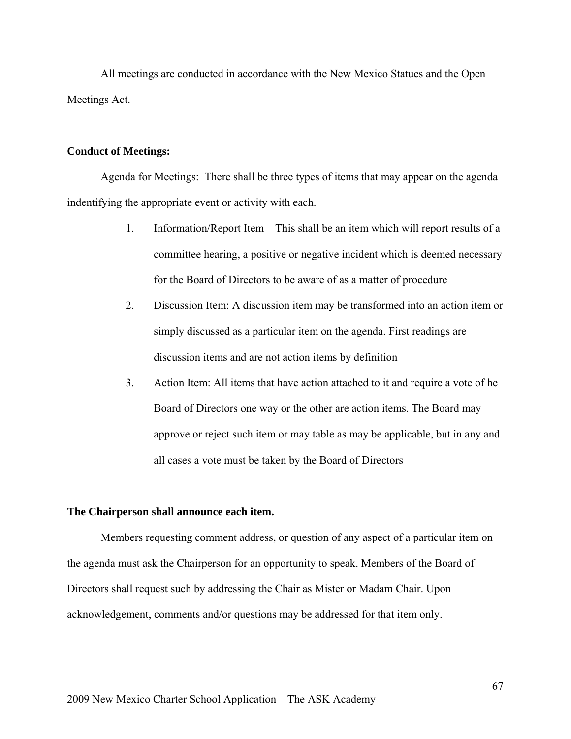All meetings are conducted in accordance with the New Mexico Statues and the Open Meetings Act.

**Conduct of Meetings:**

Agenda for Meetings: There shall be three types of items that may appear on the agenda indentifying the appropriate event or activity with each.

1. Information/Report Item – This shall be an item which will report results of a committee hearing, a positive or negative incident which is deemed necessary for the Board of Directors to be aware of as a matter of procedure
2. Discussion Item: A discussion item may be transformed into an action item or simply discussed as a particular item on the agenda. First readings are discussion items and are not action items by definition
3. Action Item: All items that have action attached to it and require a vote of he Board of Directors one way or the other are action items. The Board may approve or reject such item or may table as may be applicable, but in any and all cases a vote must be taken by the Board of Directors

**The Chairperson shall announce each item.**

Members requesting comment address, or question of any aspect of a particular item on the agenda must ask the Chairperson for an opportunity to speak. Members of the Board of Directors shall request such by addressing the Chair as Mister or Madam Chair. Upon acknowledgement, comments and/or questions may be addressed for that item only.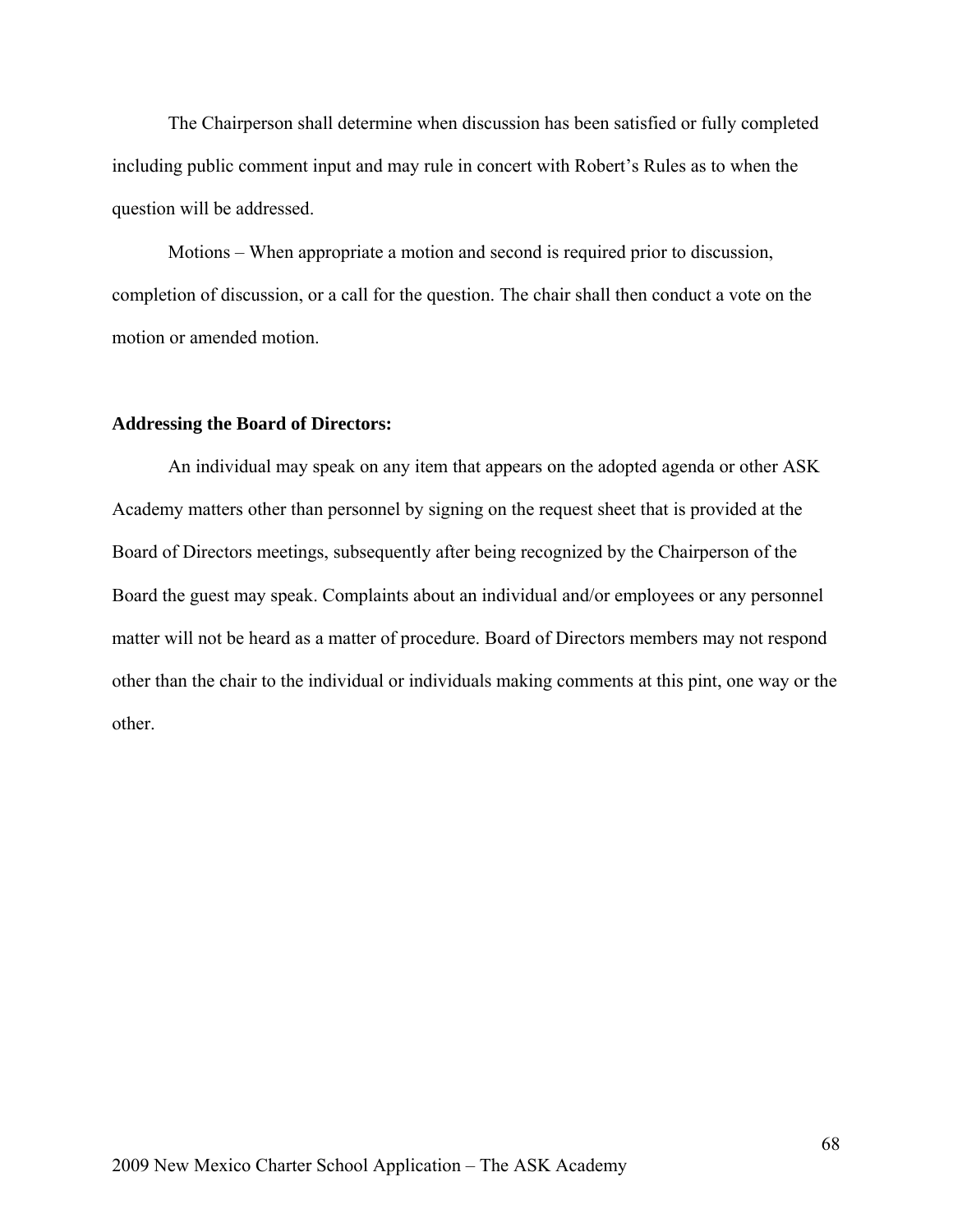The Chairperson shall determine when discussion has been satisfied or fully completed including public comment input and may rule in concert with Robert's Rules as to when the question will be addressed.

Motions – When appropriate a motion and second is required prior to discussion, completion of discussion, or a call for the question. The chair shall then conduct a vote on the motion or amended motion.

**Addressing the Board of Directors:**

An individual may speak on any item that appears on the adopted agenda or other ASK Academy matters other than personnel by signing on the request sheet that is provided at the Board of Directors meetings, subsequently after being recognized by the Chairperson of the Board the guest may speak. Complaints about an individual and/or employees or any personnel matter will not be heard as a matter of procedure. Board of Directors members may not respond other than the chair to the individual or individuals making comments at this pint, one way or the other.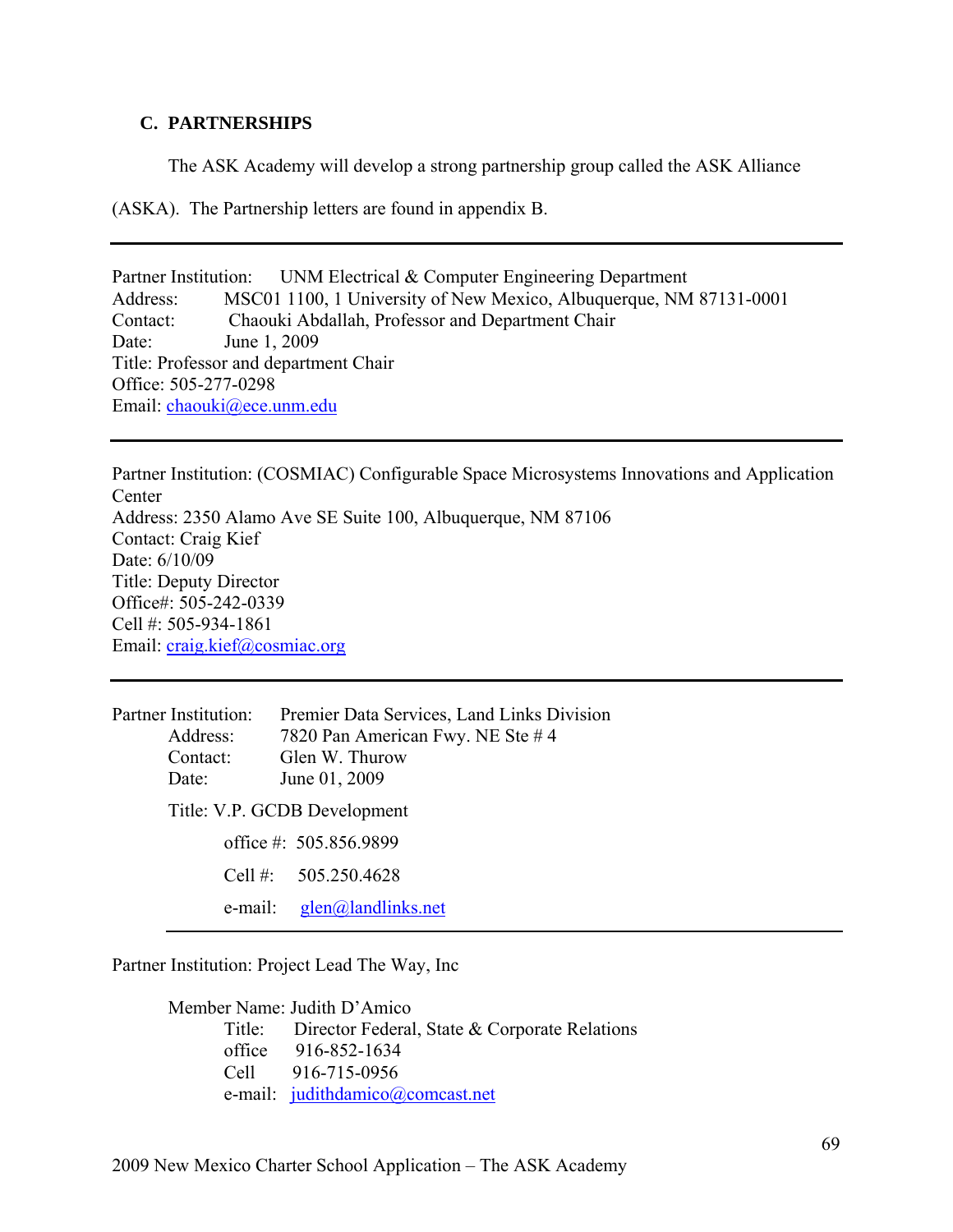## C. PARTNERSHIPS

The ASK Academy will develop a strong partnership group called the ASK Alliance (ASKA). The Partnership letters are found in appendix B.

---

Partner Institution: UNM Electrical & Computer Engineering Department
Address: MSC01 1100, 1 University of New Mexico, Albuquerque, NM 87131-0001
Contact: Chaouki Abdallah, Professor and Department Chair
Date: June 1, 2009
Title: Professor and department Chair
Office: 505-277-0298
Email: chaouki@ece.unm.edu

---

Partner Institution: (COSMIAC) Configurable Space Microsystems Innovations and Application Center
Address: 2350 Alamo Ave SE Suite 100, Albuquerque, NM 87106
Contact: Craig Kief
Date: 6/10/09
Title: Deputy Director
Office#: 505-242-0339
Cell #: 505-934-1861
Email: craig.kief@cosmiac.org

---

Partner Institution: Premier Data Services, Land Links Division
Address: 7820 Pan American Fwy. NE Ste # 4
Contact: Glen W. Thurow
Date: June 01, 2009

Title: V.P. GCDB Development

office #: 505.856.9899

Cell #: 505.250.4628

e-mail: glen@landlinks.net

---

Partner Institution: Project Lead The Way, Inc

Member Name: Judith D'Amico
Title: Director Federal, State & Corporate Relations
office 916-852-1634
Cell 916-715-0956
e-mail: judithdamico@comcast.net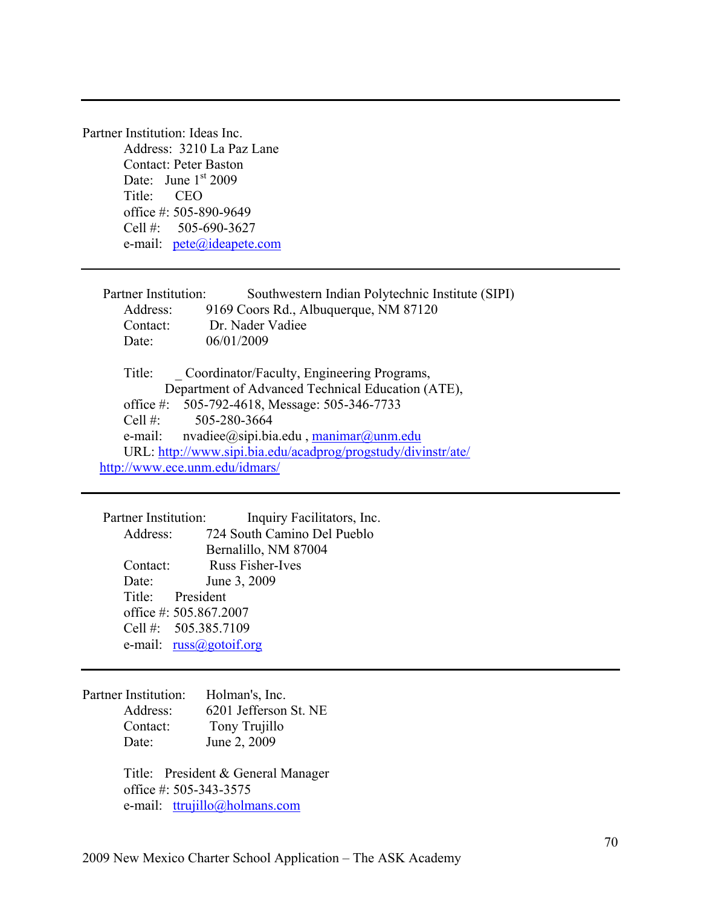---

Partner Institution: Ideas Inc.

Address: 3210 La Paz Lane
Contact: Peter Baston
Date: June 1st 2009
Title: CEO
office #: 505-890-9649
Cell #: 505-690-3627
e-mail: pete@ideapete.com

---

Partner Institution: Southwestern Indian Polytechnic Institute (SIPI)

Address: 9169 Coors Rd., Albuquerque, NM 87120
Contact: Dr. Nader Vadiee
Date: 06/01/2009

Title: _ Coordinator/Faculty, Engineering Programs, Department of Advanced Technical Education (ATE),
office #: 505-792-4618, Message: 505-346-7733
Cell #: 505-280-3664
e-mail: nvadiee@sipi.bia.edu , manimar@unm.edu
URL: http://www.sipi.bia.edu/acadprog/progstudy/divinstr/ate/
http://www.ece.unm.edu/idmars/

---

Partner Institution: Inquiry Facilitators, Inc.

Address: 724 South Camino Del Pueblo
Bernalillo, NM 87004
Contact: Russ Fisher-Ives
Date: June 3, 2009
Title: President
office #: 505.867.2007
Cell #: 505.385.7109
e-mail: russ@gotoif.org

---

Partner Institution: Holman's, Inc.

Address: 6201 Jefferson St. NE
Contact: Tony Trujillo
Date: June 2, 2009

Title: President & General Manager
office #: 505-343-3575
e-mail: ttrujillo@holmans.com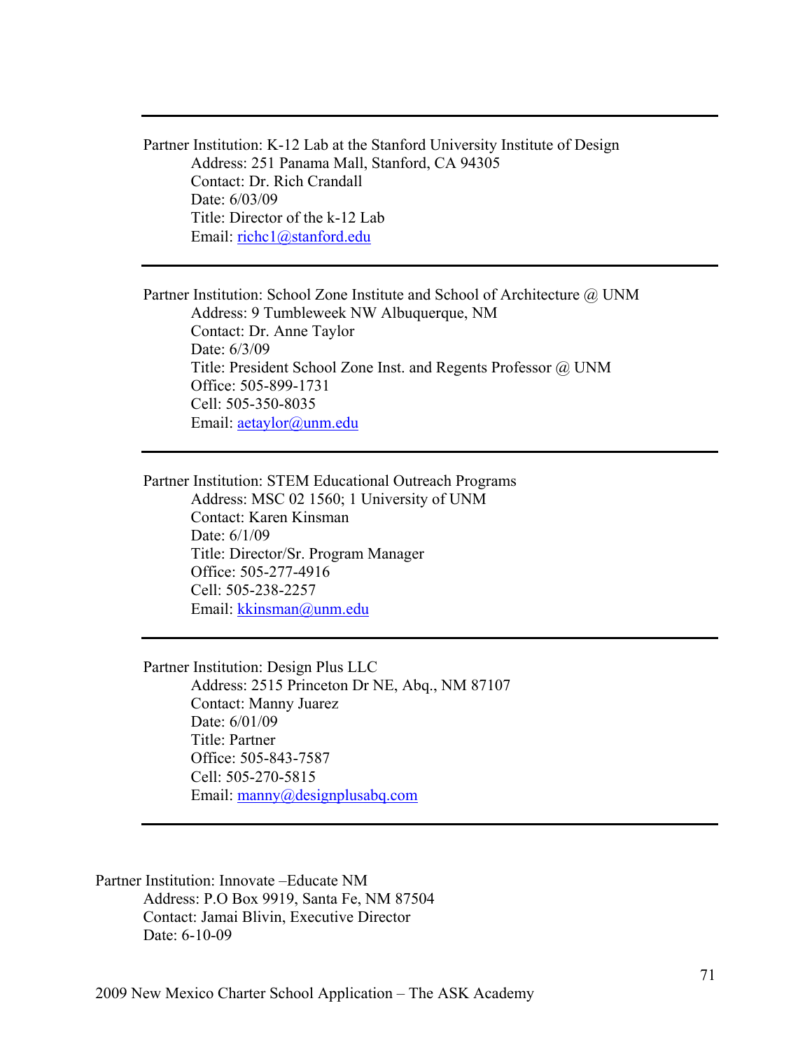---

Partner Institution: K-12 Lab at the Stanford University Institute of Design
Address: 251 Panama Mall, Stanford, CA 94305
Contact: Dr. Rich Crandall
Date: 6/03/09
Title: Director of the k-12 Lab
Email: richc1@stanford.edu

---

Partner Institution: School Zone Institute and School of Architecture @ UNM
Address: 9 Tumbleweek NW Albuquerque, NM
Contact: Dr. Anne Taylor
Date: 6/3/09
Title: President School Zone Inst. and Regents Professor @ UNM
Office: 505-899-1731
Cell: 505-350-8035
Email: aetaylor@unm.edu

---

Partner Institution: STEM Educational Outreach Programs
Address: MSC 02 1560; 1 University of UNM
Contact: Karen Kinsman
Date: 6/1/09
Title: Director/Sr. Program Manager
Office: 505-277-4916
Cell: 505-238-2257
Email: kkinsman@unm.edu

---

Partner Institution: Design Plus LLC
Address: 2515 Princeton Dr NE, Abq., NM 87107
Contact: Manny Juarez
Date: 6/01/09
Title: Partner
Office: 505-843-7587
Cell: 505-270-5815
Email: manny@designplusabq.com

---

Partner Institution: Innovate –Educate NM
Address: P.O Box 9919, Santa Fe, NM 87504
Contact: Jamai Blivin, Executive Director
Date: 6-10-09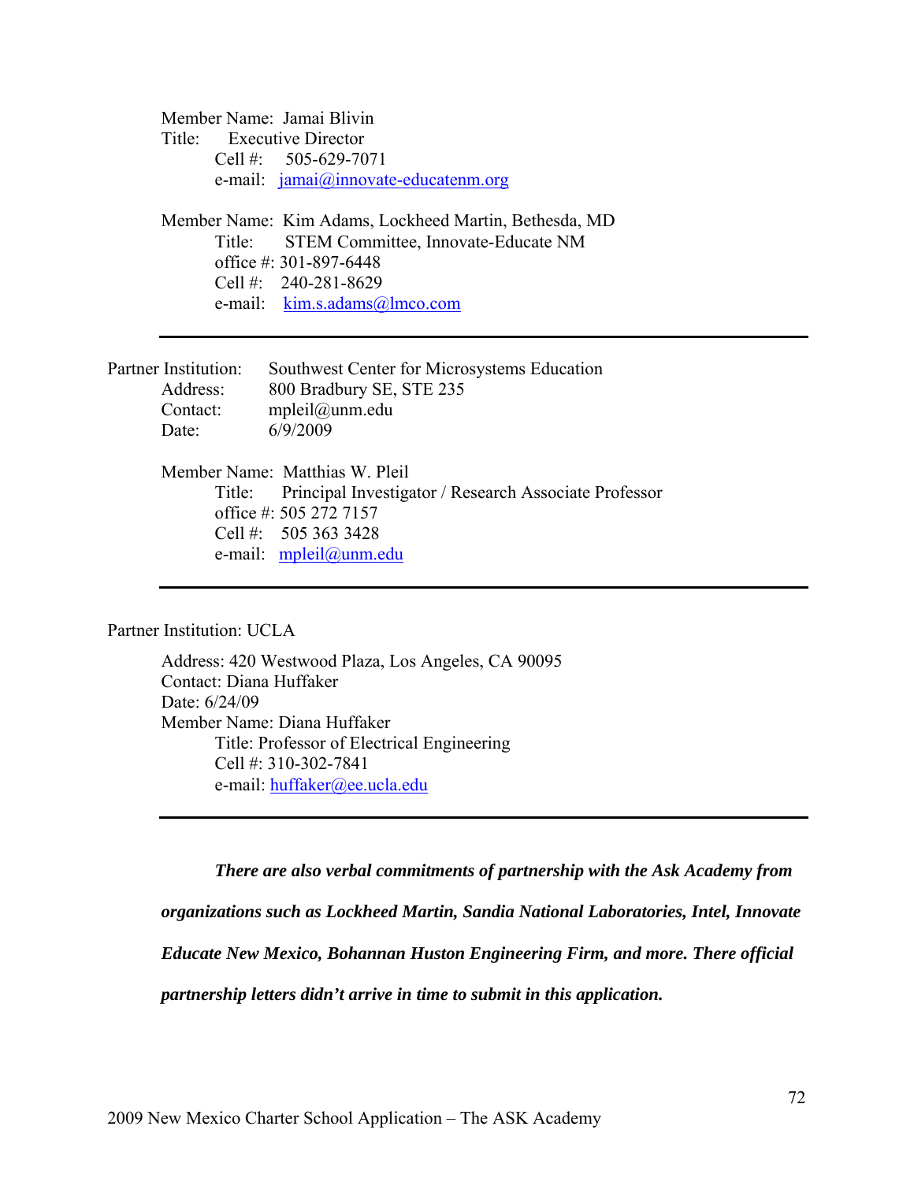Member Name: Jamai Blivin
Title: Executive Director
Cell #: 505-629-7071
e-mail: jamai@innovate-educatenm.org

Member Name: Kim Adams, Lockheed Martin, Bethesda, MD
Title: STEM Committee, Innovate-Educate NM
office #: 301-897-6448
Cell #: 240-281-8629
e-mail: kim.s.adams@lmco.com

---

Partner Institution: Southwest Center for Microsystems Education
Address: 800 Bradbury SE, STE 235
Contact: mpleil@unm.edu
Date: 6/9/2009

Member Name: Matthias W. Pleil
Title: Principal Investigator / Research Associate Professor
office #: 505 272 7157
Cell #: 505 363 3428
e-mail: mpleil@unm.edu

---

Partner Institution: UCLA

Address: 420 Westwood Plaza, Los Angeles, CA 90095
Contact: Diana Huffaker
Date: 6/24/09
Member Name: Diana Huffaker
Title: Professor of Electrical Engineering
Cell #: 310-302-7841
e-mail: huffaker@ee.ucla.edu

---

***There are also verbal commitments of partnership with the Ask Academy from organizations such as Lockheed Martin, Sandia National Laboratories, Intel, Innovate Educate New Mexico, Bohannan Huston Engineering Firm, and more. There official partnership letters didn't arrive in time to submit in this application.***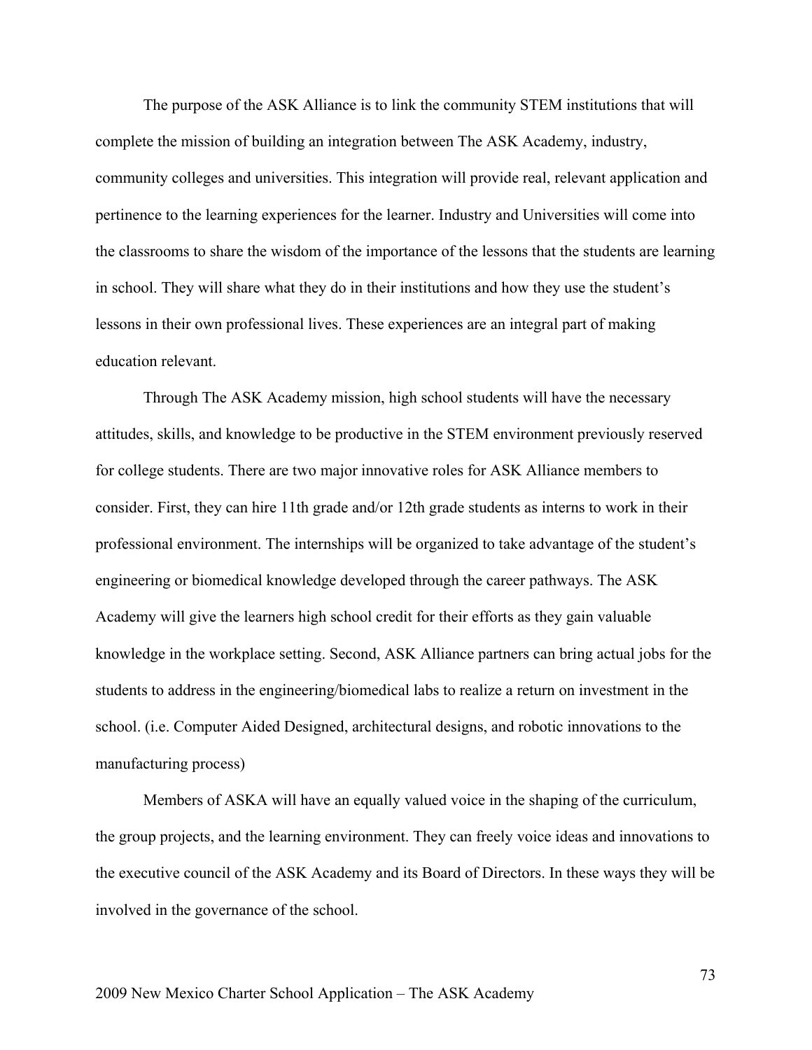The purpose of the ASK Alliance is to link the community STEM institutions that will complete the mission of building an integration between The ASK Academy, industry, community colleges and universities. This integration will provide real, relevant application and pertinence to the learning experiences for the learner. Industry and Universities will come into the classrooms to share the wisdom of the importance of the lessons that the students are learning in school. They will share what they do in their institutions and how they use the student's lessons in their own professional lives. These experiences are an integral part of making education relevant.

Through The ASK Academy mission, high school students will have the necessary attitudes, skills, and knowledge to be productive in the STEM environment previously reserved for college students. There are two major innovative roles for ASK Alliance members to consider. First, they can hire 11th grade and/or 12th grade students as interns to work in their professional environment. The internships will be organized to take advantage of the student's engineering or biomedical knowledge developed through the career pathways. The ASK Academy will give the learners high school credit for their efforts as they gain valuable knowledge in the workplace setting. Second, ASK Alliance partners can bring actual jobs for the students to address in the engineering/biomedical labs to realize a return on investment in the school. (i.e. Computer Aided Designed, architectural designs, and robotic innovations to the manufacturing process)

Members of ASKA will have an equally valued voice in the shaping of the curriculum, the group projects, and the learning environment. They can freely voice ideas and innovations to the executive council of the ASK Academy and its Board of Directors. In these ways they will be involved in the governance of the school.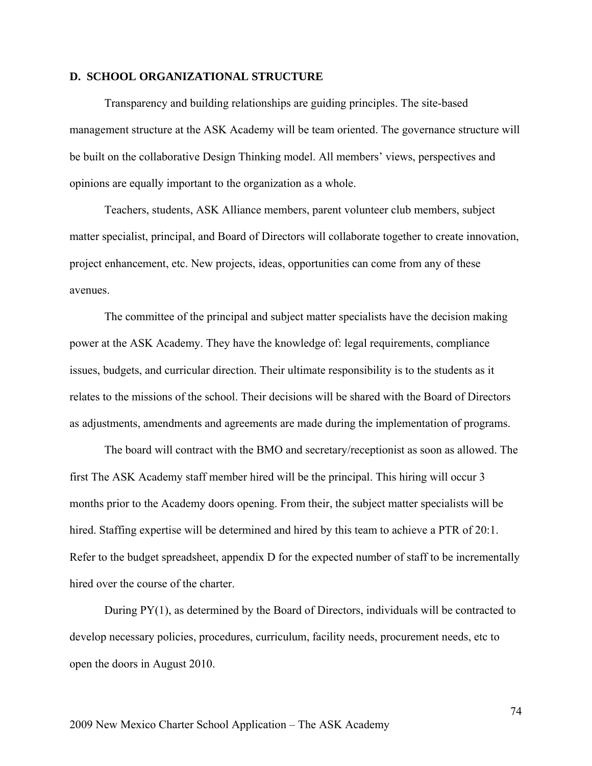## D. SCHOOL ORGANIZATIONAL STRUCTURE

Transparency and building relationships are guiding principles. The site-based management structure at the ASK Academy will be team oriented. The governance structure will be built on the collaborative Design Thinking model. All members' views, perspectives and opinions are equally important to the organization as a whole.

Teachers, students, ASK Alliance members, parent volunteer club members, subject matter specialist, principal, and Board of Directors will collaborate together to create innovation, project enhancement, etc. New projects, ideas, opportunities can come from any of these avenues.

The committee of the principal and subject matter specialists have the decision making power at the ASK Academy. They have the knowledge of: legal requirements, compliance issues, budgets, and curricular direction. Their ultimate responsibility is to the students as it relates to the missions of the school. Their decisions will be shared with the Board of Directors as adjustments, amendments and agreements are made during the implementation of programs.

The board will contract with the BMO and secretary/receptionist as soon as allowed. The first The ASK Academy staff member hired will be the principal. This hiring will occur 3 months prior to the Academy doors opening. From their, the subject matter specialists will be hired. Staffing expertise will be determined and hired by this team to achieve a PTR of 20:1. Refer to the budget spreadsheet, appendix D for the expected number of staff to be incrementally hired over the course of the charter.

During PY(1), as determined by the Board of Directors, individuals will be contracted to develop necessary policies, procedures, curriculum, facility needs, procurement needs, etc to open the doors in August 2010.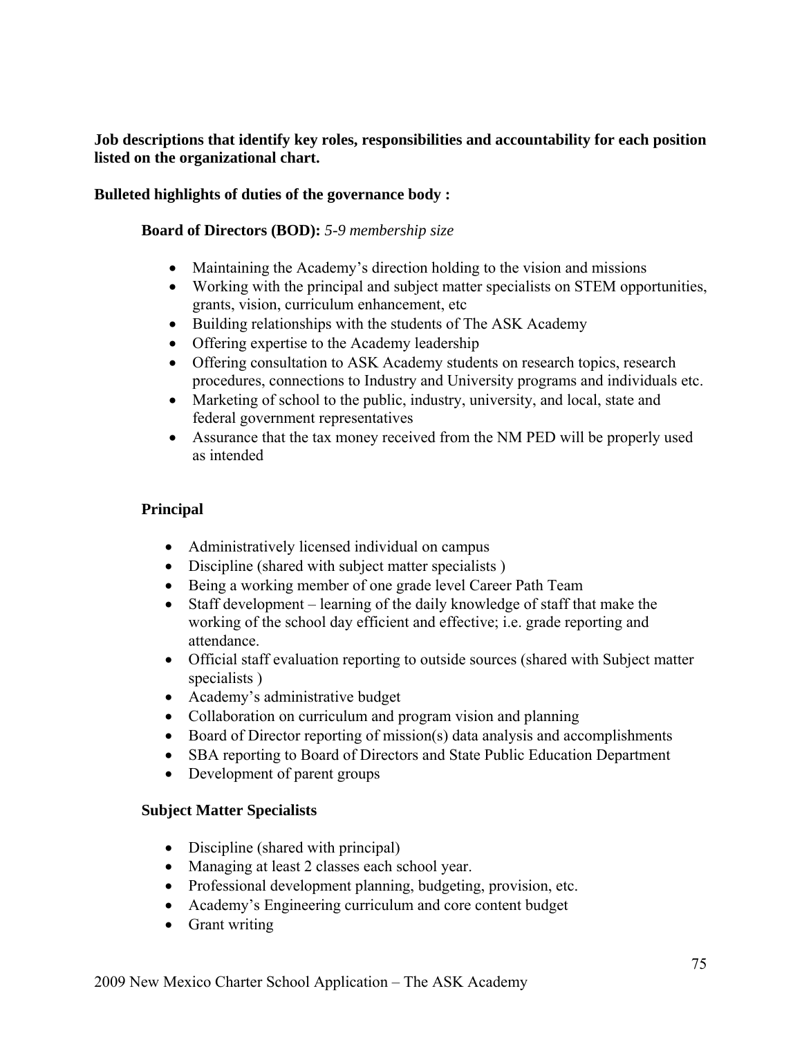**Job descriptions that identify key roles, responsibilities and accountability for each position listed on the organizational chart.**

**Bulleted highlights of duties of the governance body :**

**Board of Directors (BOD):** *5-9 membership size*

- Maintaining the Academy's direction holding to the vision and missions
- Working with the principal and subject matter specialists on STEM opportunities, grants, vision, curriculum enhancement, etc
- Building relationships with the students of The ASK Academy
- Offering expertise to the Academy leadership
- Offering consultation to ASK Academy students on research topics, research procedures, connections to Industry and University programs and individuals etc.
- Marketing of school to the public, industry, university, and local, state and federal government representatives
- Assurance that the tax money received from the NM PED will be properly used as intended

**Principal**

- Administratively licensed individual on campus
- Discipline (shared with subject matter specialists )
- Being a working member of one grade level Career Path Team
- Staff development – learning of the daily knowledge of staff that make the working of the school day efficient and effective; i.e. grade reporting and attendance.
- Official staff evaluation reporting to outside sources (shared with Subject matter specialists )
- Academy's administrative budget
- Collaboration on curriculum and program vision and planning
- Board of Director reporting of mission(s) data analysis and accomplishments
- SBA reporting to Board of Directors and State Public Education Department
- Development of parent groups

**Subject Matter Specialists**

- Discipline (shared with principal)
- Managing at least 2 classes each school year.
- Professional development planning, budgeting, provision, etc.
- Academy's Engineering curriculum and core content budget
- Grant writing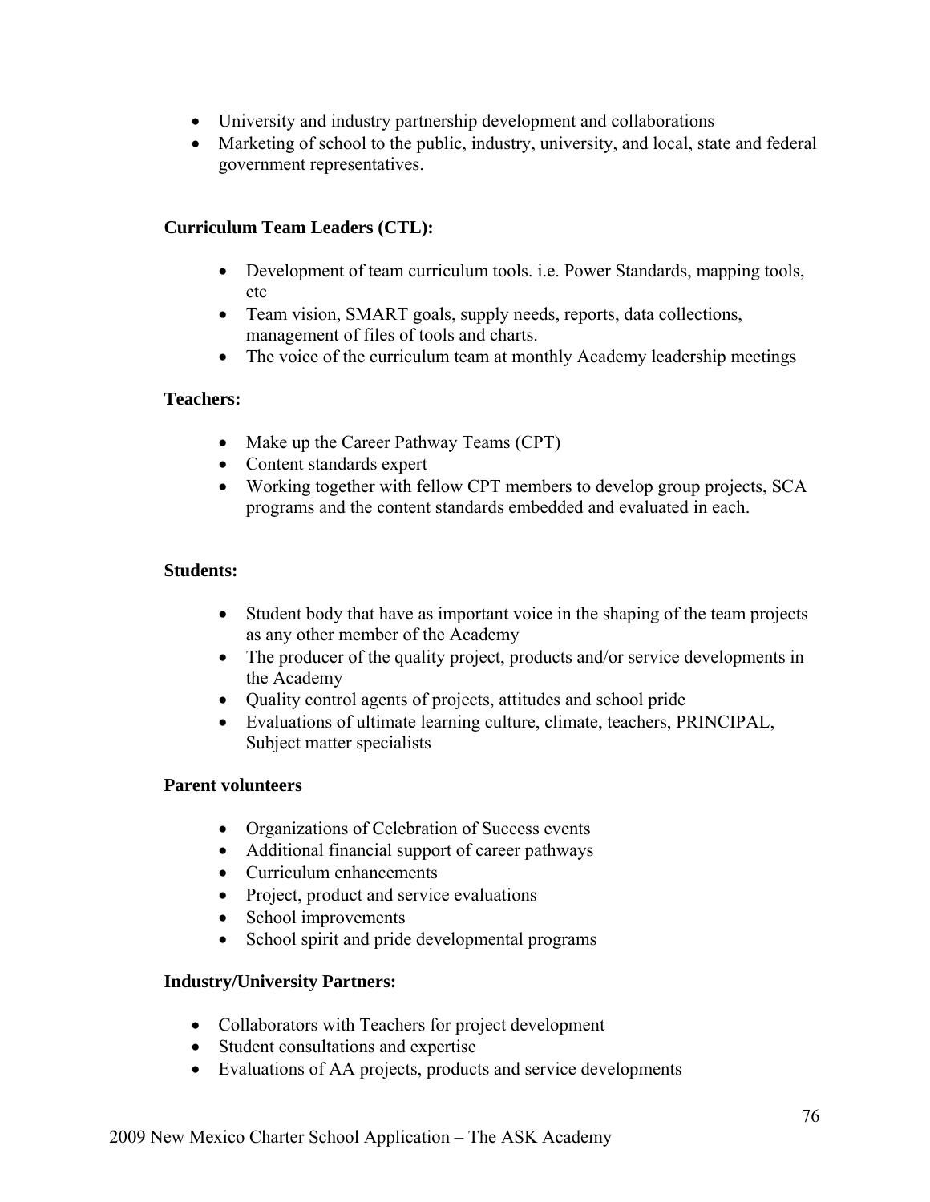- University and industry partnership development and collaborations
- Marketing of school to the public, industry, university, and local, state and federal government representatives.

**Curriculum Team Leaders (CTL):**

- Development of team curriculum tools. i.e. Power Standards, mapping tools, etc
- Team vision, SMART goals, supply needs, reports, data collections, management of files of tools and charts.
- The voice of the curriculum team at monthly Academy leadership meetings

**Teachers:**

- Make up the Career Pathway Teams (CPT)
- Content standards expert
- Working together with fellow CPT members to develop group projects, SCA programs and the content standards embedded and evaluated in each.

**Students:**

- Student body that have as important voice in the shaping of the team projects as any other member of the Academy
- The producer of the quality project, products and/or service developments in the Academy
- Quality control agents of projects, attitudes and school pride
- Evaluations of ultimate learning culture, climate, teachers, PRINCIPAL, Subject matter specialists

**Parent volunteers**

- Organizations of Celebration of Success events
- Additional financial support of career pathways
- Curriculum enhancements
- Project, product and service evaluations
- School improvements
- School spirit and pride developmental programs

**Industry/University Partners:**

- Collaborators with Teachers for project development
- Student consultations and expertise
- Evaluations of AA projects, products and service developments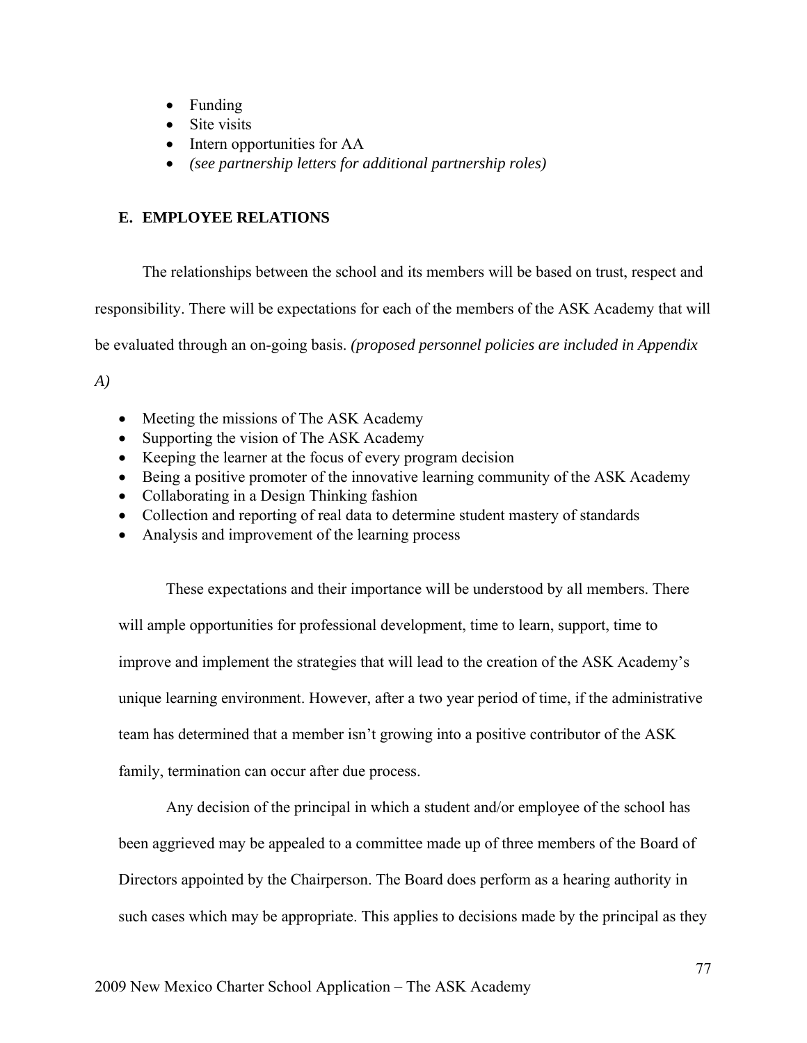- Funding
- Site visits
- Intern opportunities for AA
- *(see partnership letters for additional partnership roles)*

## E. EMPLOYEE RELATIONS

The relationships between the school and its members will be based on trust, respect and responsibility. There will be expectations for each of the members of the ASK Academy that will be evaluated through an on-going basis. *(proposed personnel policies are included in Appendix A)*

- Meeting the missions of The ASK Academy
- Supporting the vision of The ASK Academy
- Keeping the learner at the focus of every program decision
- Being a positive promoter of the innovative learning community of the ASK Academy
- Collaborating in a Design Thinking fashion
- Collection and reporting of real data to determine student mastery of standards
- Analysis and improvement of the learning process

These expectations and their importance will be understood by all members. There will ample opportunities for professional development, time to learn, support, time to improve and implement the strategies that will lead to the creation of the ASK Academy's unique learning environment. However, after a two year period of time, if the administrative team has determined that a member isn't growing into a positive contributor of the ASK family, termination can occur after due process.

Any decision of the principal in which a student and/or employee of the school has been aggrieved may be appealed to a committee made up of three members of the Board of Directors appointed by the Chairperson. The Board does perform as a hearing authority in such cases which may be appropriate. This applies to decisions made by the principal as they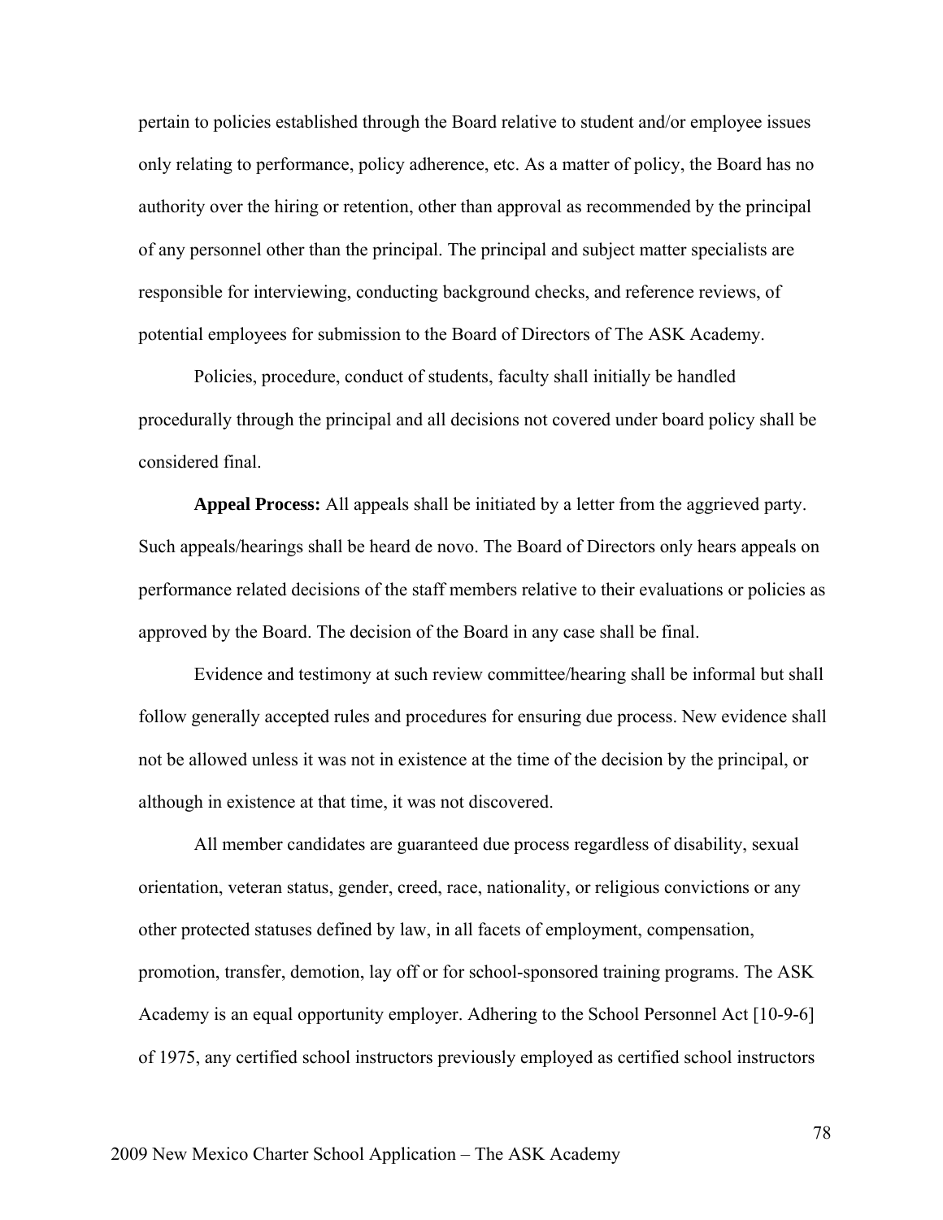pertain to policies established through the Board relative to student and/or employee issues only relating to performance, policy adherence, etc. As a matter of policy, the Board has no authority over the hiring or retention, other than approval as recommended by the principal of any personnel other than the principal. The principal and subject matter specialists are responsible for interviewing, conducting background checks, and reference reviews, of potential employees for submission to the Board of Directors of The ASK Academy.

Policies, procedure, conduct of students, faculty shall initially be handled procedurally through the principal and all decisions not covered under board policy shall be considered final.

**Appeal Process:** All appeals shall be initiated by a letter from the aggrieved party. Such appeals/hearings shall be heard de novo. The Board of Directors only hears appeals on performance related decisions of the staff members relative to their evaluations or policies as approved by the Board. The decision of the Board in any case shall be final.

Evidence and testimony at such review committee/hearing shall be informal but shall follow generally accepted rules and procedures for ensuring due process. New evidence shall not be allowed unless it was not in existence at the time of the decision by the principal, or although in existence at that time, it was not discovered.

All member candidates are guaranteed due process regardless of disability, sexual orientation, veteran status, gender, creed, race, nationality, or religious convictions or any other protected statuses defined by law, in all facets of employment, compensation, promotion, transfer, demotion, lay off or for school-sponsored training programs. The ASK Academy is an equal opportunity employer. Adhering to the School Personnel Act [10-9-6] of 1975, any certified school instructors previously employed as certified school instructors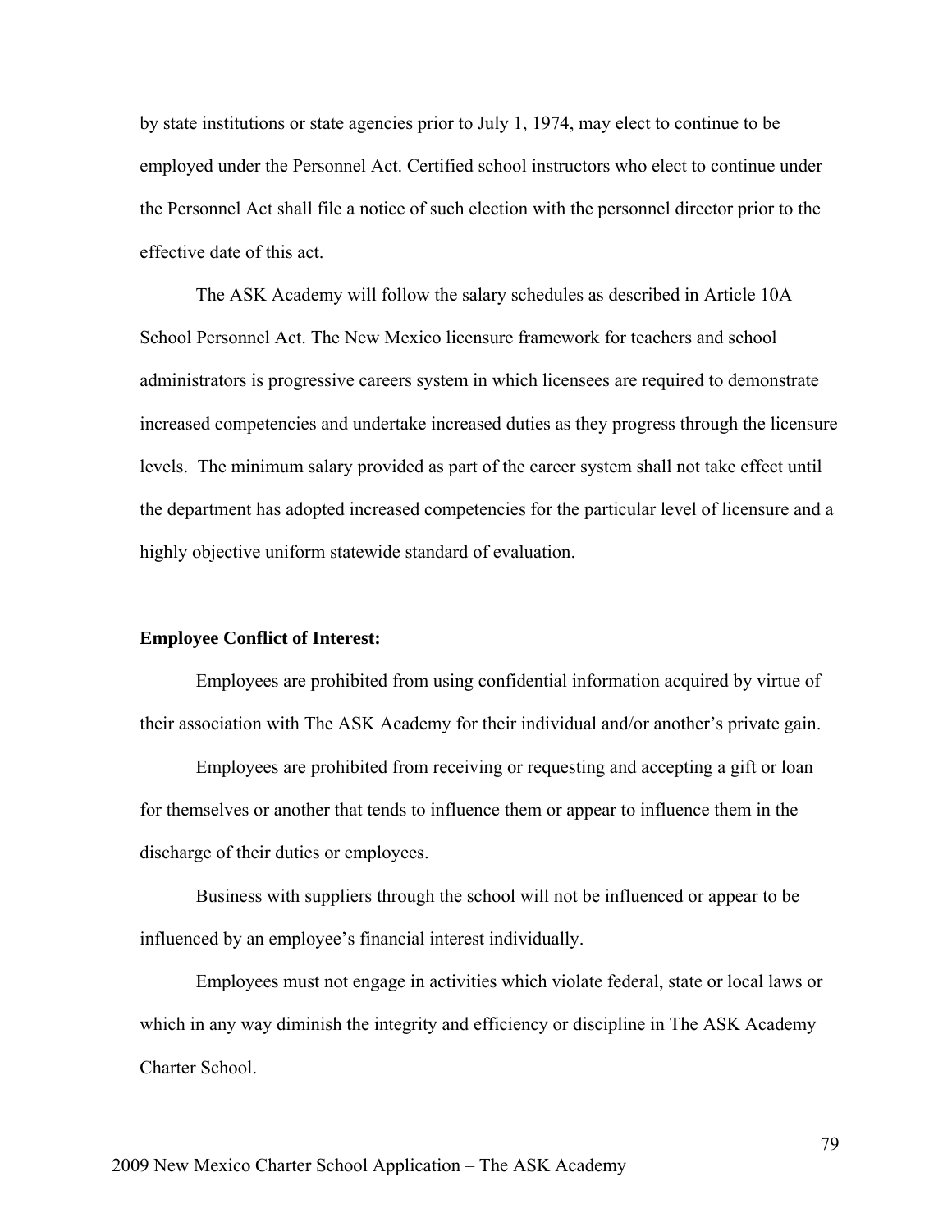by state institutions or state agencies prior to July 1, 1974, may elect to continue to be employed under the Personnel Act. Certified school instructors who elect to continue under the Personnel Act shall file a notice of such election with the personnel director prior to the effective date of this act.

The ASK Academy will follow the salary schedules as described in Article 10A School Personnel Act. The New Mexico licensure framework for teachers and school administrators is progressive careers system in which licensees are required to demonstrate increased competencies and undertake increased duties as they progress through the licensure levels. The minimum salary provided as part of the career system shall not take effect until the department has adopted increased competencies for the particular level of licensure and a highly objective uniform statewide standard of evaluation.

**Employee Conflict of Interest:**

Employees are prohibited from using confidential information acquired by virtue of their association with The ASK Academy for their individual and/or another's private gain.

Employees are prohibited from receiving or requesting and accepting a gift or loan for themselves or another that tends to influence them or appear to influence them in the discharge of their duties or employees.

Business with suppliers through the school will not be influenced or appear to be influenced by an employee's financial interest individually.

Employees must not engage in activities which violate federal, state or local laws or which in any way diminish the integrity and efficiency or discipline in The ASK Academy Charter School.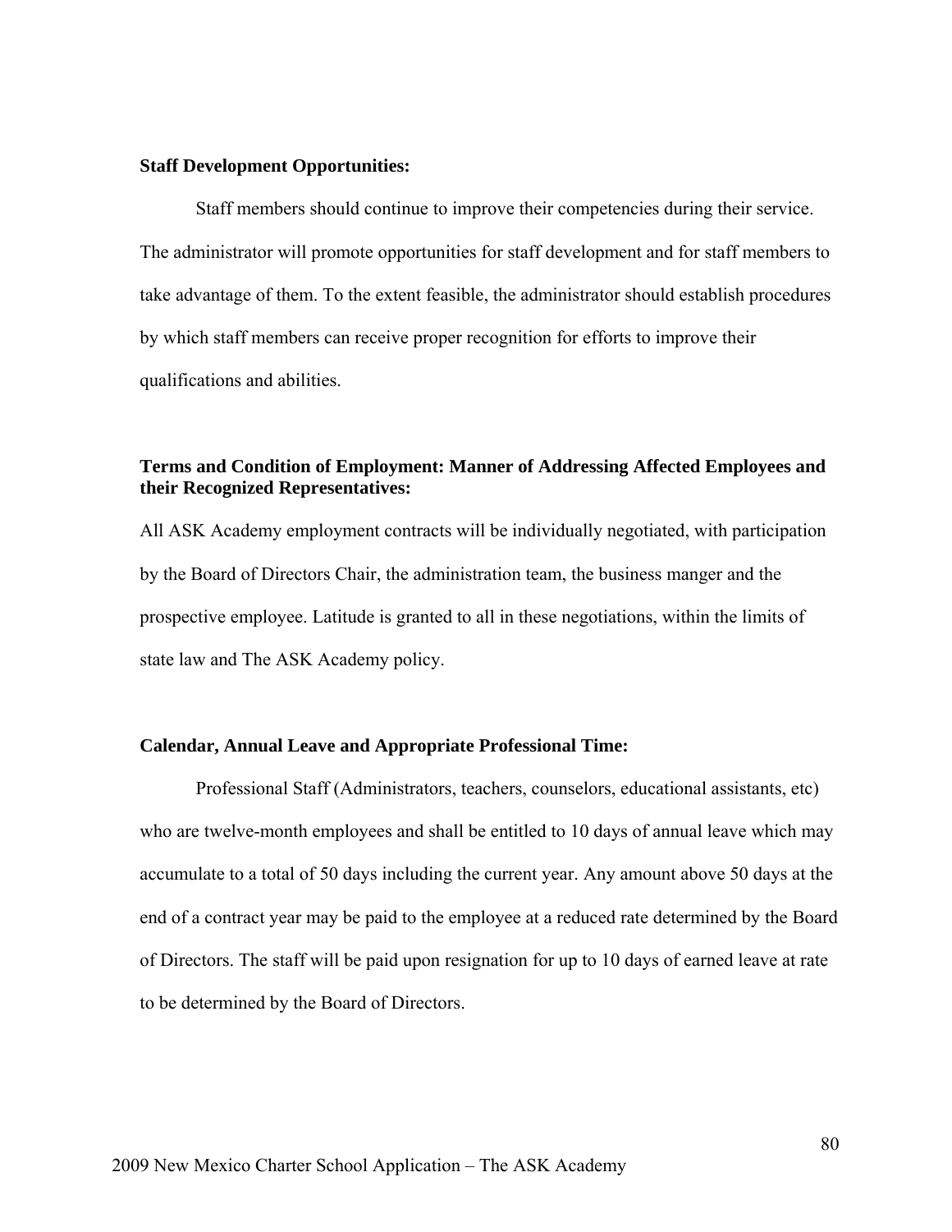**Staff Development Opportunities:**

Staff members should continue to improve their competencies during their service. The administrator will promote opportunities for staff development and for staff members to take advantage of them. To the extent feasible, the administrator should establish procedures by which staff members can receive proper recognition for efforts to improve their qualifications and abilities.

**Terms and Condition of Employment: Manner of Addressing Affected Employees and their Recognized Representatives:**

All ASK Academy employment contracts will be individually negotiated, with participation by the Board of Directors Chair, the administration team, the business manger and the prospective employee. Latitude is granted to all in these negotiations, within the limits of state law and The ASK Academy policy.

**Calendar, Annual Leave and Appropriate Professional Time:**

Professional Staff (Administrators, teachers, counselors, educational assistants, etc) who are twelve-month employees and shall be entitled to 10 days of annual leave which may accumulate to a total of 50 days including the current year. Any amount above 50 days at the end of a contract year may be paid to the employee at a reduced rate determined by the Board of Directors. The staff will be paid upon resignation for up to 10 days of earned leave at rate to be determined by the Board of Directors.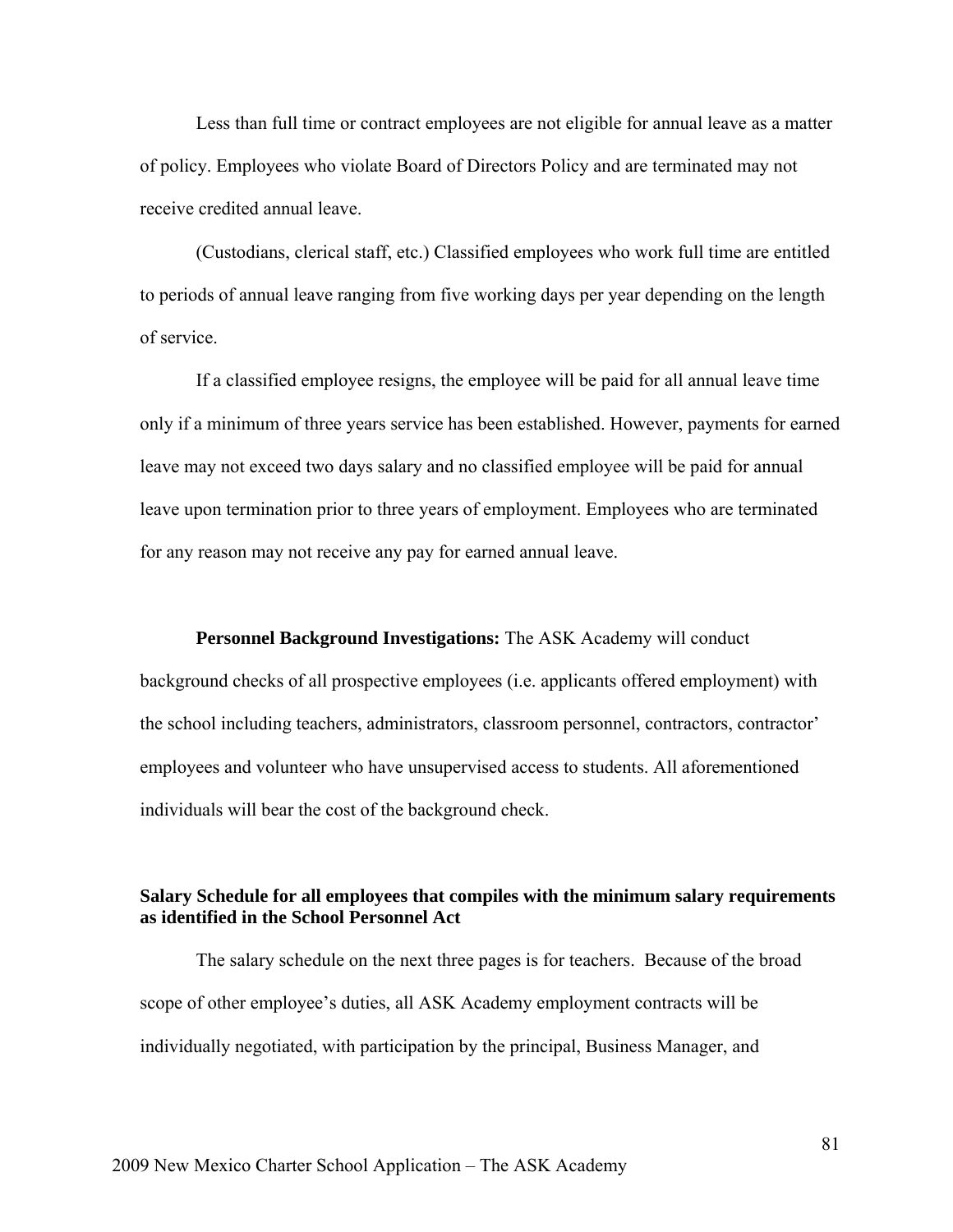Less than full time or contract employees are not eligible for annual leave as a matter of policy. Employees who violate Board of Directors Policy and are terminated may not receive credited annual leave.

(Custodians, clerical staff, etc.) Classified employees who work full time are entitled to periods of annual leave ranging from five working days per year depending on the length of service.

If a classified employee resigns, the employee will be paid for all annual leave time only if a minimum of three years service has been established. However, payments for earned leave may not exceed two days salary and no classified employee will be paid for annual leave upon termination prior to three years of employment. Employees who are terminated for any reason may not receive any pay for earned annual leave.

**Personnel Background Investigations:** The ASK Academy will conduct background checks of all prospective employees (i.e. applicants offered employment) with the school including teachers, administrators, classroom personnel, contractors, contractor' employees and volunteer who have unsupervised access to students. All aforementioned individuals will bear the cost of the background check.

**Salary Schedule for all employees that compiles with the minimum salary requirements as identified in the School Personnel Act**

The salary schedule on the next three pages is for teachers. Because of the broad scope of other employee's duties, all ASK Academy employment contracts will be individually negotiated, with participation by the principal, Business Manager, and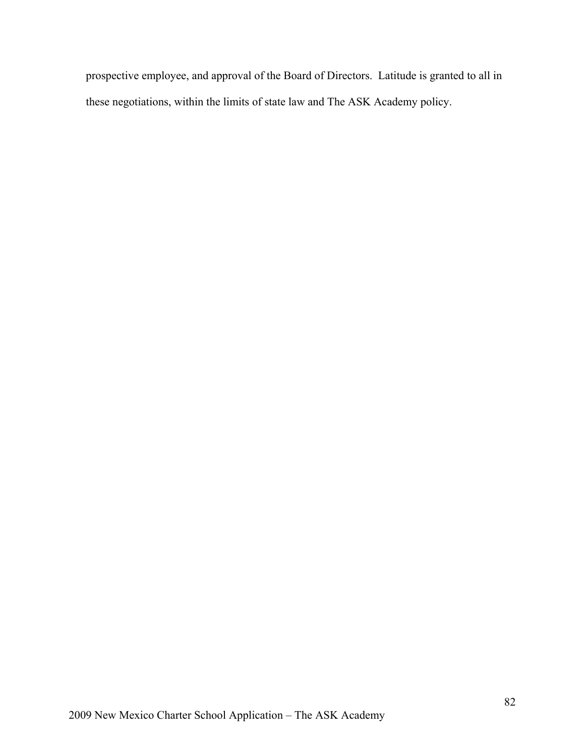prospective employee, and approval of the Board of Directors. Latitude is granted to all in these negotiations, within the limits of state law and The ASK Academy policy.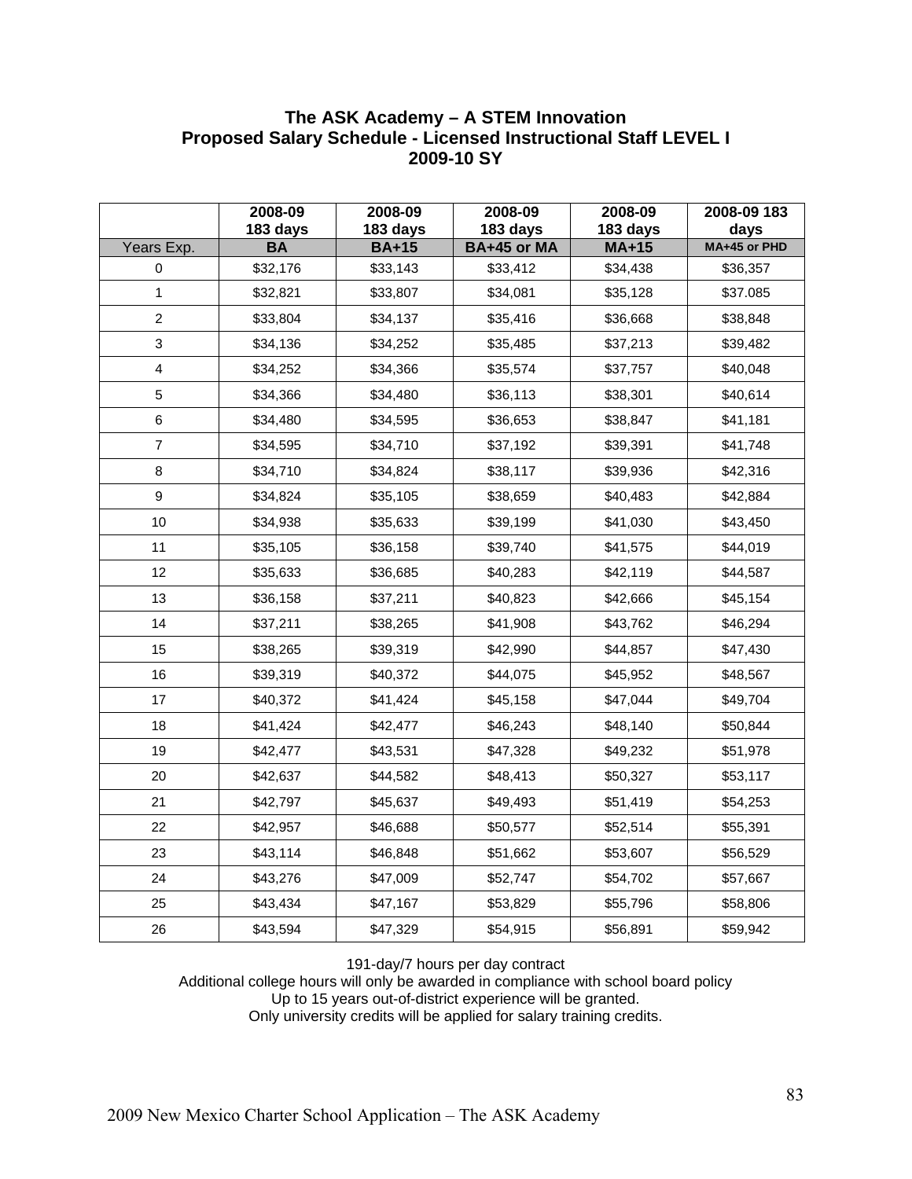# The ASK Academy – A STEM Innovation
## Proposed Salary Schedule - Licensed Instructional Staff LEVEL I
## 2009-10 SY

| | 2008-09 183 days | 2008-09 183 days | 2008-09 183 days | 2008-09 183 days | 2008-09 183 days |
|---|---|---|---|---|---|
| Years Exp. | BA | BA+15 | BA+45 or MA | MA+15 | MA+45 or PHD |
| 0 | $32,176 | $33,143 | $33,412 | $34,438 | $36,357 |
| 1 | $32,821 | $33,807 | $34,081 | $35,128 | $37.085 |
| 2 | $33,804 | $34,137 | $35,416 | $36,668 | $38,848 |
| 3 | $34,136 | $34,252 | $35,485 | $37,213 | $39,482 |
| 4 | $34,252 | $34,366 | $35,574 | $37,757 | $40,048 |
| 5 | $34,366 | $34,480 | $36,113 | $38,301 | $40,614 |
| 6 | $34,480 | $34,595 | $36,653 | $38,847 | $41,181 |
| 7 | $34,595 | $34,710 | $37,192 | $39,391 | $41,748 |
| 8 | $34,710 | $34,824 | $38,117 | $39,936 | $42,316 |
| 9 | $34,824 | $35,105 | $38,659 | $40,483 | $42,884 |
| 10 | $34,938 | $35,633 | $39,199 | $41,030 | $43,450 |
| 11 | $35,105 | $36,158 | $39,740 | $41,575 | $44,019 |
| 12 | $35,633 | $36,685 | $40,283 | $42,119 | $44,587 |
| 13 | $36,158 | $37,211 | $40,823 | $42,666 | $45,154 |
| 14 | $37,211 | $38,265 | $41,908 | $43,762 | $46,294 |
| 15 | $38,265 | $39,319 | $42,990 | $44,857 | $47,430 |
| 16 | $39,319 | $40,372 | $44,075 | $45,952 | $48,567 |
| 17 | $40,372 | $41,424 | $45,158 | $47,044 | $49,704 |
| 18 | $41,424 | $42,477 | $46,243 | $48,140 | $50,844 |
| 19 | $42,477 | $43,531 | $47,328 | $49,232 | $51,978 |
| 20 | $42,637 | $44,582 | $48,413 | $50,327 | $53,117 |
| 21 | $42,797 | $45,637 | $49,493 | $51,419 | $54,253 |
| 22 | $42,957 | $46,688 | $50,577 | $52,514 | $55,391 |
| 23 | $43,114 | $46,848 | $51,662 | $53,607 | $56,529 |
| 24 | $43,276 | $47,009 | $52,747 | $54,702 | $57,667 |
| 25 | $43,434 | $47,167 | $53,829 | $55,796 | $58,806 |
| 26 | $43,594 | $47,329 | $54,915 | $56,891 | $59,942 |

191-day/7 hours per day contract
Additional college hours will only be awarded in compliance with school board policy
Up to 15 years out-of-district experience will be granted.
Only university credits will be applied for salary training credits.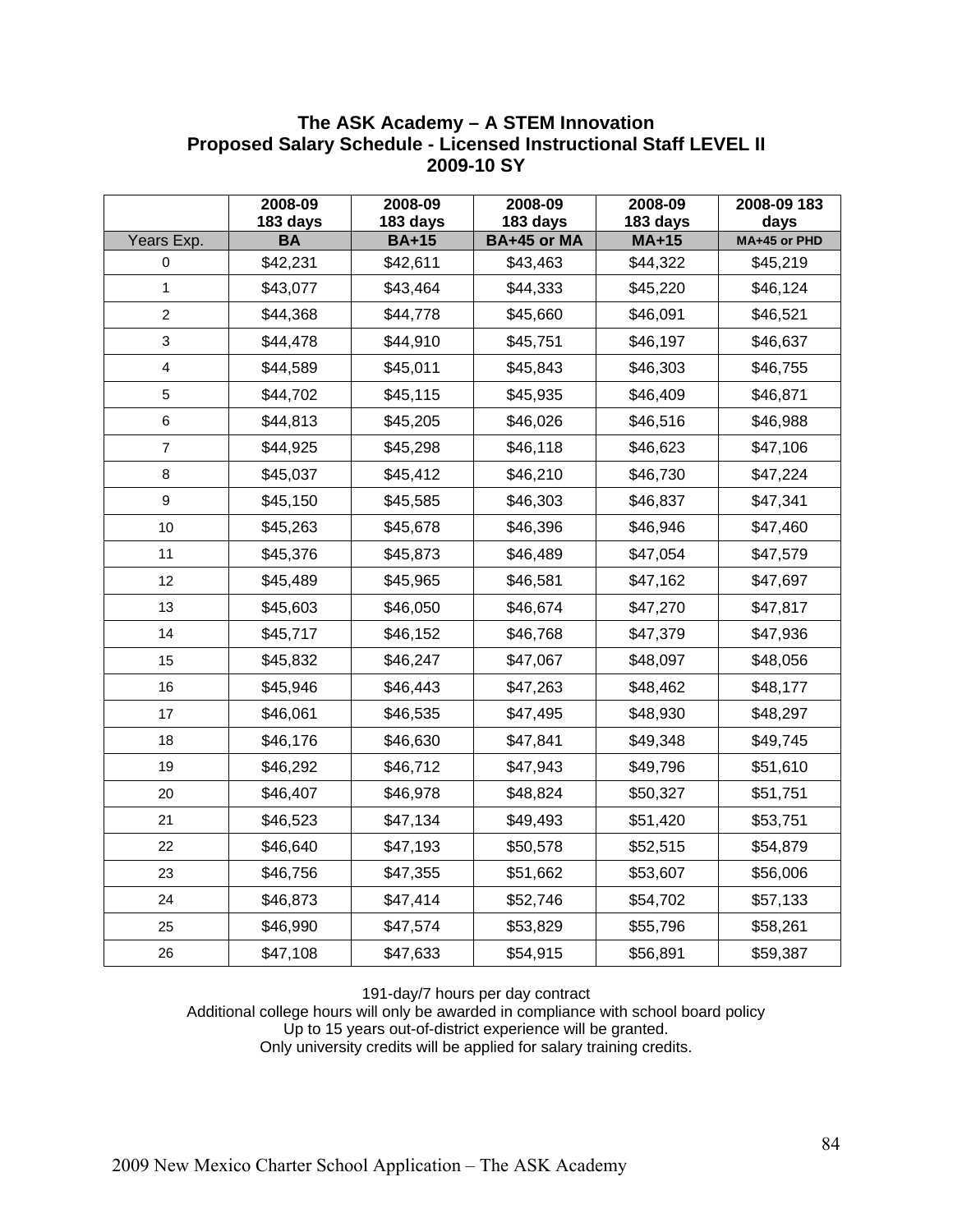# The ASK Academy – A STEM Innovation
## Proposed Salary Schedule - Licensed Instructional Staff LEVEL II
## 2009-10 SY

| | 2008-09 183 days | 2008-09 183 days | 2008-09 183 days | 2008-09 183 days | 2008-09 183 days |
|---|---|---|---|---|---|
| **Years Exp.** | **BA** | **BA+15** | **BA+45 or MA** | **MA+15** | **MA+45 or PHD** |
| 0 | $42,231 | $42,611 | $43,463 | $44,322 | $45,219 |
| 1 | $43,077 | $43,464 | $44,333 | $45,220 | $46,124 |
| 2 | $44,368 | $44,778 | $45,660 | $46,091 | $46,521 |
| 3 | $44,478 | $44,910 | $45,751 | $46,197 | $46,637 |
| 4 | $44,589 | $45,011 | $45,843 | $46,303 | $46,755 |
| 5 | $44,702 | $45,115 | $45,935 | $46,409 | $46,871 |
| 6 | $44,813 | $45,205 | $46,026 | $46,516 | $46,988 |
| 7 | $44,925 | $45,298 | $46,118 | $46,623 | $47,106 |
| 8 | $45,037 | $45,412 | $46,210 | $46,730 | $47,224 |
| 9 | $45,150 | $45,585 | $46,303 | $46,837 | $47,341 |
| 10 | $45,263 | $45,678 | $46,396 | $46,946 | $47,460 |
| 11 | $45,376 | $45,873 | $46,489 | $47,054 | $47,579 |
| 12 | $45,489 | $45,965 | $46,581 | $47,162 | $47,697 |
| 13 | $45,603 | $46,050 | $46,674 | $47,270 | $47,817 |
| 14 | $45,717 | $46,152 | $46,768 | $47,379 | $47,936 |
| 15 | $45,832 | $46,247 | $47,067 | $48,097 | $48,056 |
| 16 | $45,946 | $46,443 | $47,263 | $48,462 | $48,177 |
| 17 | $46,061 | $46,535 | $47,495 | $48,930 | $48,297 |
| 18 | $46,176 | $46,630 | $47,841 | $49,348 | $49,745 |
| 19 | $46,292 | $46,712 | $47,943 | $49,796 | $51,610 |
| 20 | $46,407 | $46,978 | $48,824 | $50,327 | $51,751 |
| 21 | $46,523 | $47,134 | $49,493 | $51,420 | $53,751 |
| 22 | $46,640 | $47,193 | $50,578 | $52,515 | $54,879 |
| 23 | $46,756 | $47,355 | $51,662 | $53,607 | $56,006 |
| 24 | $46,873 | $47,414 | $52,746 | $54,702 | $57,133 |
| 25 | $46,990 | $47,574 | $53,829 | $55,796 | $58,261 |
| 26 | $47,108 | $47,633 | $54,915 | $56,891 | $59,387 |

191-day/7 hours per day contract
Additional college hours will only be awarded in compliance with school board policy
Up to 15 years out-of-district experience will be granted.
Only university credits will be applied for salary training credits.

2009 New Mexico Charter School Application – The ASK Academy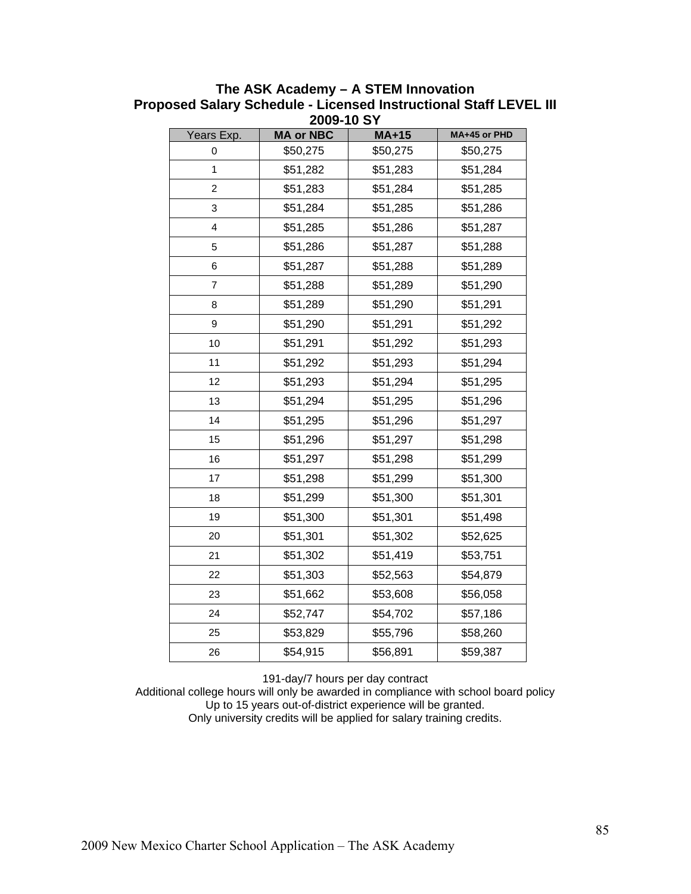## The ASK Academy – A STEM Innovation
## Proposed Salary Schedule - Licensed Instructional Staff LEVEL III
## 2009-10 SY

| Years Exp. | MA or NBC | MA+15 | MA+45 or PHD |
|---|---|---|---|
| 0 | $50,275 | $50,275 | $50,275 |
| 1 | $51,282 | $51,283 | $51,284 |
| 2 | $51,283 | $51,284 | $51,285 |
| 3 | $51,284 | $51,285 | $51,286 |
| 4 | $51,285 | $51,286 | $51,287 |
| 5 | $51,286 | $51,287 | $51,288 |
| 6 | $51,287 | $51,288 | $51,289 |
| 7 | $51,288 | $51,289 | $51,290 |
| 8 | $51,289 | $51,290 | $51,291 |
| 9 | $51,290 | $51,291 | $51,292 |
| 10 | $51,291 | $51,292 | $51,293 |
| 11 | $51,292 | $51,293 | $51,294 |
| 12 | $51,293 | $51,294 | $51,295 |
| 13 | $51,294 | $51,295 | $51,296 |
| 14 | $51,295 | $51,296 | $51,297 |
| 15 | $51,296 | $51,297 | $51,298 |
| 16 | $51,297 | $51,298 | $51,299 |
| 17 | $51,298 | $51,299 | $51,300 |
| 18 | $51,299 | $51,300 | $51,301 |
| 19 | $51,300 | $51,301 | $51,498 |
| 20 | $51,301 | $51,302 | $52,625 |
| 21 | $51,302 | $51,419 | $53,751 |
| 22 | $51,303 | $52,563 | $54,879 |
| 23 | $51,662 | $53,608 | $56,058 |
| 24 | $52,747 | $54,702 | $57,186 |
| 25 | $53,829 | $55,796 | $58,260 |
| 26 | $54,915 | $56,891 | $59,387 |

191-day/7 hours per day contract
Additional college hours will only be awarded in compliance with school board policy
Up to 15 years out-of-district experience will be granted.
Only university credits will be applied for salary training credits.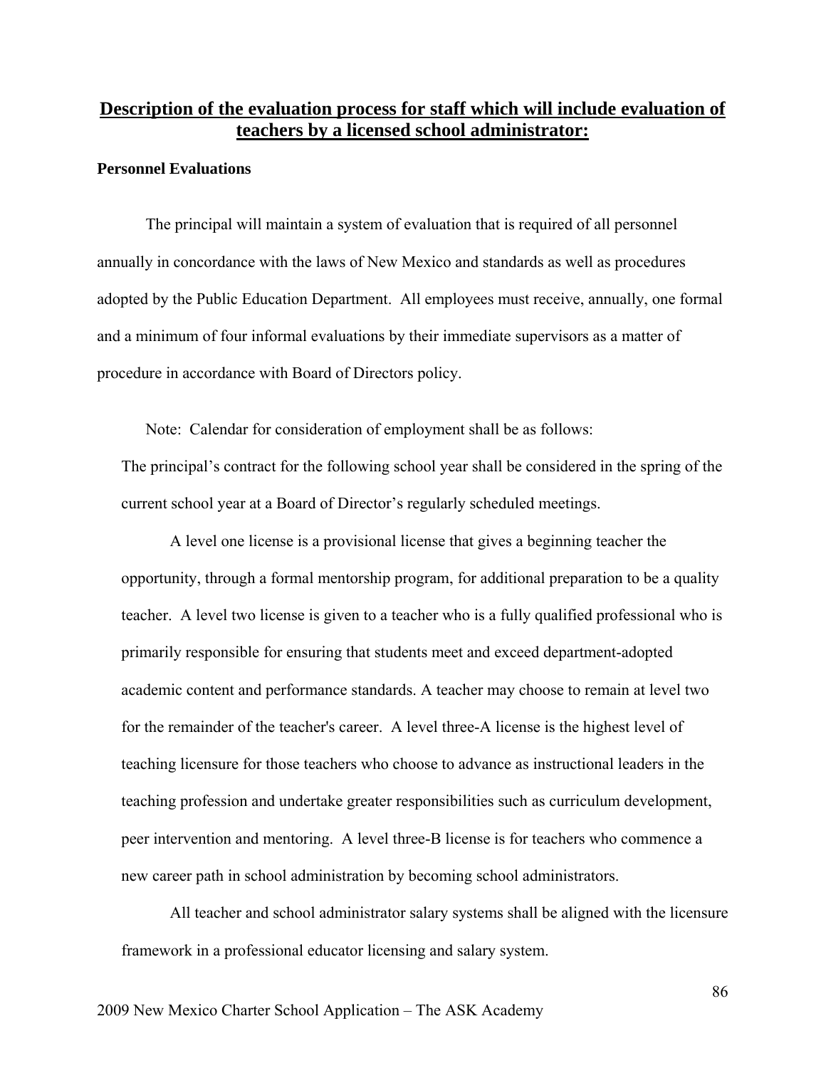## <u>Description of the evaluation process for staff which will include evaluation of teachers by a licensed school administrator:</u>

**Personnel Evaluations**

The principal will maintain a system of evaluation that is required of all personnel annually in concordance with the laws of New Mexico and standards as well as procedures adopted by the Public Education Department. All employees must receive, annually, one formal and a minimum of four informal evaluations by their immediate supervisors as a matter of procedure in accordance with Board of Directors policy.

Note: Calendar for consideration of employment shall be as follows:

The principal's contract for the following school year shall be considered in the spring of the current school year at a Board of Director's regularly scheduled meetings.

A level one license is a provisional license that gives a beginning teacher the opportunity, through a formal mentorship program, for additional preparation to be a quality teacher. A level two license is given to a teacher who is a fully qualified professional who is primarily responsible for ensuring that students meet and exceed department-adopted academic content and performance standards. A teacher may choose to remain at level two for the remainder of the teacher's career. A level three-A license is the highest level of teaching licensure for those teachers who choose to advance as instructional leaders in the teaching profession and undertake greater responsibilities such as curriculum development, peer intervention and mentoring. A level three-B license is for teachers who commence a new career path in school administration by becoming school administrators.

All teacher and school administrator salary systems shall be aligned with the licensure framework in a professional educator licensing and salary system.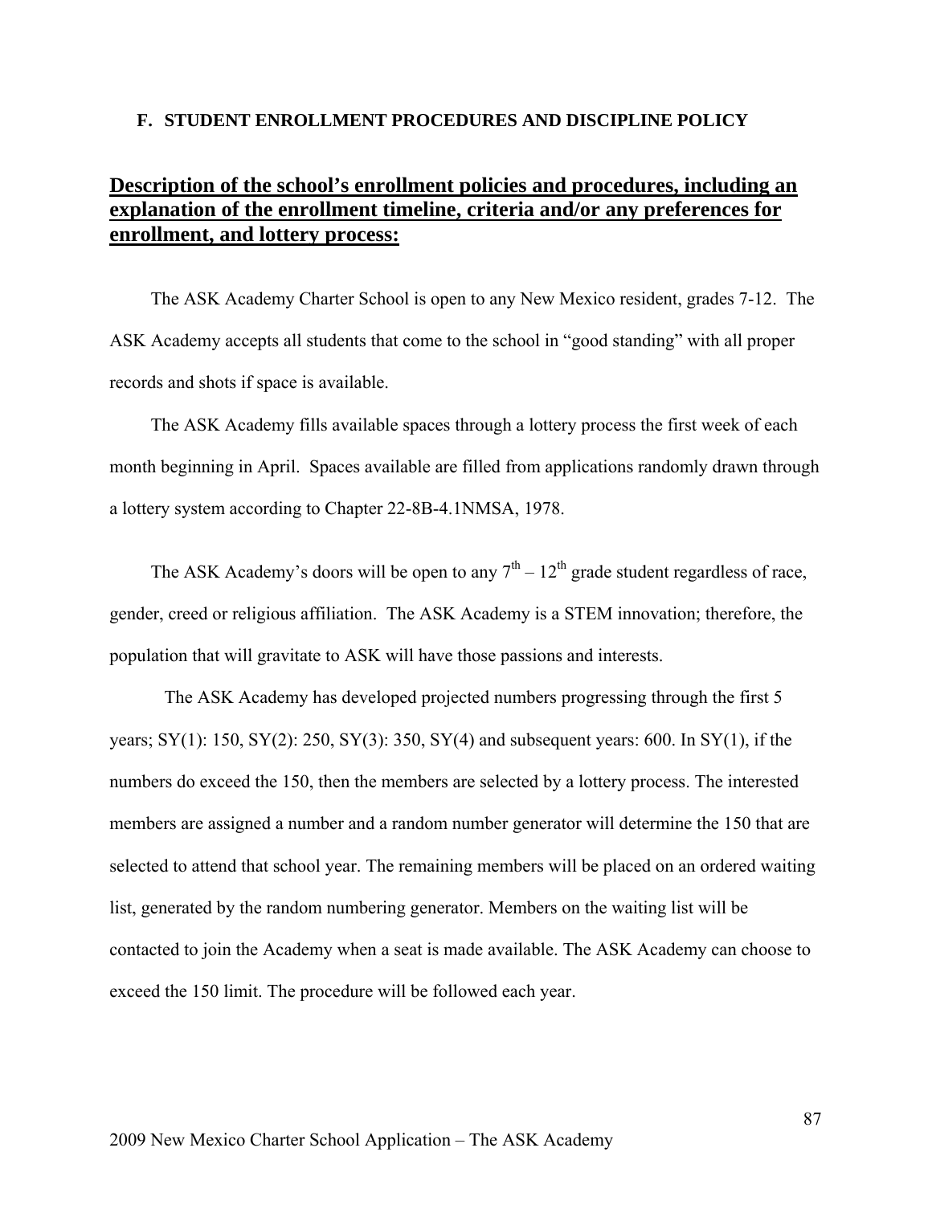## F. STUDENT ENROLLMENT PROCEDURES AND DISCIPLINE POLICY

### Description of the school's enrollment policies and procedures, including an explanation of the enrollment timeline, criteria and/or any preferences for enrollment, and lottery process:

The ASK Academy Charter School is open to any New Mexico resident, grades 7-12. The ASK Academy accepts all students that come to the school in "good standing" with all proper records and shots if space is available.

The ASK Academy fills available spaces through a lottery process the first week of each month beginning in April. Spaces available are filled from applications randomly drawn through a lottery system according to Chapter 22-8B-4.1NMSA, 1978.

The ASK Academy's doors will be open to any 7th – 12th grade student regardless of race, gender, creed or religious affiliation. The ASK Academy is a STEM innovation; therefore, the population that will gravitate to ASK will have those passions and interests.

The ASK Academy has developed projected numbers progressing through the first 5 years; SY(1): 150, SY(2): 250, SY(3): 350, SY(4) and subsequent years: 600. In SY(1), if the numbers do exceed the 150, then the members are selected by a lottery process. The interested members are assigned a number and a random number generator will determine the 150 that are selected to attend that school year. The remaining members will be placed on an ordered waiting list, generated by the random numbering generator. Members on the waiting list will be contacted to join the Academy when a seat is made available. The ASK Academy can choose to exceed the 150 limit. The procedure will be followed each year.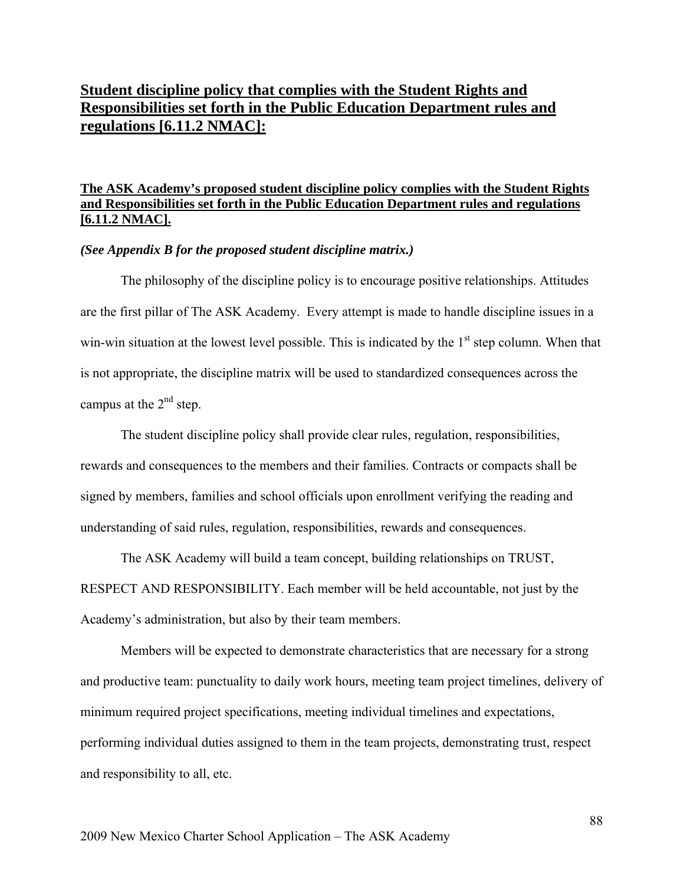## Student discipline policy that complies with the Student Rights and Responsibilities set forth in the Public Education Department rules and regulations [6.11.2 NMAC]:

**The ASK Academy's proposed student discipline policy complies with the Student Rights and Responsibilities set forth in the Public Education Department rules and regulations [6.11.2 NMAC].**

***(See Appendix B for the proposed student discipline matrix.)***

The philosophy of the discipline policy is to encourage positive relationships. Attitudes are the first pillar of The ASK Academy. Every attempt is made to handle discipline issues in a win-win situation at the lowest level possible. This is indicated by the 1st step column. When that is not appropriate, the discipline matrix will be used to standardized consequences across the campus at the 2nd step.

The student discipline policy shall provide clear rules, regulation, responsibilities, rewards and consequences to the members and their families. Contracts or compacts shall be signed by members, families and school officials upon enrollment verifying the reading and understanding of said rules, regulation, responsibilities, rewards and consequences.

The ASK Academy will build a team concept, building relationships on TRUST, RESPECT AND RESPONSIBILITY. Each member will be held accountable, not just by the Academy's administration, but also by their team members.

Members will be expected to demonstrate characteristics that are necessary for a strong and productive team: punctuality to daily work hours, meeting team project timelines, delivery of minimum required project specifications, meeting individual timelines and expectations, performing individual duties assigned to them in the team projects, demonstrating trust, respect and responsibility to all, etc.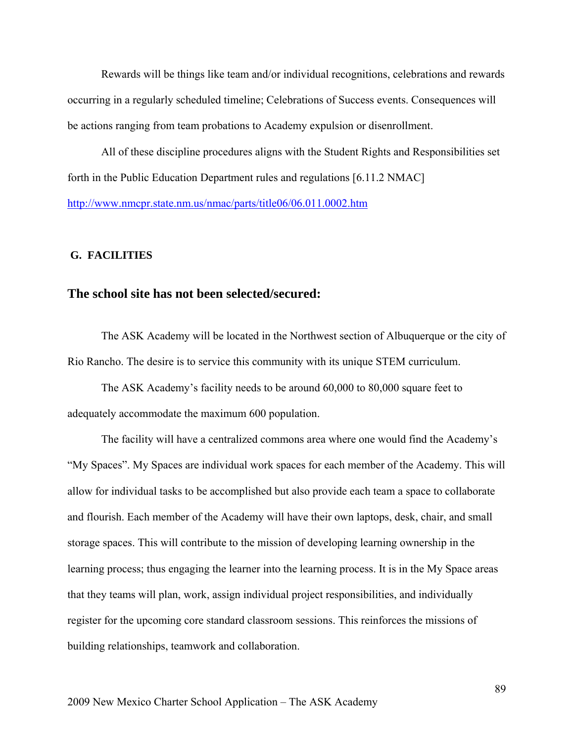Rewards will be things like team and/or individual recognitions, celebrations and rewards occurring in a regularly scheduled timeline; Celebrations of Success events. Consequences will be actions ranging from team probations to Academy expulsion or disenrollment.

All of these discipline procedures aligns with the Student Rights and Responsibilities set forth in the Public Education Department rules and regulations [6.11.2 NMAC] http://www.nmcpr.state.nm.us/nmac/parts/title06/06.011.0002.htm

**G. FACILITIES**

## The school site has not been selected/secured:

The ASK Academy will be located in the Northwest section of Albuquerque or the city of Rio Rancho. The desire is to service this community with its unique STEM curriculum.

The ASK Academy's facility needs to be around 60,000 to 80,000 square feet to adequately accommodate the maximum 600 population.

The facility will have a centralized commons area where one would find the Academy's "My Spaces". My Spaces are individual work spaces for each member of the Academy. This will allow for individual tasks to be accomplished but also provide each team a space to collaborate and flourish. Each member of the Academy will have their own laptops, desk, chair, and small storage spaces. This will contribute to the mission of developing learning ownership in the learning process; thus engaging the learner into the learning process. It is in the My Space areas that they teams will plan, work, assign individual project responsibilities, and individually register for the upcoming core standard classroom sessions. This reinforces the missions of building relationships, teamwork and collaboration.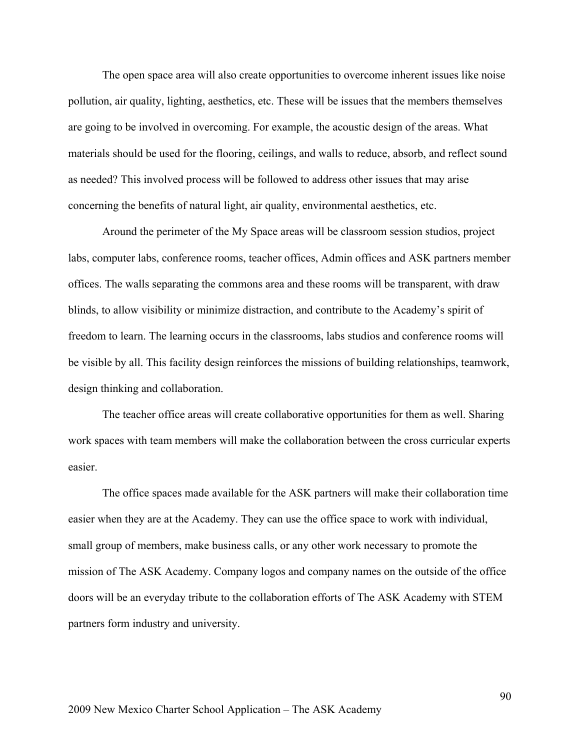The open space area will also create opportunities to overcome inherent issues like noise pollution, air quality, lighting, aesthetics, etc. These will be issues that the members themselves are going to be involved in overcoming. For example, the acoustic design of the areas. What materials should be used for the flooring, ceilings, and walls to reduce, absorb, and reflect sound as needed? This involved process will be followed to address other issues that may arise concerning the benefits of natural light, air quality, environmental aesthetics, etc.

Around the perimeter of the My Space areas will be classroom session studios, project labs, computer labs, conference rooms, teacher offices, Admin offices and ASK partners member offices. The walls separating the commons area and these rooms will be transparent, with draw blinds, to allow visibility or minimize distraction, and contribute to the Academy's spirit of freedom to learn. The learning occurs in the classrooms, labs studios and conference rooms will be visible by all. This facility design reinforces the missions of building relationships, teamwork, design thinking and collaboration.

The teacher office areas will create collaborative opportunities for them as well. Sharing work spaces with team members will make the collaboration between the cross curricular experts easier.

The office spaces made available for the ASK partners will make their collaboration time easier when they are at the Academy. They can use the office space to work with individual, small group of members, make business calls, or any other work necessary to promote the mission of The ASK Academy. Company logos and company names on the outside of the office doors will be an everyday tribute to the collaboration efforts of The ASK Academy with STEM partners form industry and university.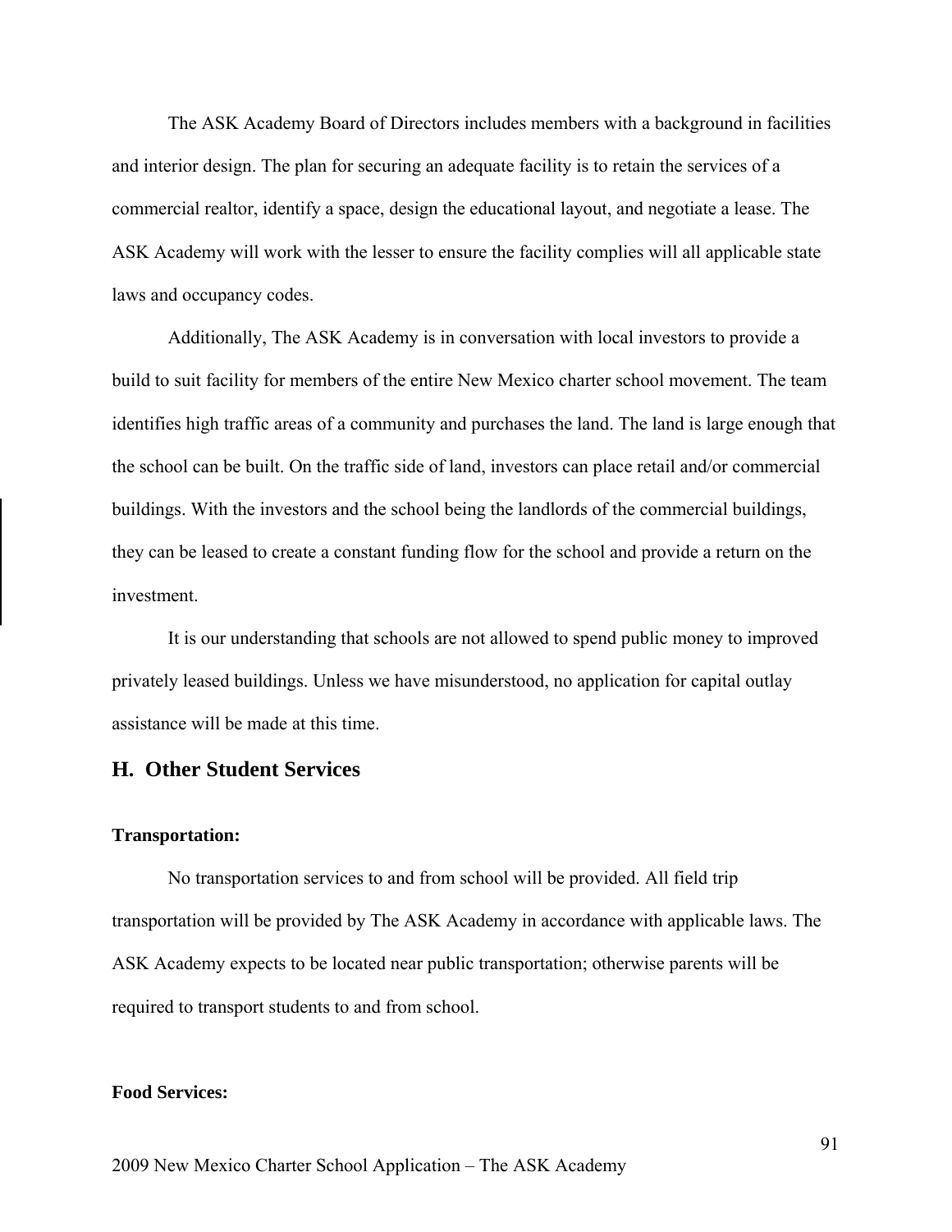The ASK Academy Board of Directors includes members with a background in facilities and interior design. The plan for securing an adequate facility is to retain the services of a commercial realtor, identify a space, design the educational layout, and negotiate a lease. The ASK Academy will work with the lesser to ensure the facility complies will all applicable state laws and occupancy codes.

Additionally, The ASK Academy is in conversation with local investors to provide a build to suit facility for members of the entire New Mexico charter school movement. The team identifies high traffic areas of a community and purchases the land. The land is large enough that the school can be built. On the traffic side of land, investors can place retail and/or commercial buildings. With the investors and the school being the landlords of the commercial buildings, they can be leased to create a constant funding flow for the school and provide a return on the investment.

It is our understanding that schools are not allowed to spend public money to improved privately leased buildings. Unless we have misunderstood, no application for capital outlay assistance will be made at this time.

## H. Other Student Services

**Transportation:**

No transportation services to and from school will be provided. All field trip transportation will be provided by The ASK Academy in accordance with applicable laws. The ASK Academy expects to be located near public transportation; otherwise parents will be required to transport students to and from school.

**Food Services:**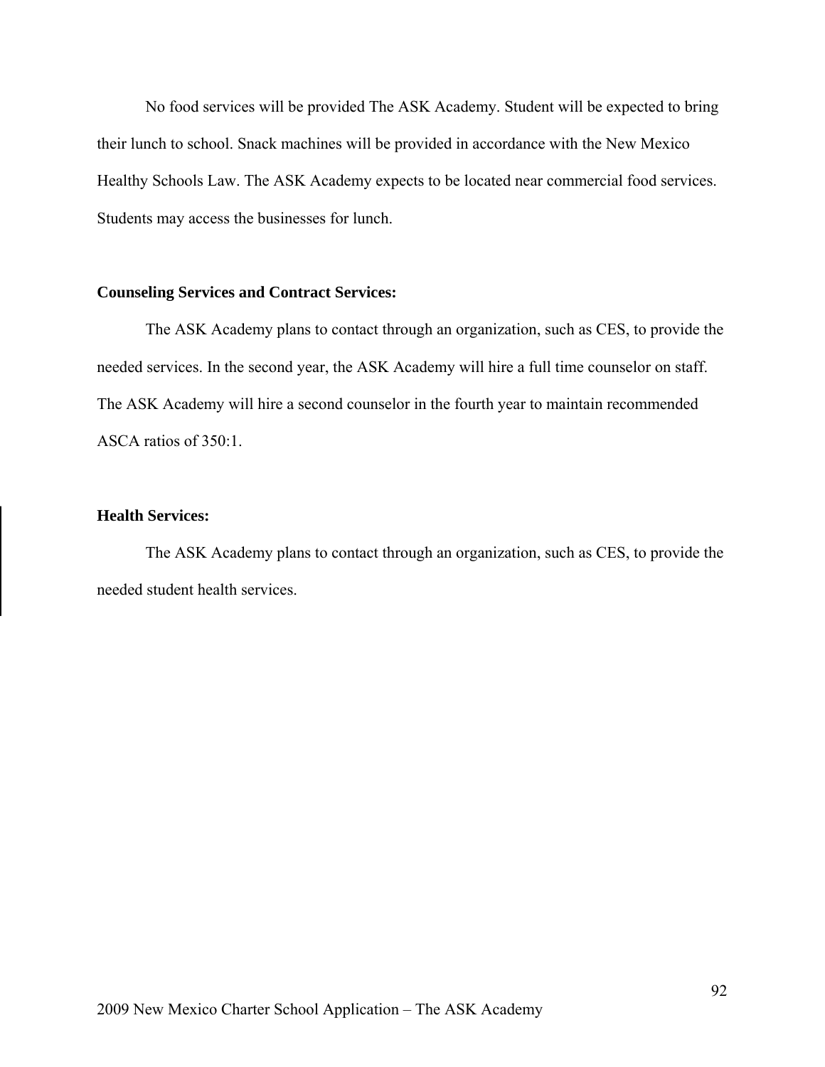No food services will be provided The ASK Academy. Student will be expected to bring their lunch to school. Snack machines will be provided in accordance with the New Mexico Healthy Schools Law. The ASK Academy expects to be located near commercial food services. Students may access the businesses for lunch.

**Counseling Services and Contract Services:**

The ASK Academy plans to contact through an organization, such as CES, to provide the needed services. In the second year, the ASK Academy will hire a full time counselor on staff. The ASK Academy will hire a second counselor in the fourth year to maintain recommended ASCA ratios of 350:1.

**Health Services:**

The ASK Academy plans to contact through an organization, such as CES, to provide the needed student health services.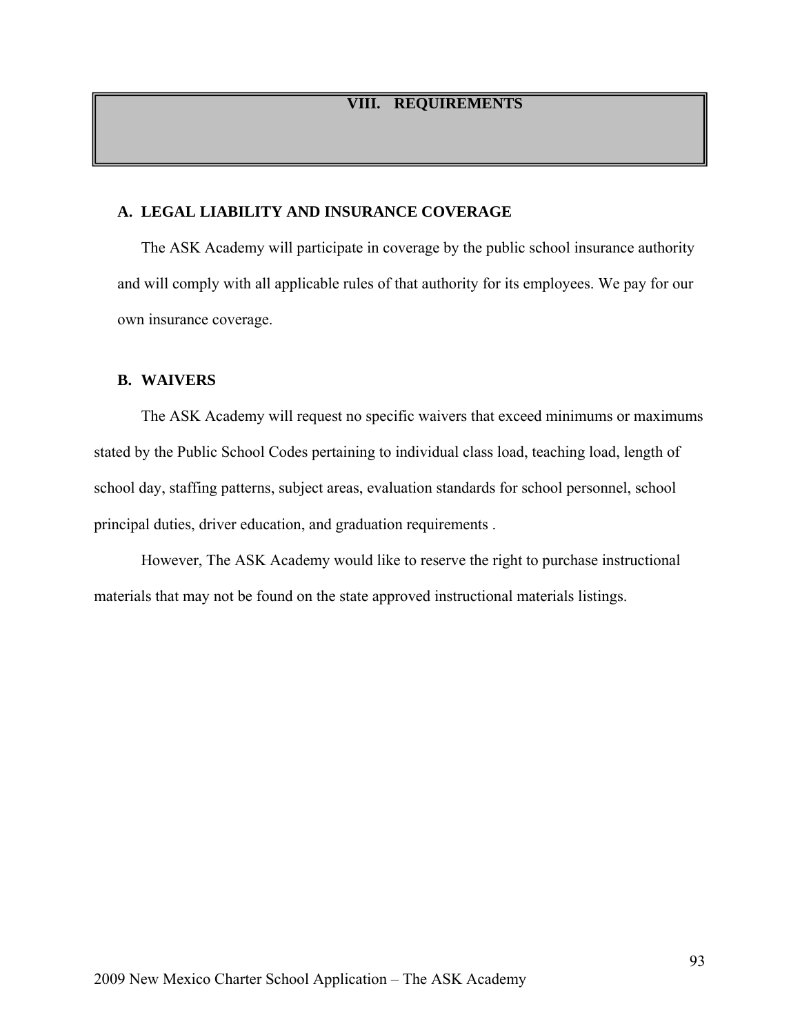# VIII. REQUIREMENTS

## A. LEGAL LIABILITY AND INSURANCE COVERAGE

The ASK Academy will participate in coverage by the public school insurance authority and will comply with all applicable rules of that authority for its employees. We pay for our own insurance coverage.

## B. WAIVERS

The ASK Academy will request no specific waivers that exceed minimums or maximums stated by the Public School Codes pertaining to individual class load, teaching load, length of school day, staffing patterns, subject areas, evaluation standards for school personnel, school principal duties, driver education, and graduation requirements .

However, The ASK Academy would like to reserve the right to purchase instructional materials that may not be found on the state approved instructional materials listings.